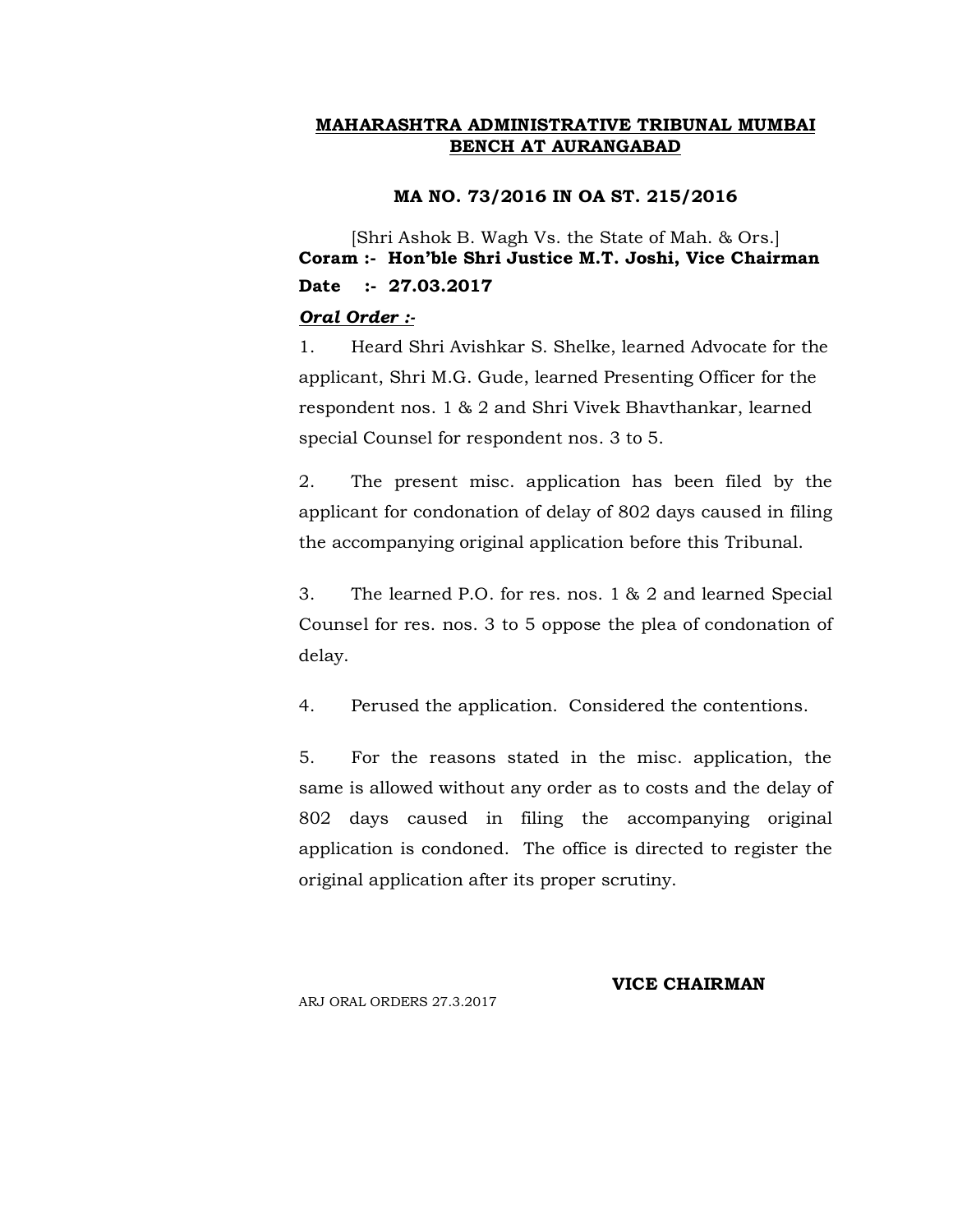**MAHARASHTRA ADMINISTRATIVE TRIBUNAL MUMBAI BENCH AT AURANGABAD**

**MA NO. 73/2016 IN OA ST. 215/2016**

[Shri Ashok B. Wagh Vs. the State of Mah. & Ors.]

**Coram :- Hon'ble Shri Justice M.T. Joshi, Vice Chairman**

**Date :- 27.03.2017**

***Oral Order :-***

1. Heard Shri Avishkar S. Shelke, learned Advocate for the applicant, Shri M.G. Gude, learned Presenting Officer for the respondent nos. 1 & 2 and Shri Vivek Bhavthankar, learned special Counsel for respondent nos. 3 to 5.

2. The present misc. application has been filed by the applicant for condonation of delay of 802 days caused in filing the accompanying original application before this Tribunal.

3. The learned P.O. for res. nos. 1 & 2 and learned Special Counsel for res. nos. 3 to 5 oppose the plea of condonation of delay.

4. Perused the application. Considered the contentions.

5. For the reasons stated in the misc. application, the same is allowed without any order as to costs and the delay of 802 days caused in filing the accompanying original application is condoned. The office is directed to register the original application after its proper scrutiny.

**VICE CHAIRMAN**

ARJ ORAL ORDERS 27.3.2017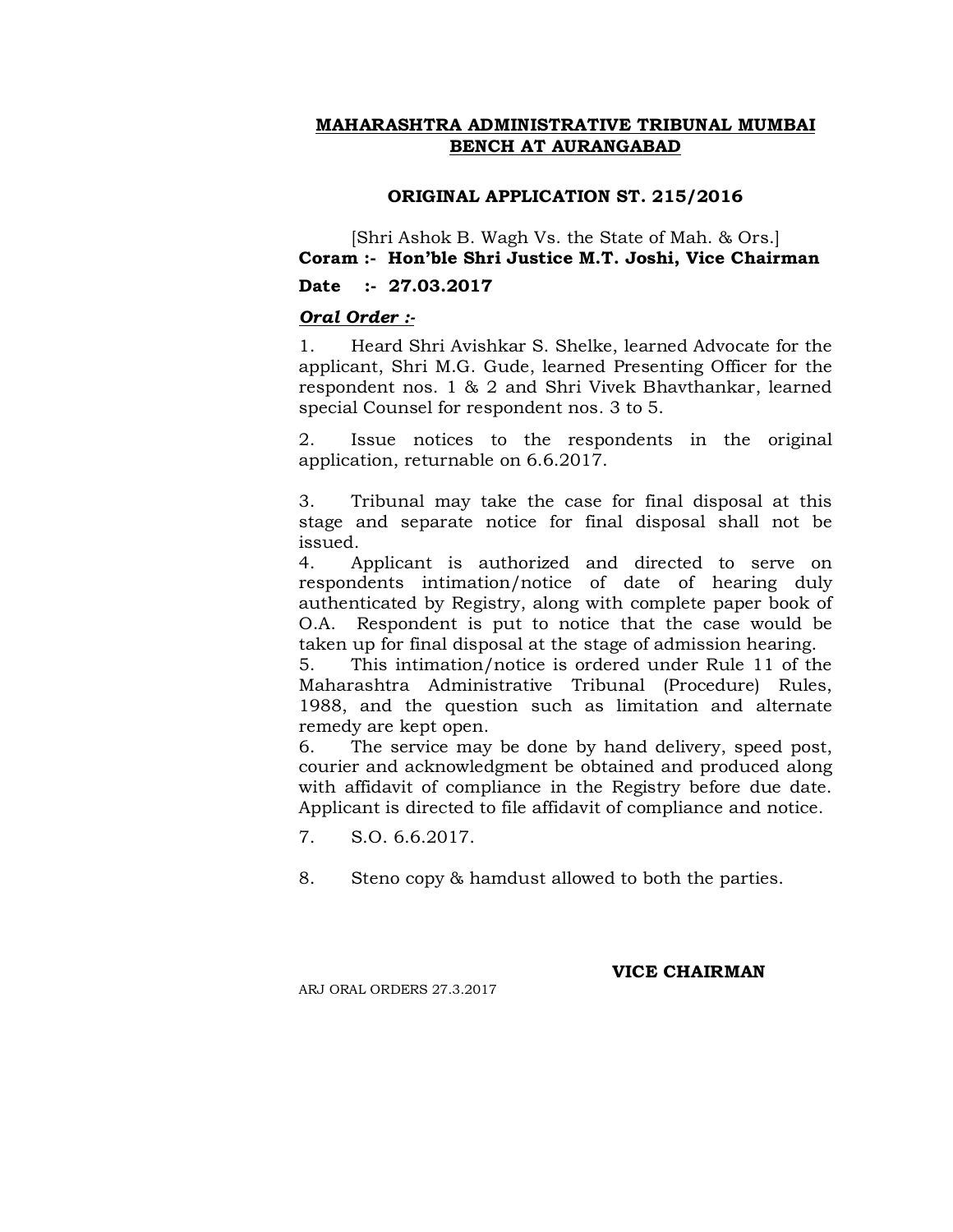**MAHARASHTRA ADMINISTRATIVE TRIBUNAL MUMBAI BENCH AT AURANGABAD**

**ORIGINAL APPLICATION ST. 215/2016**

[Shri Ashok B. Wagh Vs. the State of Mah. & Ors.]

**Coram :- Hon'ble Shri Justice M.T. Joshi, Vice Chairman**

**Date :- 27.03.2017**

***Oral Order :-***

1. Heard Shri Avishkar S. Shelke, learned Advocate for the applicant, Shri M.G. Gude, learned Presenting Officer for the respondent nos. 1 & 2 and Shri Vivek Bhavthankar, learned special Counsel for respondent nos. 3 to 5.

2. Issue notices to the respondents in the original application, returnable on 6.6.2017.

3. Tribunal may take the case for final disposal at this stage and separate notice for final disposal shall not be issued.

4. Applicant is authorized and directed to serve on respondents intimation/notice of date of hearing duly authenticated by Registry, along with complete paper book of O.A. Respondent is put to notice that the case would be taken up for final disposal at the stage of admission hearing.

5. This intimation/notice is ordered under Rule 11 of the Maharashtra Administrative Tribunal (Procedure) Rules, 1988, and the question such as limitation and alternate remedy are kept open.

6. The service may be done by hand delivery, speed post, courier and acknowledgment be obtained and produced along with affidavit of compliance in the Registry before due date. Applicant is directed to file affidavit of compliance and notice.

7. S.O. 6.6.2017.

8. Steno copy & hamdust allowed to both the parties.

**VICE CHAIRMAN**

ARJ ORAL ORDERS 27.3.2017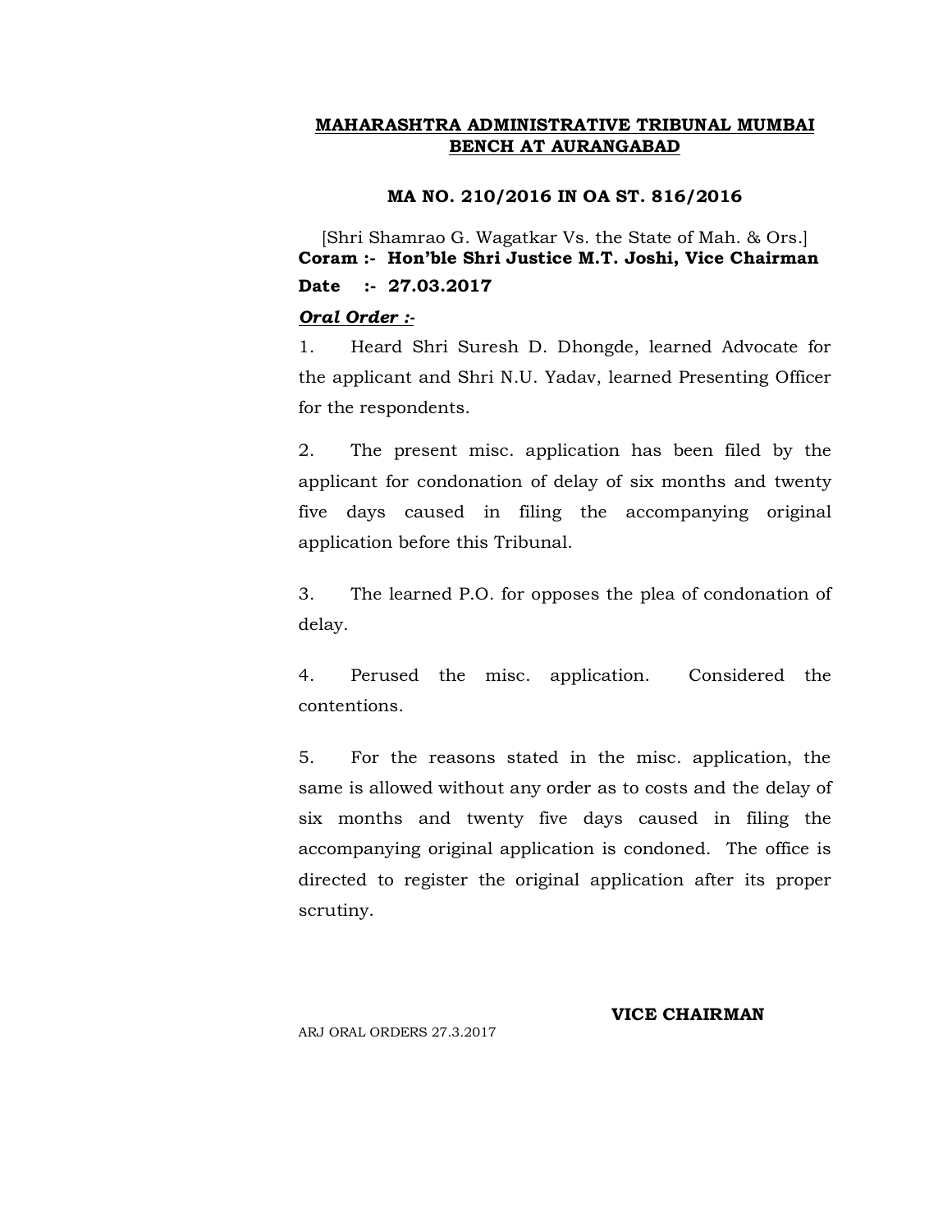**MAHARASHTRA ADMINISTRATIVE TRIBUNAL MUMBAI BENCH AT AURANGABAD**

**MA NO. 210/2016 IN OA ST. 816/2016**

[Shri Shamrao G. Wagatkar Vs. the State of Mah. & Ors.]
**Coram :- Hon'ble Shri Justice M.T. Joshi, Vice Chairman**
**Date :- 27.03.2017**

***Oral Order :-***

1. Heard Shri Suresh D. Dhongde, learned Advocate for the applicant and Shri N.U. Yadav, learned Presenting Officer for the respondents.

2. The present misc. application has been filed by the applicant for condonation of delay of six months and twenty five days caused in filing the accompanying original application before this Tribunal.

3. The learned P.O. for opposes the plea of condonation of delay.

4. Perused the misc. application. Considered the contentions.

5. For the reasons stated in the misc. application, the same is allowed without any order as to costs and the delay of six months and twenty five days caused in filing the accompanying original application is condoned. The office is directed to register the original application after its proper scrutiny.

**VICE CHAIRMAN**

ARJ ORAL ORDERS 27.3.2017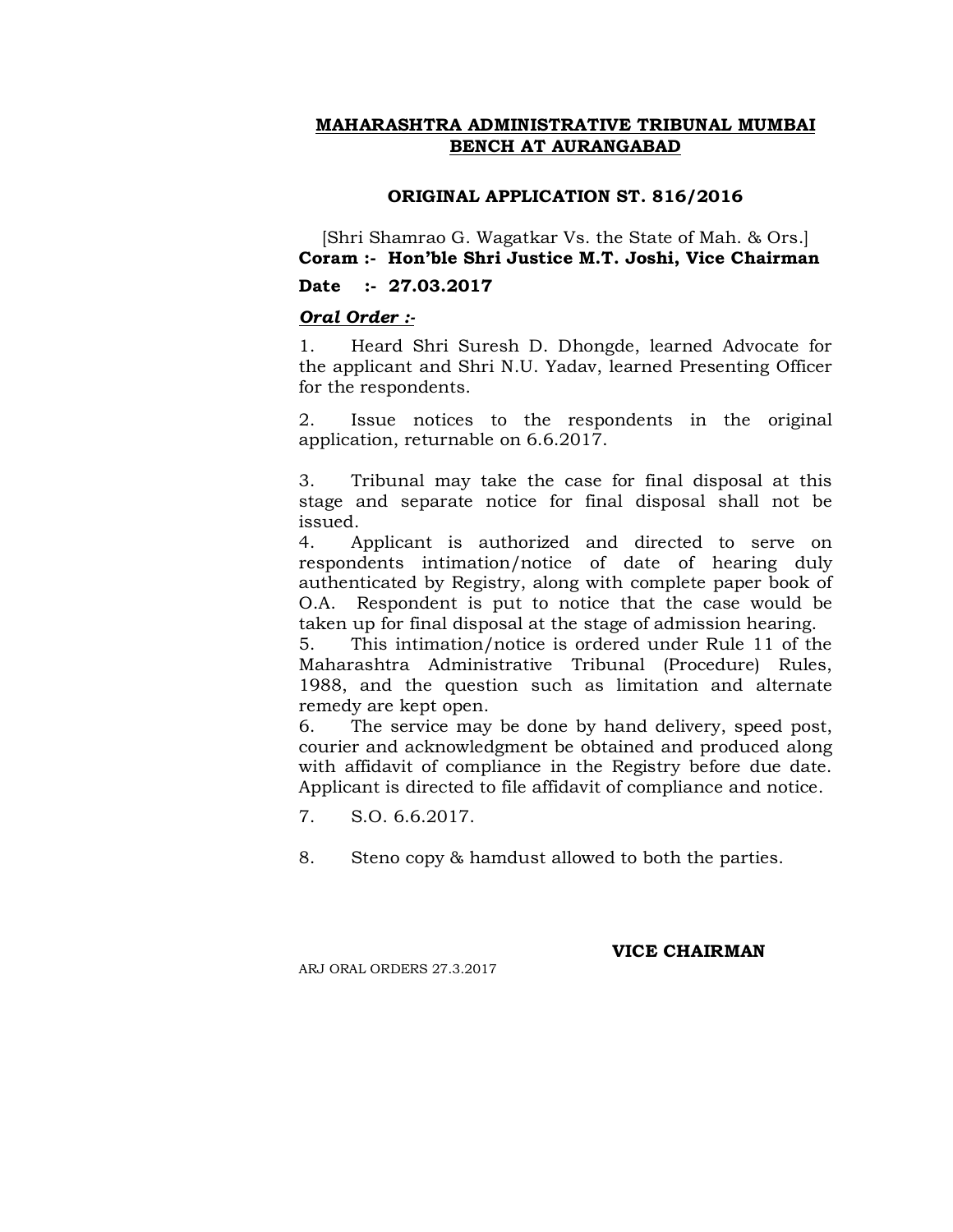**MAHARASHTRA ADMINISTRATIVE TRIBUNAL MUMBAI BENCH AT AURANGABAD**

**ORIGINAL APPLICATION ST. 816/2016**

[Shri Shamrao G. Wagatkar Vs. the State of Mah. & Ors.]

**Coram :- Hon'ble Shri Justice M.T. Joshi, Vice Chairman**

**Date :- 27.03.2017**

***Oral Order :-***

1. Heard Shri Suresh D. Dhongde, learned Advocate for the applicant and Shri N.U. Yadav, learned Presenting Officer for the respondents.

2. Issue notices to the respondents in the original application, returnable on 6.6.2017.

3. Tribunal may take the case for final disposal at this stage and separate notice for final disposal shall not be issued.

4. Applicant is authorized and directed to serve on respondents intimation/notice of date of hearing duly authenticated by Registry, along with complete paper book of O.A. Respondent is put to notice that the case would be taken up for final disposal at the stage of admission hearing.

5. This intimation/notice is ordered under Rule 11 of the Maharashtra Administrative Tribunal (Procedure) Rules, 1988, and the question such as limitation and alternate remedy are kept open.

6. The service may be done by hand delivery, speed post, courier and acknowledgment be obtained and produced along with affidavit of compliance in the Registry before due date. Applicant is directed to file affidavit of compliance and notice.

7. S.O. 6.6.2017.

8. Steno copy & hamdust allowed to both the parties.

**VICE CHAIRMAN**

ARJ ORAL ORDERS 27.3.2017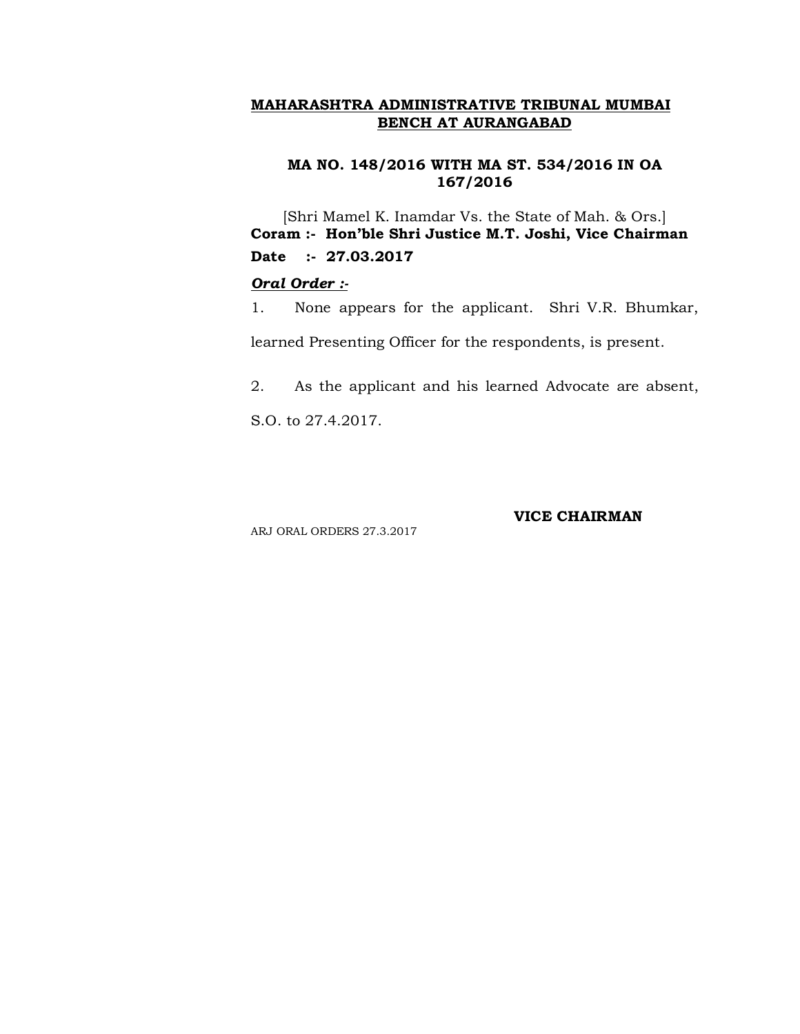**MAHARASHTRA ADMINISTRATIVE TRIBUNAL MUMBAI BENCH AT AURANGABAD**

**MA NO. 148/2016 WITH MA ST. 534/2016 IN OA 167/2016**

[Shri Mamel K. Inamdar Vs. the State of Mah. & Ors.]

**Coram :- Hon'ble Shri Justice M.T. Joshi, Vice Chairman**

**Date :- 27.03.2017**

***Oral Order :-***

1. None appears for the applicant. Shri V.R. Bhumkar, learned Presenting Officer for the respondents, is present.

2. As the applicant and his learned Advocate are absent, S.O. to 27.4.2017.

**VICE CHAIRMAN**

ARJ ORAL ORDERS 27.3.2017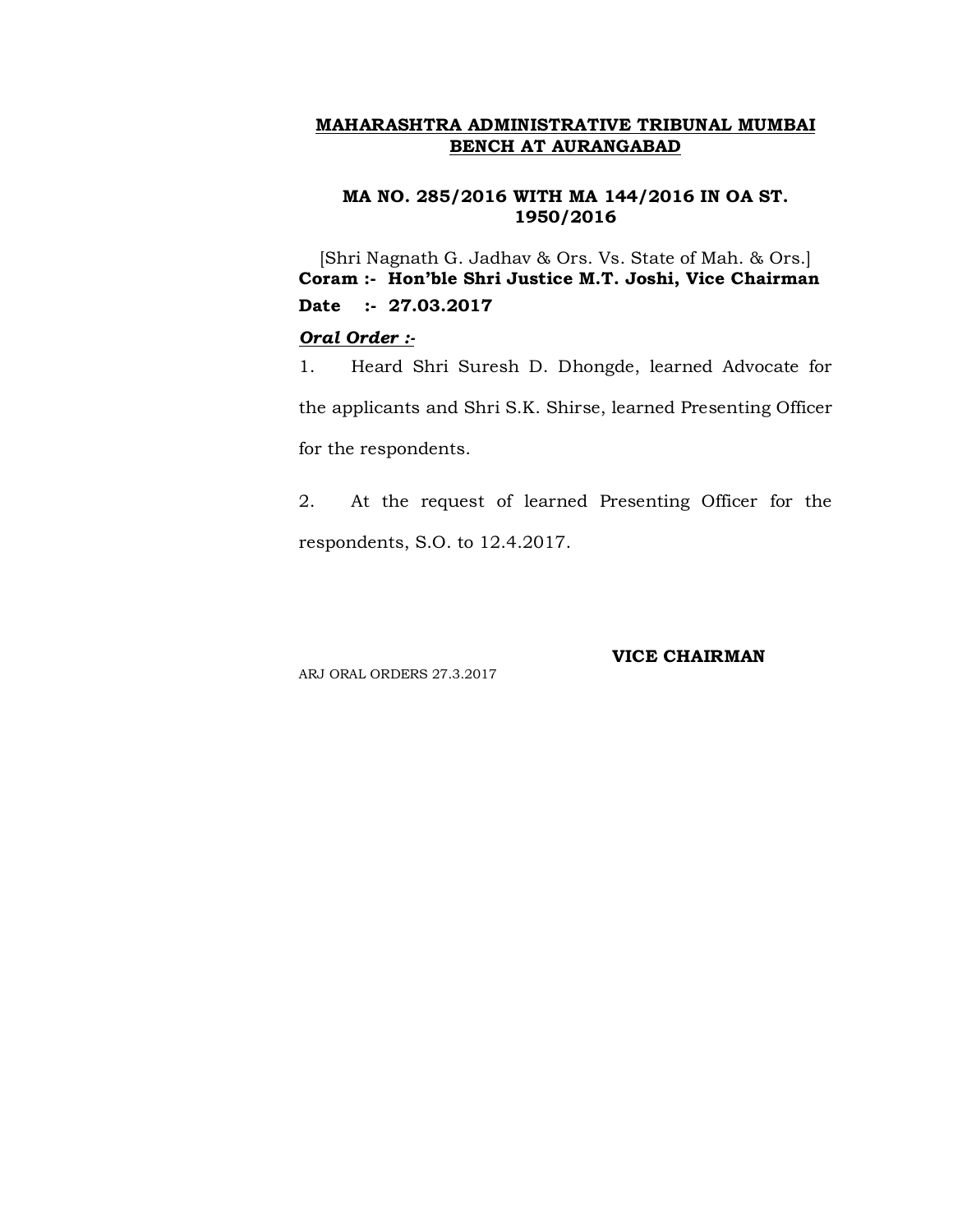**MAHARASHTRA ADMINISTRATIVE TRIBUNAL MUMBAI BENCH AT AURANGABAD**

**MA NO. 285/2016 WITH MA 144/2016 IN OA ST. 1950/2016**

[Shri Nagnath G. Jadhav & Ors. Vs. State of Mah. & Ors.]

**Coram :- Hon'ble Shri Justice M.T. Joshi, Vice Chairman**

**Date :- 27.03.2017**

***Oral Order :-***

1. Heard Shri Suresh D. Dhongde, learned Advocate for the applicants and Shri S.K. Shirse, learned Presenting Officer for the respondents.

2. At the request of learned Presenting Officer for the respondents, S.O. to 12.4.2017.

**VICE CHAIRMAN**

ARJ ORAL ORDERS 27.3.2017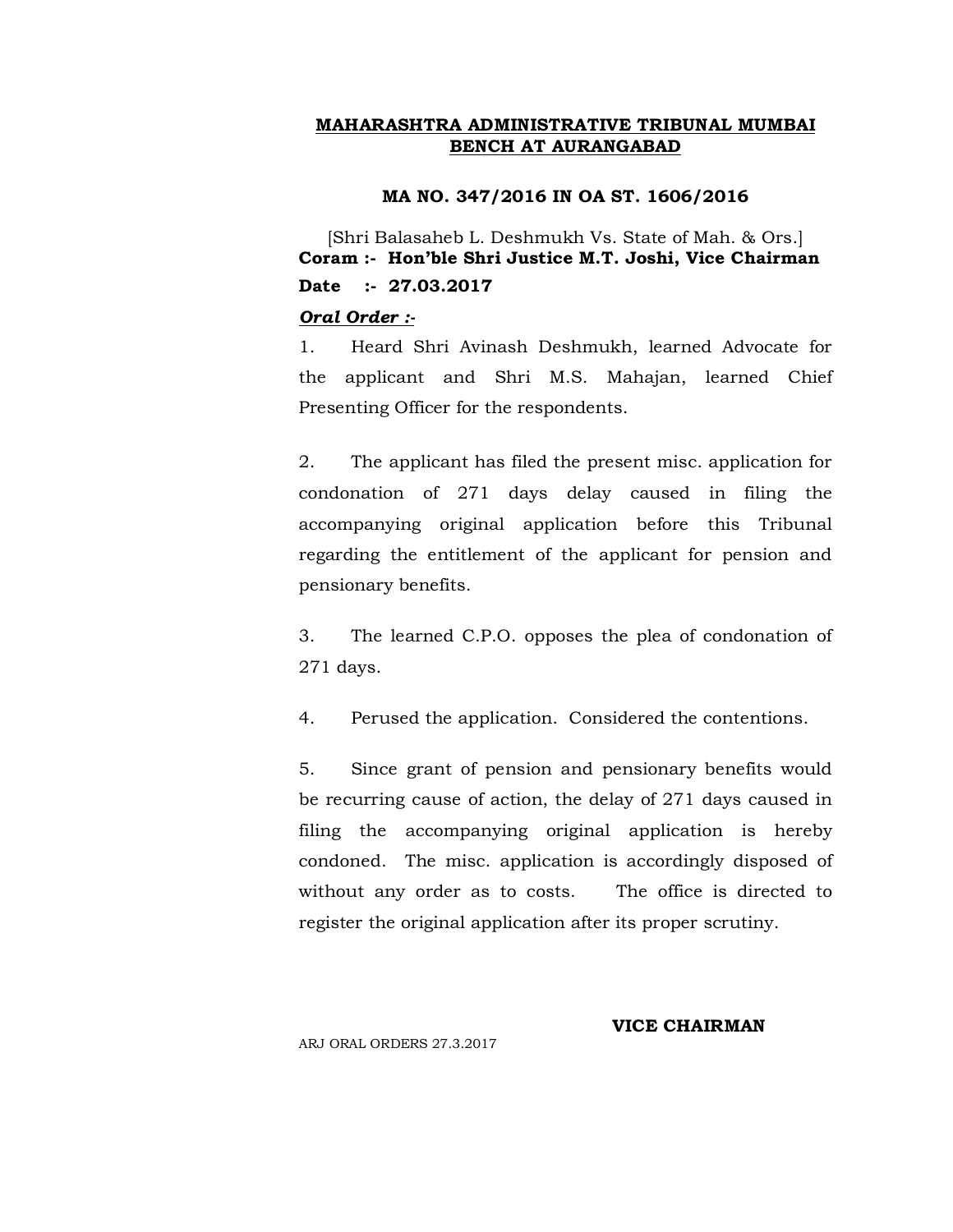**MAHARASHTRA ADMINISTRATIVE TRIBUNAL MUMBAI BENCH AT AURANGABAD**

**MA NO. 347/2016 IN OA ST. 1606/2016**

[Shri Balasaheb L. Deshmukh Vs. State of Mah. & Ors.]

**Coram :- Hon'ble Shri Justice M.T. Joshi, Vice Chairman**

**Date :- 27.03.2017**

***Oral Order :-***

1. Heard Shri Avinash Deshmukh, learned Advocate for the applicant and Shri M.S. Mahajan, learned Chief Presenting Officer for the respondents.

2. The applicant has filed the present misc. application for condonation of 271 days delay caused in filing the accompanying original application before this Tribunal regarding the entitlement of the applicant for pension and pensionary benefits.

3. The learned C.P.O. opposes the plea of condonation of 271 days.

4. Perused the application. Considered the contentions.

5. Since grant of pension and pensionary benefits would be recurring cause of action, the delay of 271 days caused in filing the accompanying original application is hereby condoned. The misc. application is accordingly disposed of without any order as to costs. The office is directed to register the original application after its proper scrutiny.

**VICE CHAIRMAN**

ARJ ORAL ORDERS 27.3.2017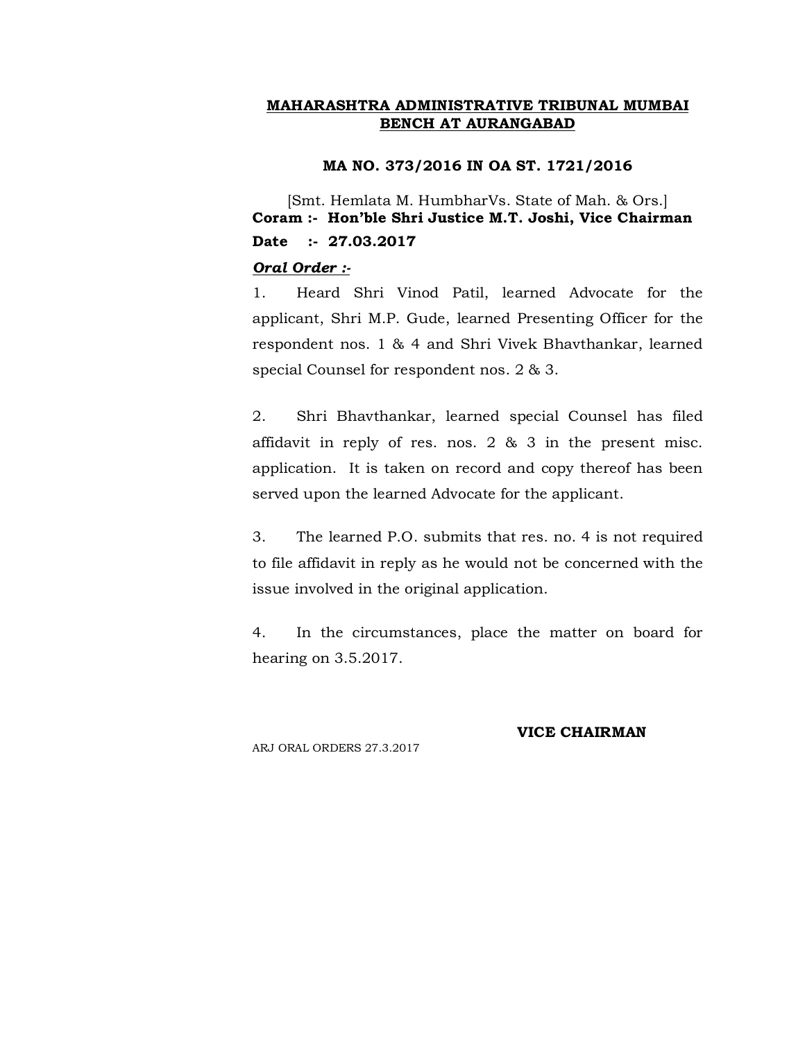**MAHARASHTRA ADMINISTRATIVE TRIBUNAL MUMBAI BENCH AT AURANGABAD**

**MA NO. 373/2016 IN OA ST. 1721/2016**

[Smt. Hemlata M. HumbharVs. State of Mah. & Ors.]

**Coram :- Hon'ble Shri Justice M.T. Joshi, Vice Chairman**

**Date :- 27.03.2017**

***Oral Order :-***

1. Heard Shri Vinod Patil, learned Advocate for the applicant, Shri M.P. Gude, learned Presenting Officer for the respondent nos. 1 & 4 and Shri Vivek Bhavthankar, learned special Counsel for respondent nos. 2 & 3.

2. Shri Bhavthankar, learned special Counsel has filed affidavit in reply of res. nos. 2 & 3 in the present misc. application. It is taken on record and copy thereof has been served upon the learned Advocate for the applicant.

3. The learned P.O. submits that res. no. 4 is not required to file affidavit in reply as he would not be concerned with the issue involved in the original application.

4. In the circumstances, place the matter on board for hearing on 3.5.2017.

**VICE CHAIRMAN**

ARJ ORAL ORDERS 27.3.2017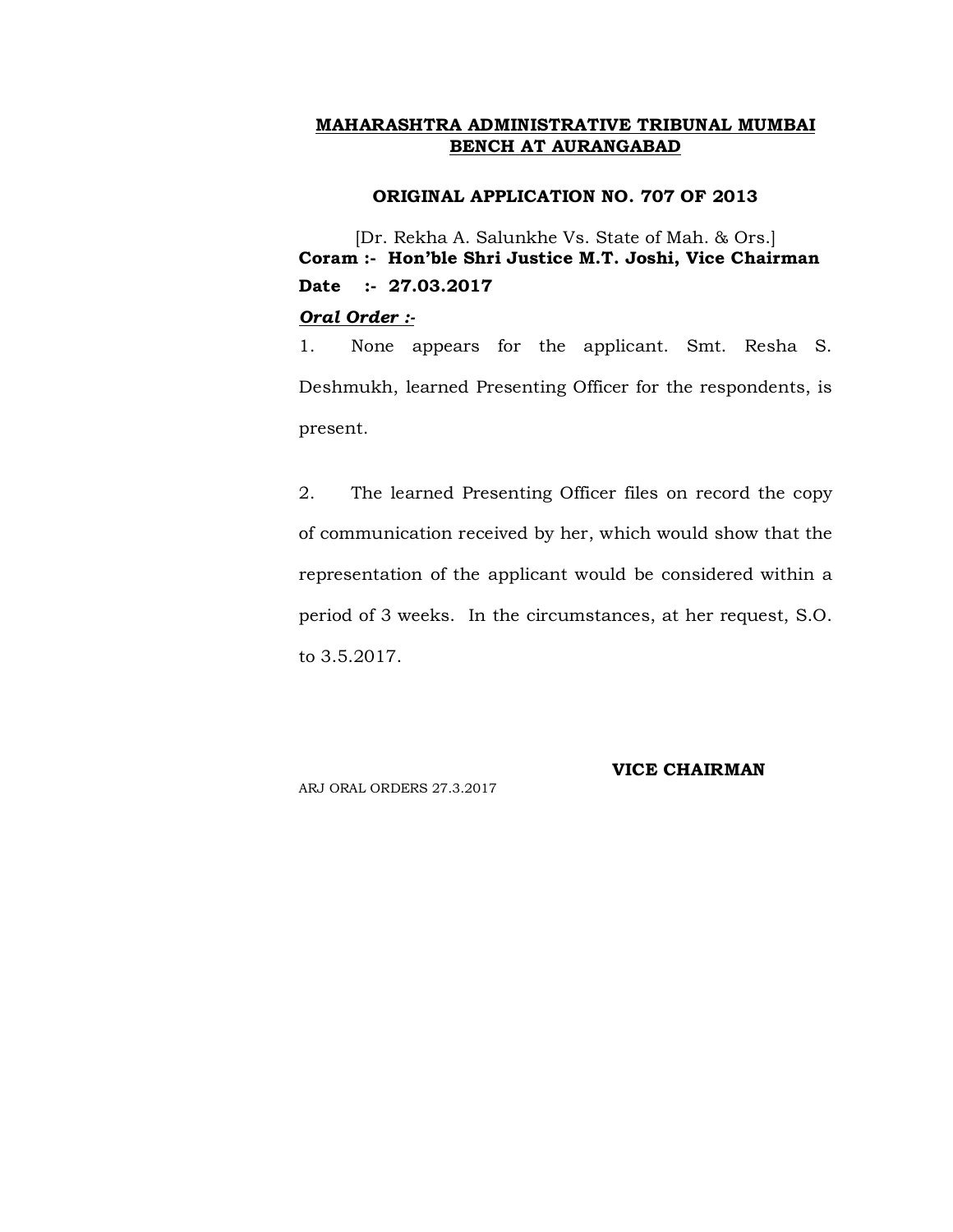**MAHARASHTRA ADMINISTRATIVE TRIBUNAL MUMBAI BENCH AT AURANGABAD**

**ORIGINAL APPLICATION NO. 707 OF 2013**

[Dr. Rekha A. Salunkhe Vs. State of Mah. & Ors.]

**Coram :- Hon'ble Shri Justice M.T. Joshi, Vice Chairman**

**Date :- 27.03.2017**

***Oral Order :-***

1. None appears for the applicant. Smt. Resha S. Deshmukh, learned Presenting Officer for the respondents, is present.

2. The learned Presenting Officer files on record the copy of communication received by her, which would show that the representation of the applicant would be considered within a period of 3 weeks. In the circumstances, at her request, S.O. to 3.5.2017.

**VICE CHAIRMAN**

ARJ ORAL ORDERS 27.3.2017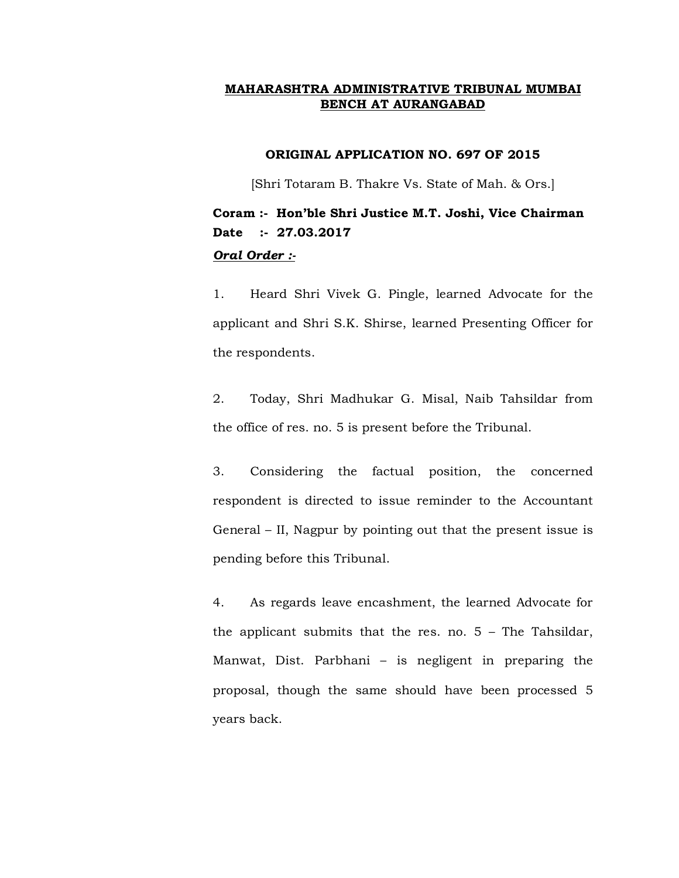**MAHARASHTRA ADMINISTRATIVE TRIBUNAL MUMBAI BENCH AT AURANGABAD**

**ORIGINAL APPLICATION NO. 697 OF 2015**

[Shri Totaram B. Thakre Vs. State of Mah. & Ors.]

**Coram :- Hon'ble Shri Justice M.T. Joshi, Vice Chairman**
**Date :- 27.03.2017**

***Oral Order :-***

1. Heard Shri Vivek G. Pingle, learned Advocate for the applicant and Shri S.K. Shirse, learned Presenting Officer for the respondents.

2. Today, Shri Madhukar G. Misal, Naib Tahsildar from the office of res. no. 5 is present before the Tribunal.

3. Considering the factual position, the concerned respondent is directed to issue reminder to the Accountant General – II, Nagpur by pointing out that the present issue is pending before this Tribunal.

4. As regards leave encashment, the learned Advocate for the applicant submits that the res. no. 5 – The Tahsildar, Manwat, Dist. Parbhani – is negligent in preparing the proposal, though the same should have been processed 5 years back.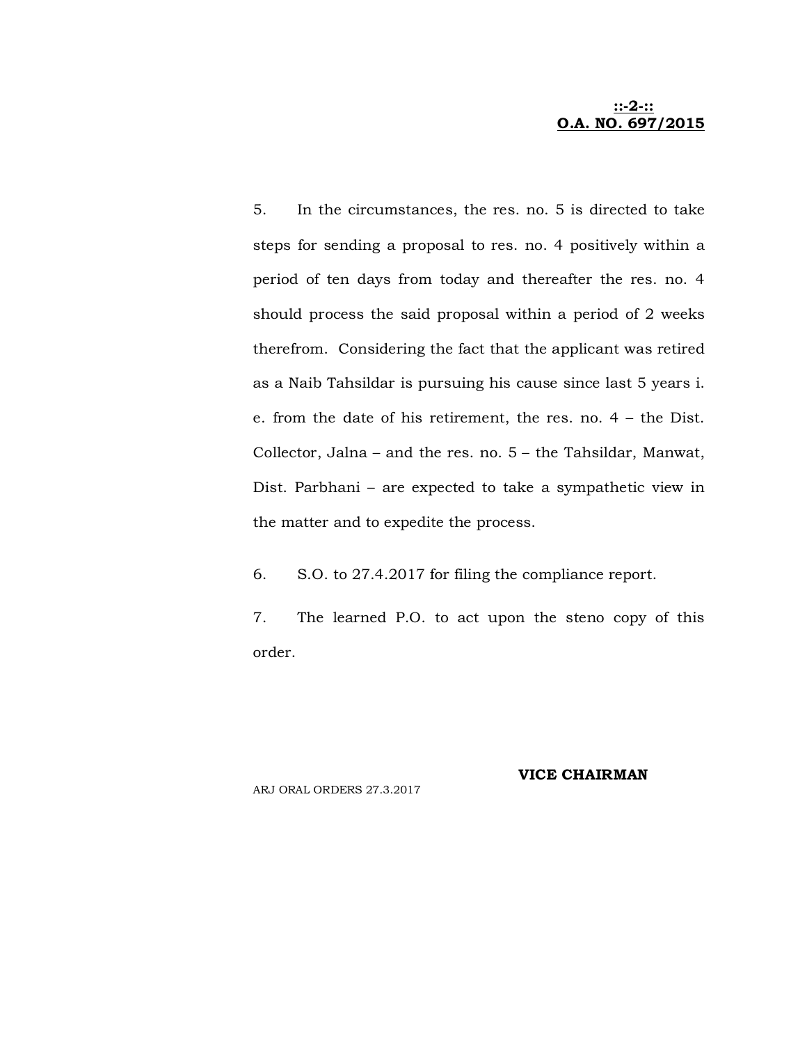5. In the circumstances, the res. no. 5 is directed to take steps for sending a proposal to res. no. 4 positively within a period of ten days from today and thereafter the res. no. 4 should process the said proposal within a period of 2 weeks therefrom. Considering the fact that the applicant was retired as a Naib Tahsildar is pursuing his cause since last 5 years i. e. from the date of his retirement, the res. no. 4 – the Dist. Collector, Jalna – and the res. no. 5 – the Tahsildar, Manwat, Dist. Parbhani – are expected to take a sympathetic view in the matter and to expedite the process.

6. S.O. to 27.4.2017 for filing the compliance report.

7. The learned P.O. to act upon the steno copy of this order.

**VICE CHAIRMAN**

ARJ ORAL ORDERS 27.3.2017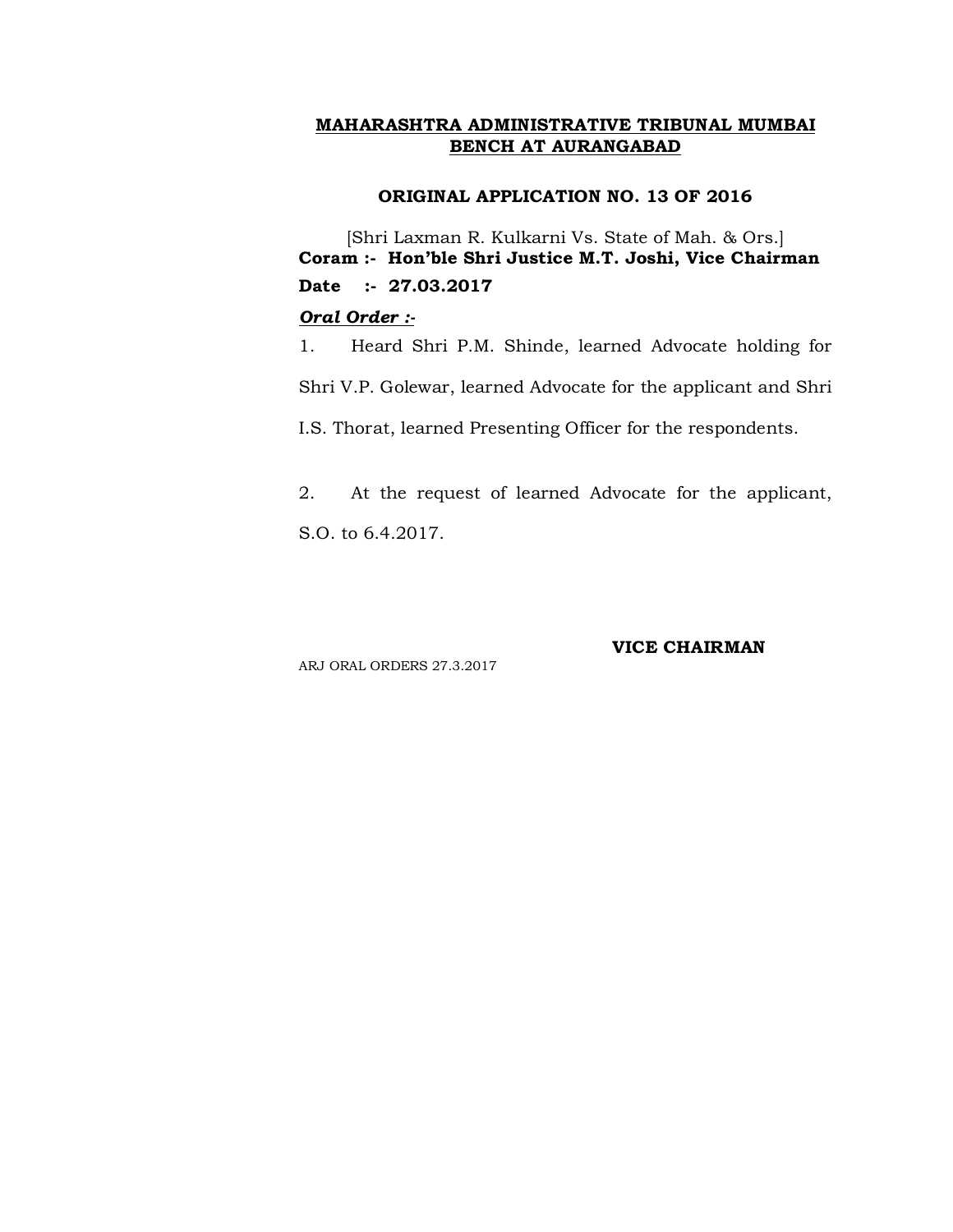**MAHARASHTRA ADMINISTRATIVE TRIBUNAL MUMBAI BENCH AT AURANGABAD**

**ORIGINAL APPLICATION NO. 13 OF 2016**

[Shri Laxman R. Kulkarni Vs. State of Mah. & Ors.]

**Coram :- Hon'ble Shri Justice M.T. Joshi, Vice Chairman**

**Date :- 27.03.2017**

***Oral Order :-***

1. Heard Shri P.M. Shinde, learned Advocate holding for Shri V.P. Golewar, learned Advocate for the applicant and Shri I.S. Thorat, learned Presenting Officer for the respondents.

2. At the request of learned Advocate for the applicant, S.O. to 6.4.2017.

**VICE CHAIRMAN**

ARJ ORAL ORDERS 27.3.2017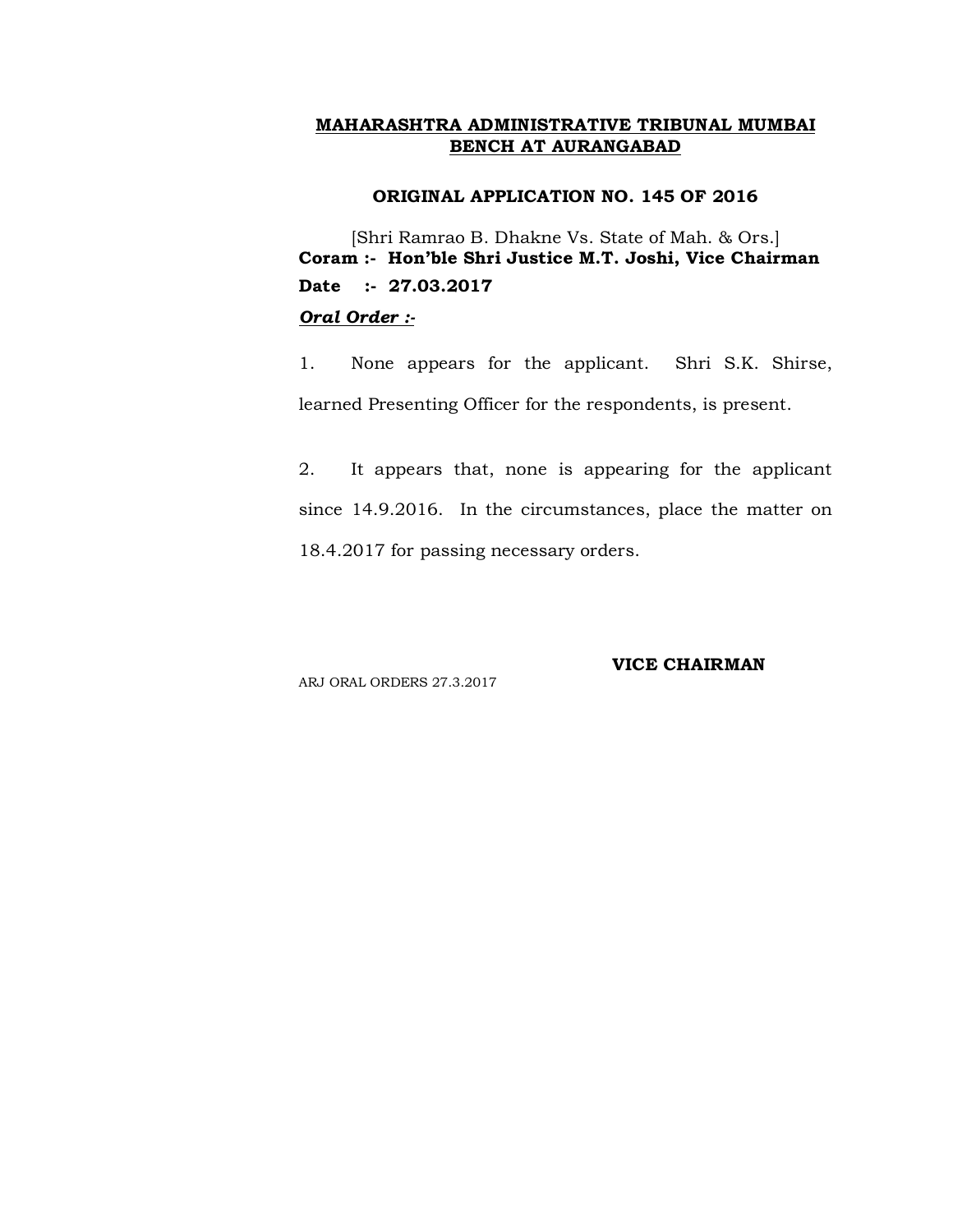**MAHARASHTRA ADMINISTRATIVE TRIBUNAL MUMBAI BENCH AT AURANGABAD**

**ORIGINAL APPLICATION NO. 145 OF 2016**

[Shri Ramrao B. Dhakne Vs. State of Mah. & Ors.]

**Coram :- Hon'ble Shri Justice M.T. Joshi, Vice Chairman**

**Date :- 27.03.2017**

***Oral Order :-***

1. None appears for the applicant. Shri S.K. Shirse, learned Presenting Officer for the respondents, is present.

2. It appears that, none is appearing for the applicant since 14.9.2016. In the circumstances, place the matter on 18.4.2017 for passing necessary orders.

**VICE CHAIRMAN**

ARJ ORAL ORDERS 27.3.2017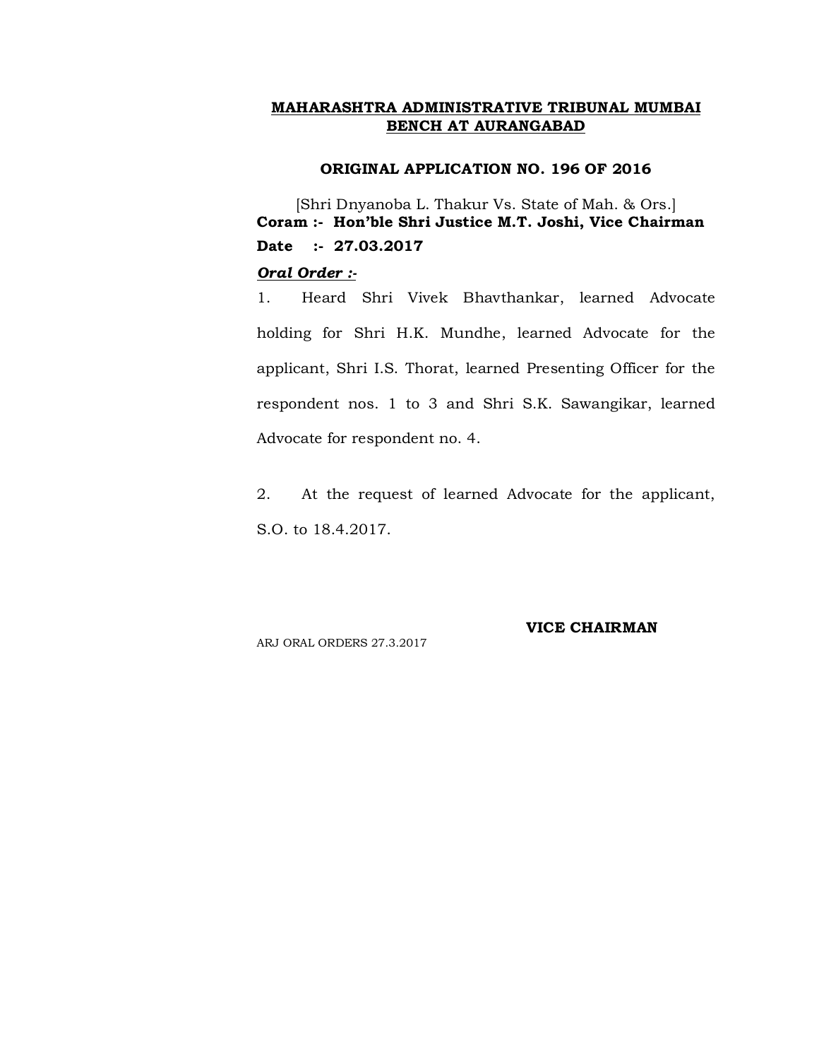**MAHARASHTRA ADMINISTRATIVE TRIBUNAL MUMBAI BENCH AT AURANGABAD**

**ORIGINAL APPLICATION NO. 196 OF 2016**

[Shri Dnyanoba L. Thakur Vs. State of Mah. & Ors.]

**Coram :- Hon'ble Shri Justice M.T. Joshi, Vice Chairman**

**Date :- 27.03.2017**

***Oral Order :-***

1. Heard Shri Vivek Bhavthankar, learned Advocate holding for Shri H.K. Mundhe, learned Advocate for the applicant, Shri I.S. Thorat, learned Presenting Officer for the respondent nos. 1 to 3 and Shri S.K. Sawangikar, learned Advocate for respondent no. 4.

2. At the request of learned Advocate for the applicant, S.O. to 18.4.2017.

**VICE CHAIRMAN**

ARJ ORAL ORDERS 27.3.2017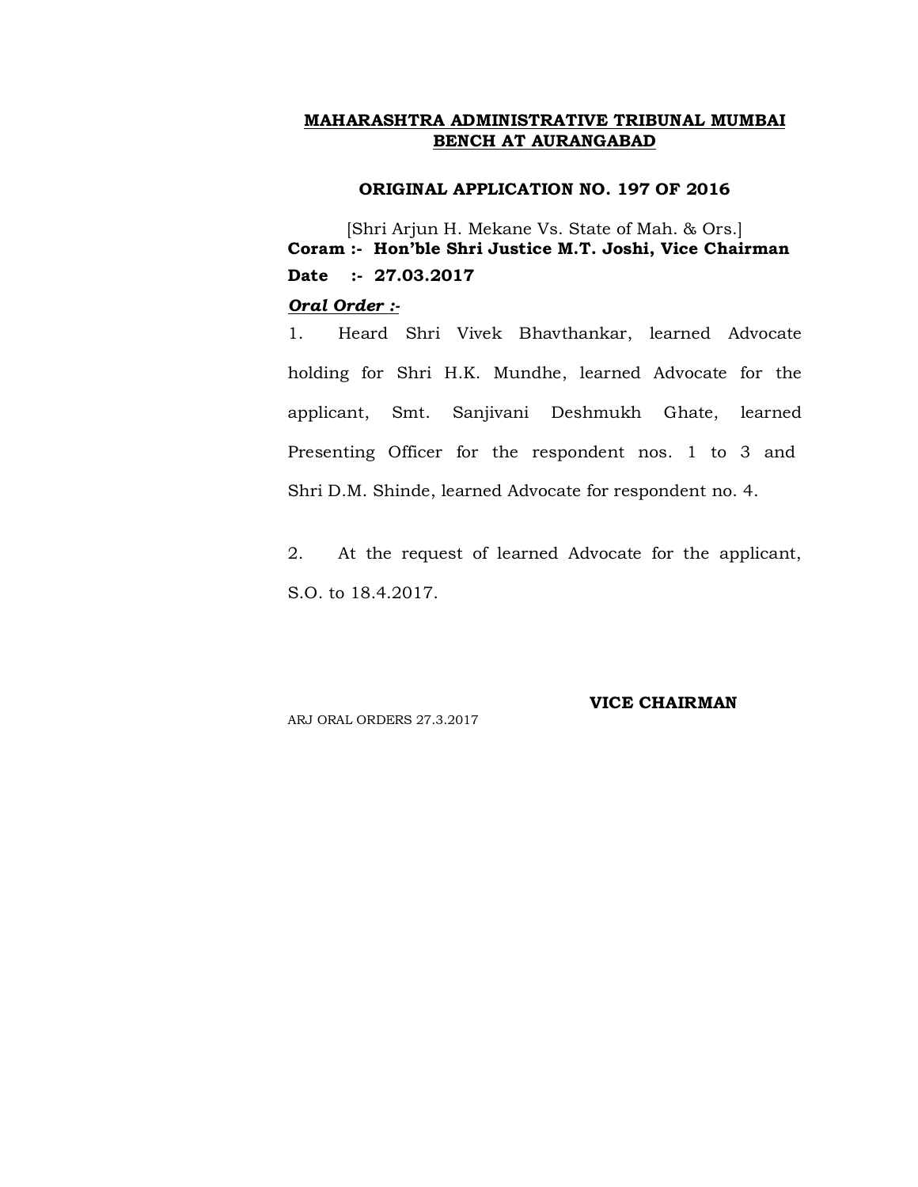**MAHARASHTRA ADMINISTRATIVE TRIBUNAL MUMBAI BENCH AT AURANGABAD**

**ORIGINAL APPLICATION NO. 197 OF 2016**

[Shri Arjun H. Mekane Vs. State of Mah. & Ors.]

**Coram :- Hon'ble Shri Justice M.T. Joshi, Vice Chairman**

**Date :- 27.03.2017**

***Oral Order :-***

1. Heard Shri Vivek Bhavthankar, learned Advocate holding for Shri H.K. Mundhe, learned Advocate for the applicant, Smt. Sanjivani Deshmukh Ghate, learned Presenting Officer for the respondent nos. 1 to 3 and Shri D.M. Shinde, learned Advocate for respondent no. 4.

2. At the request of learned Advocate for the applicant, S.O. to 18.4.2017.

**VICE CHAIRMAN**

ARJ ORAL ORDERS 27.3.2017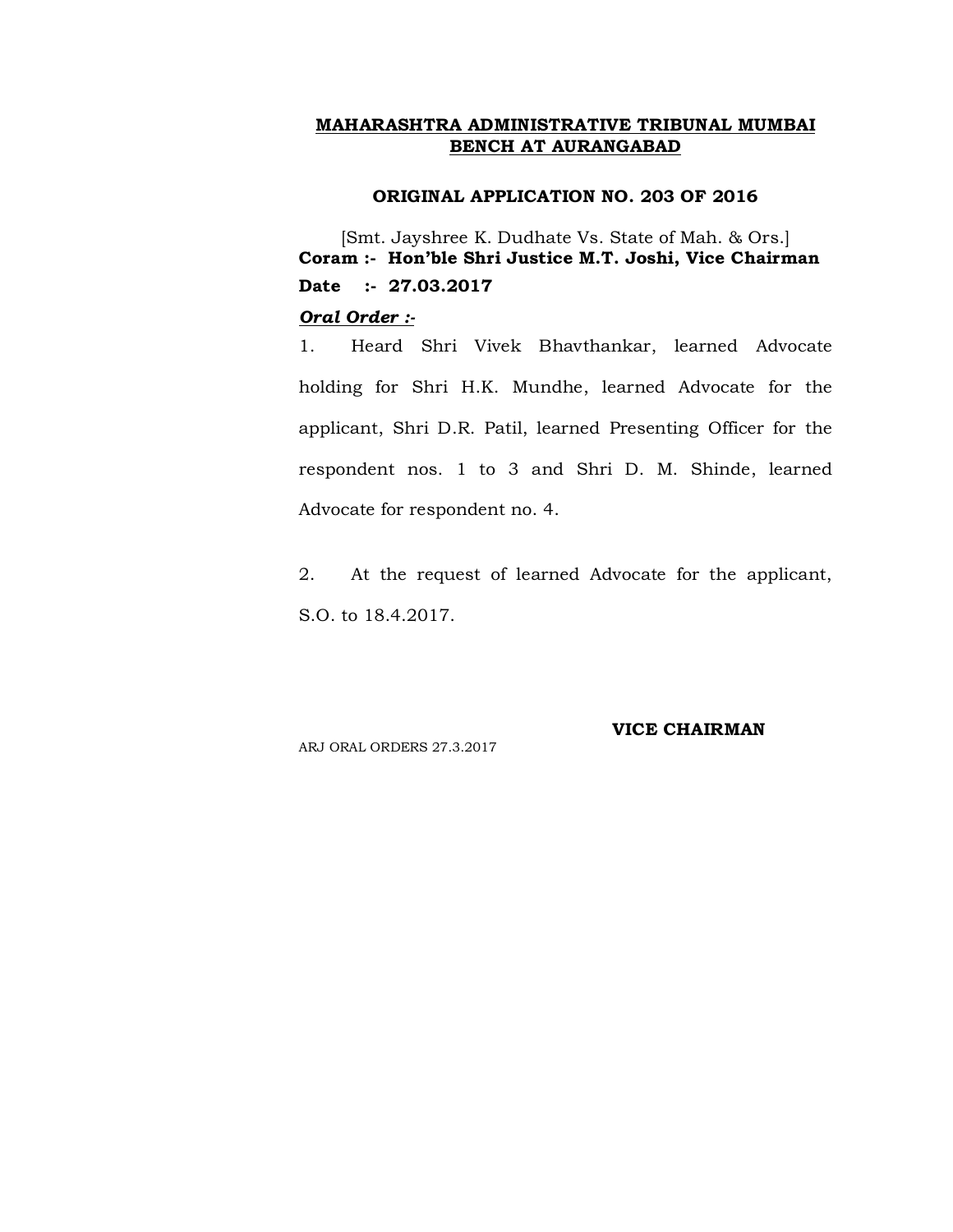**MAHARASHTRA ADMINISTRATIVE TRIBUNAL MUMBAI BENCH AT AURANGABAD**

**ORIGINAL APPLICATION NO. 203 OF 2016**

[Smt. Jayshree K. Dudhate Vs. State of Mah. & Ors.]

**Coram :- Hon'ble Shri Justice M.T. Joshi, Vice Chairman**

**Date :- 27.03.2017**

***Oral Order :-***

1. Heard Shri Vivek Bhavthankar, learned Advocate holding for Shri H.K. Mundhe, learned Advocate for the applicant, Shri D.R. Patil, learned Presenting Officer for the respondent nos. 1 to 3 and Shri D. M. Shinde, learned Advocate for respondent no. 4.

2. At the request of learned Advocate for the applicant, S.O. to 18.4.2017.

**VICE CHAIRMAN**

ARJ ORAL ORDERS 27.3.2017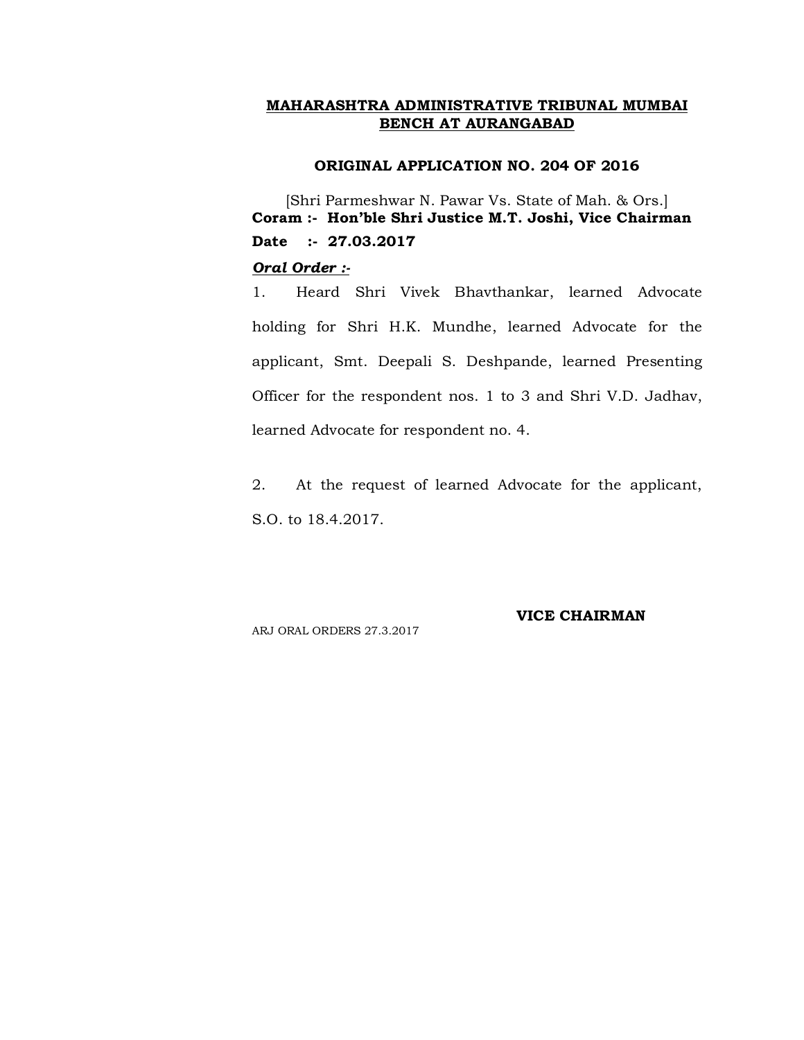**MAHARASHTRA ADMINISTRATIVE TRIBUNAL MUMBAI BENCH AT AURANGABAD**

**ORIGINAL APPLICATION NO. 204 OF 2016**

[Shri Parmeshwar N. Pawar Vs. State of Mah. & Ors.]

**Coram :- Hon'ble Shri Justice M.T. Joshi, Vice Chairman**

**Date :- 27.03.2017**

***Oral Order :-***

1. Heard Shri Vivek Bhavthankar, learned Advocate holding for Shri H.K. Mundhe, learned Advocate for the applicant, Smt. Deepali S. Deshpande, learned Presenting Officer for the respondent nos. 1 to 3 and Shri V.D. Jadhav, learned Advocate for respondent no. 4.

2. At the request of learned Advocate for the applicant, S.O. to 18.4.2017.

**VICE CHAIRMAN**

ARJ ORAL ORDERS 27.3.2017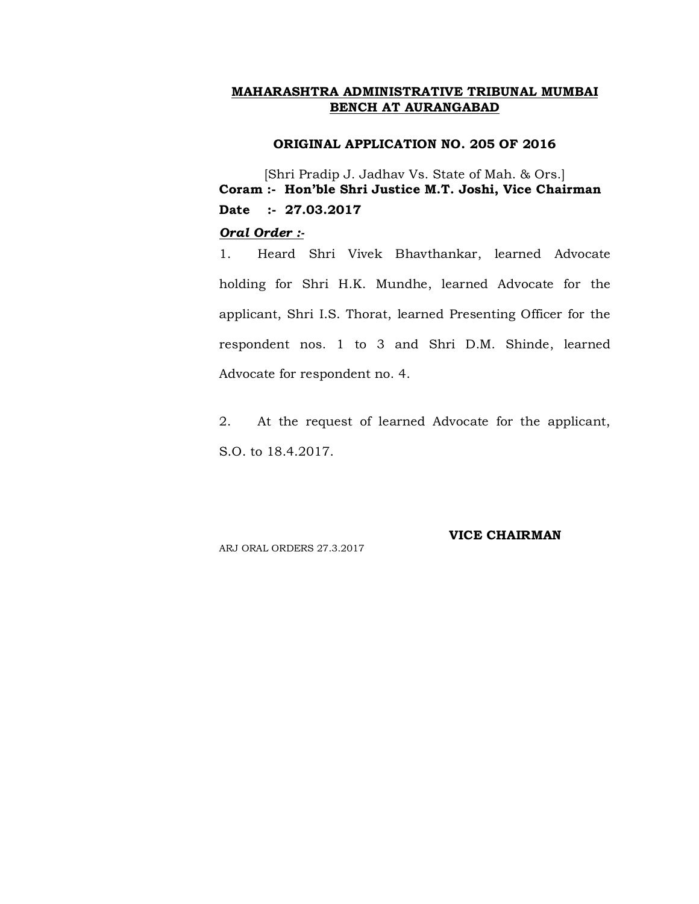**MAHARASHTRA ADMINISTRATIVE TRIBUNAL MUMBAI BENCH AT AURANGABAD**

**ORIGINAL APPLICATION NO. 205 OF 2016**

[Shri Pradip J. Jadhav Vs. State of Mah. & Ors.]

**Coram :- Hon'ble Shri Justice M.T. Joshi, Vice Chairman**

**Date :- 27.03.2017**

***Oral Order :-***

1. Heard Shri Vivek Bhavthankar, learned Advocate holding for Shri H.K. Mundhe, learned Advocate for the applicant, Shri I.S. Thorat, learned Presenting Officer for the respondent nos. 1 to 3 and Shri D.M. Shinde, learned Advocate for respondent no. 4.

2. At the request of learned Advocate for the applicant, S.O. to 18.4.2017.

**VICE CHAIRMAN**

ARJ ORAL ORDERS 27.3.2017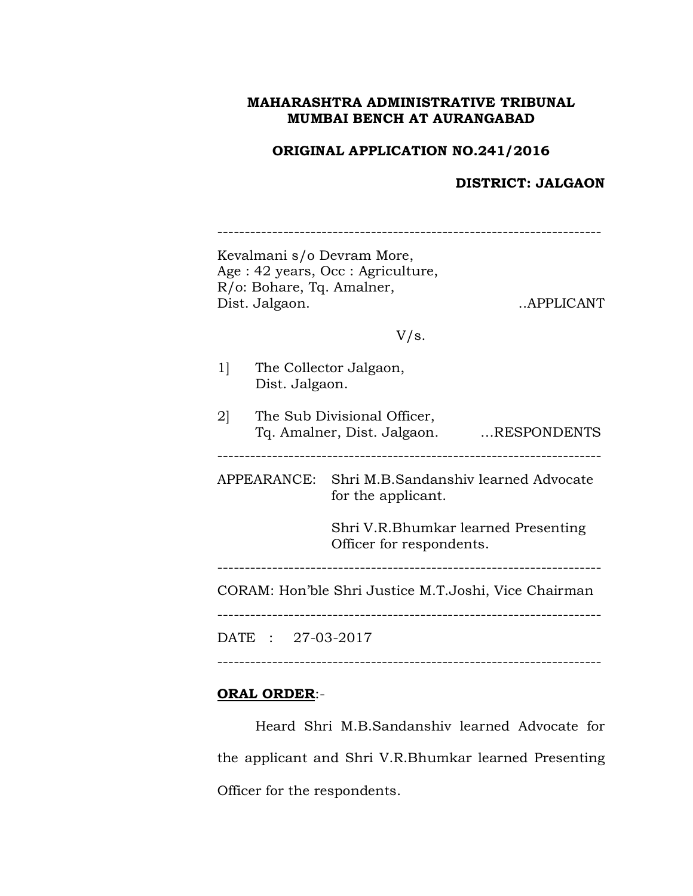**MAHARASHTRA ADMINISTRATIVE TRIBUNAL**
**MUMBAI BENCH AT AURANGABAD**

**ORIGINAL APPLICATION NO.241/2016**

**DISTRICT: JALGAON**

---

Kevalmani s/o Devram More,
Age : 42 years, Occ : Agriculture,
R/o: Bohare, Tq. Amalner,
Dist. Jalgaon. ..APPLICANT

V/s.

1] The Collector Jalgaon,
Dist. Jalgaon.

2] The Sub Divisional Officer,
Tq. Amalner, Dist. Jalgaon. ...RESPONDENTS

---

APPEARANCE: Shri M.B.Sandanshiv learned Advocate for the applicant.

Shri V.R.Bhumkar learned Presenting Officer for respondents.

---

CORAM: Hon'ble Shri Justice M.T.Joshi, Vice Chairman

---

DATE : 27-03-2017

---

**ORAL ORDER**:-

Heard Shri M.B.Sandanshiv learned Advocate for the applicant and Shri V.R.Bhumkar learned Presenting Officer for the respondents.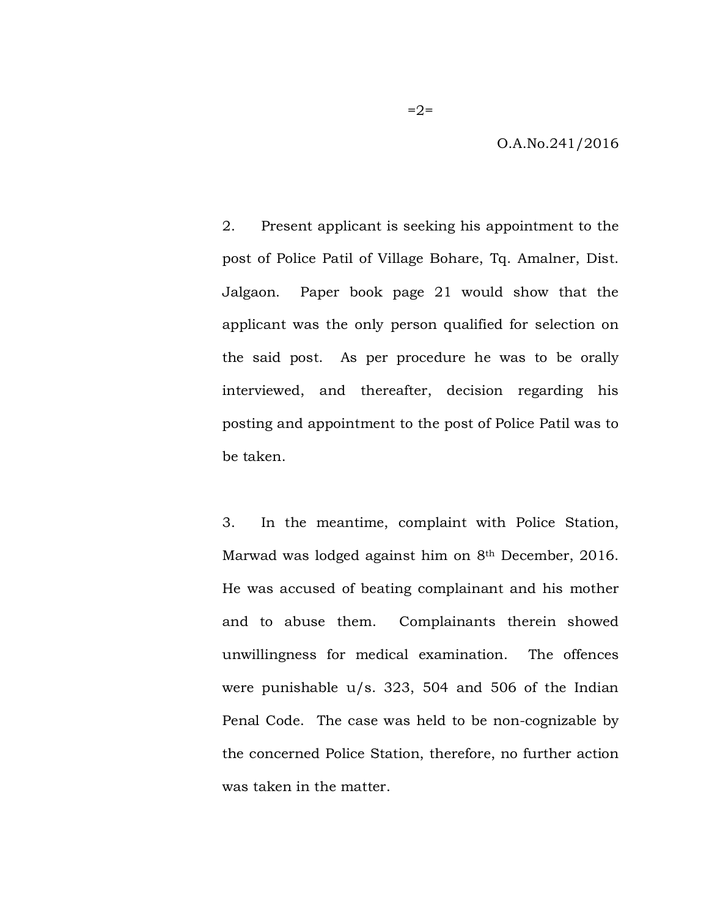2. Present applicant is seeking his appointment to the post of Police Patil of Village Bohare, Tq. Amalner, Dist. Jalgaon. Paper book page 21 would show that the applicant was the only person qualified for selection on the said post. As per procedure he was to be orally interviewed, and thereafter, decision regarding his posting and appointment to the post of Police Patil was to be taken.

3. In the meantime, complaint with Police Station, Marwad was lodged against him on 8th December, 2016. He was accused of beating complainant and his mother and to abuse them. Complainants therein showed unwillingness for medical examination. The offences were punishable u/s. 323, 504 and 506 of the Indian Penal Code. The case was held to be non-cognizable by the concerned Police Station, therefore, no further action was taken in the matter.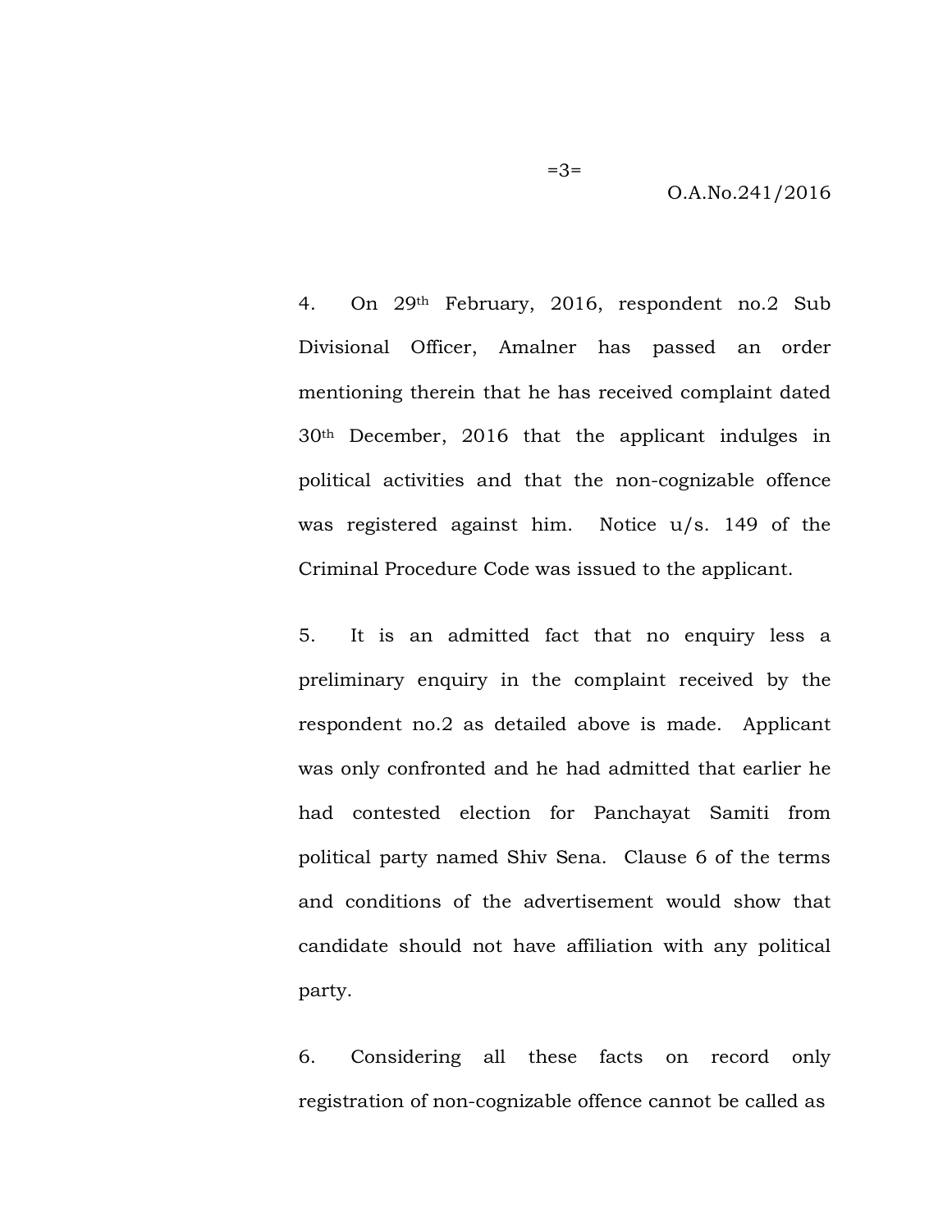4. On 29th February, 2016, respondent no.2 Sub Divisional Officer, Amalner has passed an order mentioning therein that he has received complaint dated 30th December, 2016 that the applicant indulges in political activities and that the non-cognizable offence was registered against him. Notice u/s. 149 of the Criminal Procedure Code was issued to the applicant.

5. It is an admitted fact that no enquiry less a preliminary enquiry in the complaint received by the respondent no.2 as detailed above is made. Applicant was only confronted and he had admitted that earlier he had contested election for Panchayat Samiti from political party named Shiv Sena. Clause 6 of the terms and conditions of the advertisement would show that candidate should not have affiliation with any political party.

6. Considering all these facts on record only registration of non-cognizable offence cannot be called as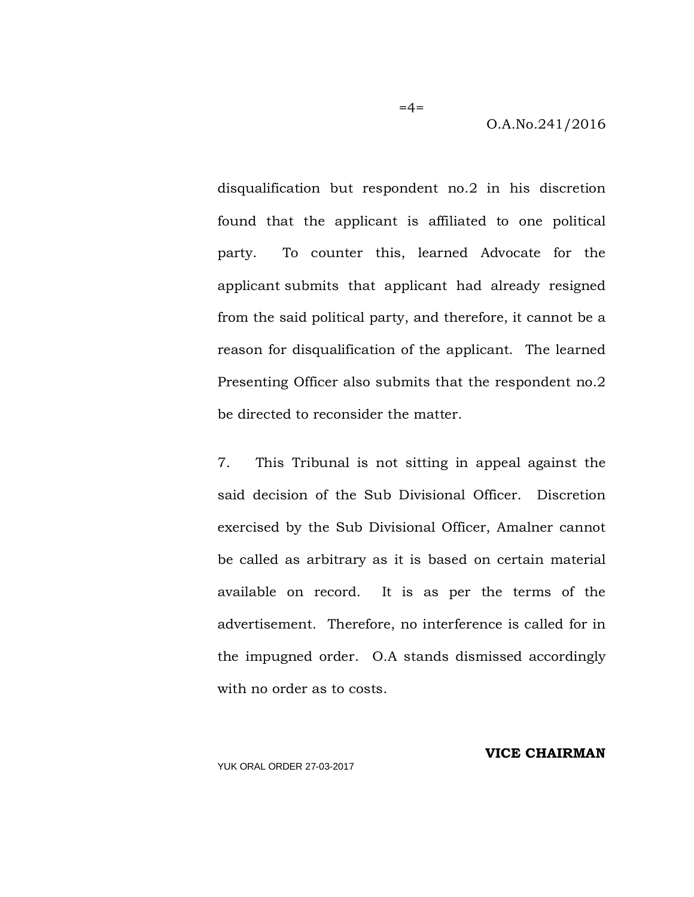disqualification but respondent no.2 in his discretion found that the applicant is affiliated to one political party. To counter this, learned Advocate for the applicant submits that applicant had already resigned from the said political party, and therefore, it cannot be a reason for disqualification of the applicant. The learned Presenting Officer also submits that the respondent no.2 be directed to reconsider the matter.

7. This Tribunal is not sitting in appeal against the said decision of the Sub Divisional Officer. Discretion exercised by the Sub Divisional Officer, Amalner cannot be called as arbitrary as it is based on certain material available on record. It is as per the terms of the advertisement. Therefore, no interference is called for in the impugned order. O.A stands dismissed accordingly with no order as to costs.

**VICE CHAIRMAN**

YUK ORAL ORDER 27-03-2017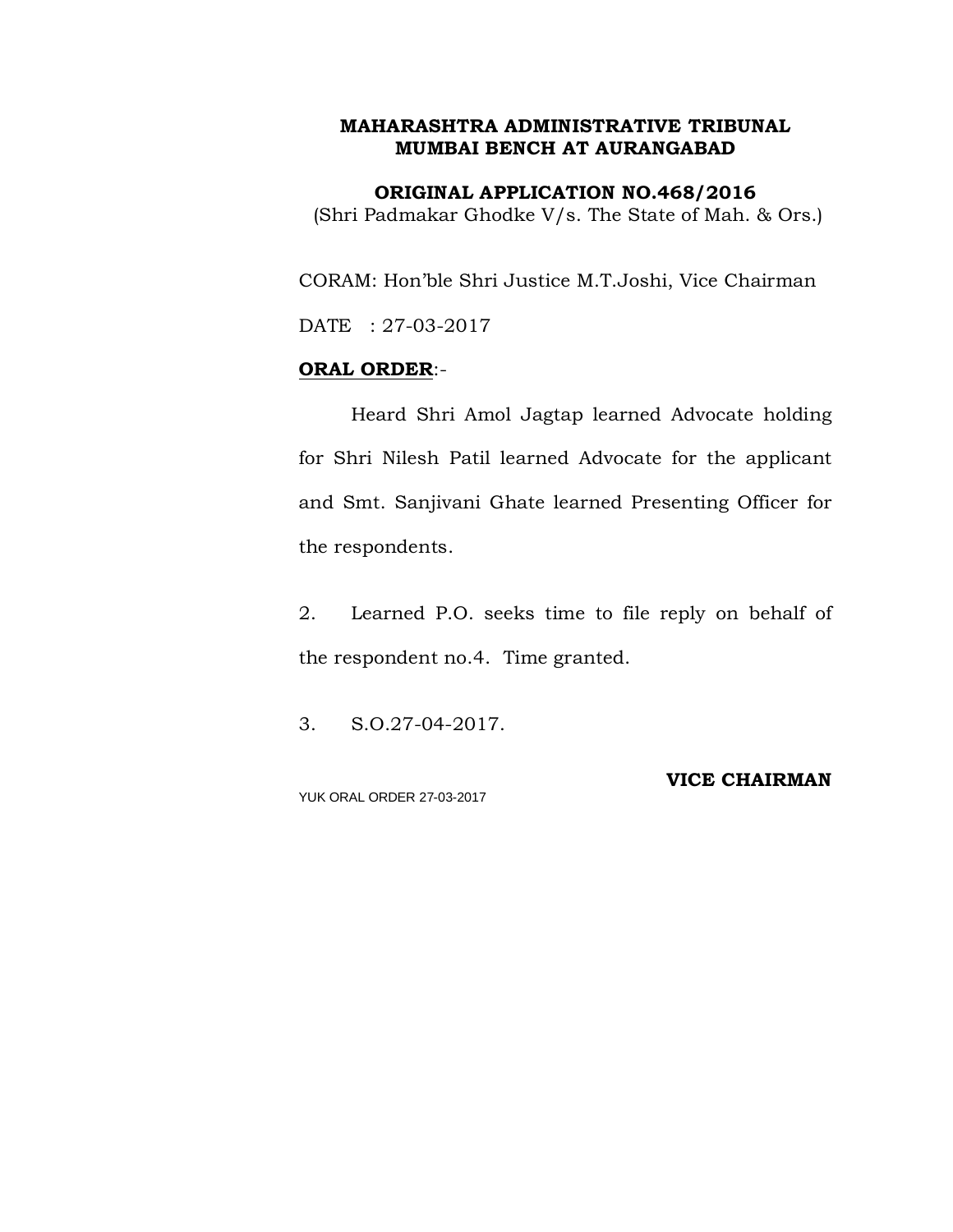**MAHARASHTRA ADMINISTRATIVE TRIBUNAL**
**MUMBAI BENCH AT AURANGABAD**

**ORIGINAL APPLICATION NO.468/2016**
(Shri Padmakar Ghodke V/s. The State of Mah. & Ors.)

CORAM: Hon'ble Shri Justice M.T.Joshi, Vice Chairman

DATE : 27-03-2017

**ORAL ORDER**:-

Heard Shri Amol Jagtap learned Advocate holding for Shri Nilesh Patil learned Advocate for the applicant and Smt. Sanjivani Ghate learned Presenting Officer for the respondents.

2. Learned P.O. seeks time to file reply on behalf of the respondent no.4. Time granted.

3. S.O.27-04-2017.

**VICE CHAIRMAN**

YUK ORAL ORDER 27-03-2017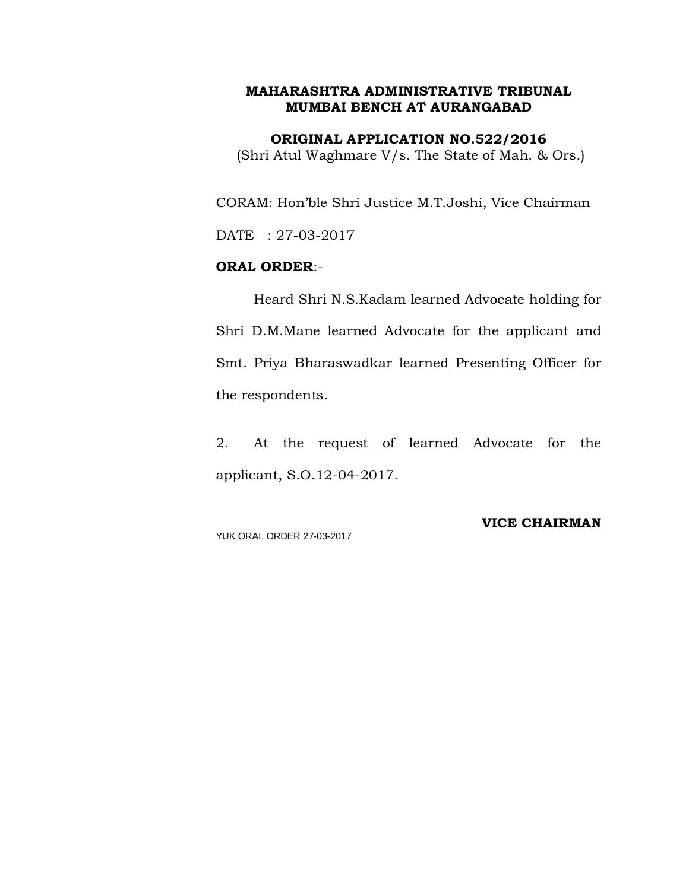**MAHARASHTRA ADMINISTRATIVE TRIBUNAL**
**MUMBAI BENCH AT AURANGABAD**

**ORIGINAL APPLICATION NO.522/2016**
(Shri Atul Waghmare V/s. The State of Mah. & Ors.)

CORAM: Hon'ble Shri Justice M.T.Joshi, Vice Chairman

DATE : 27-03-2017

**ORAL ORDER**:-

Heard Shri N.S.Kadam learned Advocate holding for Shri D.M.Mane learned Advocate for the applicant and Smt. Priya Bharaswadkar learned Presenting Officer for the respondents.

2. At the request of learned Advocate for the applicant, S.O.12-04-2017.

**VICE CHAIRMAN**

YUK ORAL ORDER 27-03-2017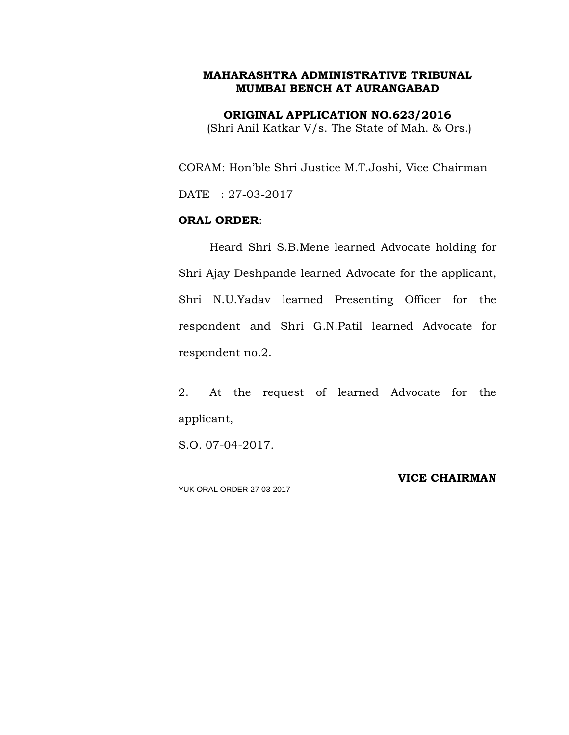**MAHARASHTRA ADMINISTRATIVE TRIBUNAL**
**MUMBAI BENCH AT AURANGABAD**

**ORIGINAL APPLICATION NO.623/2016**
(Shri Anil Katkar V/s. The State of Mah. & Ors.)

CORAM: Hon'ble Shri Justice M.T.Joshi, Vice Chairman

DATE : 27-03-2017

**ORAL ORDER**:-

Heard Shri S.B.Mene learned Advocate holding for Shri Ajay Deshpande learned Advocate for the applicant, Shri N.U.Yadav learned Presenting Officer for the respondent and Shri G.N.Patil learned Advocate for respondent no.2.

2. At the request of learned Advocate for the applicant,

S.O. 07-04-2017.

**VICE CHAIRMAN**

YUK ORAL ORDER 27-03-2017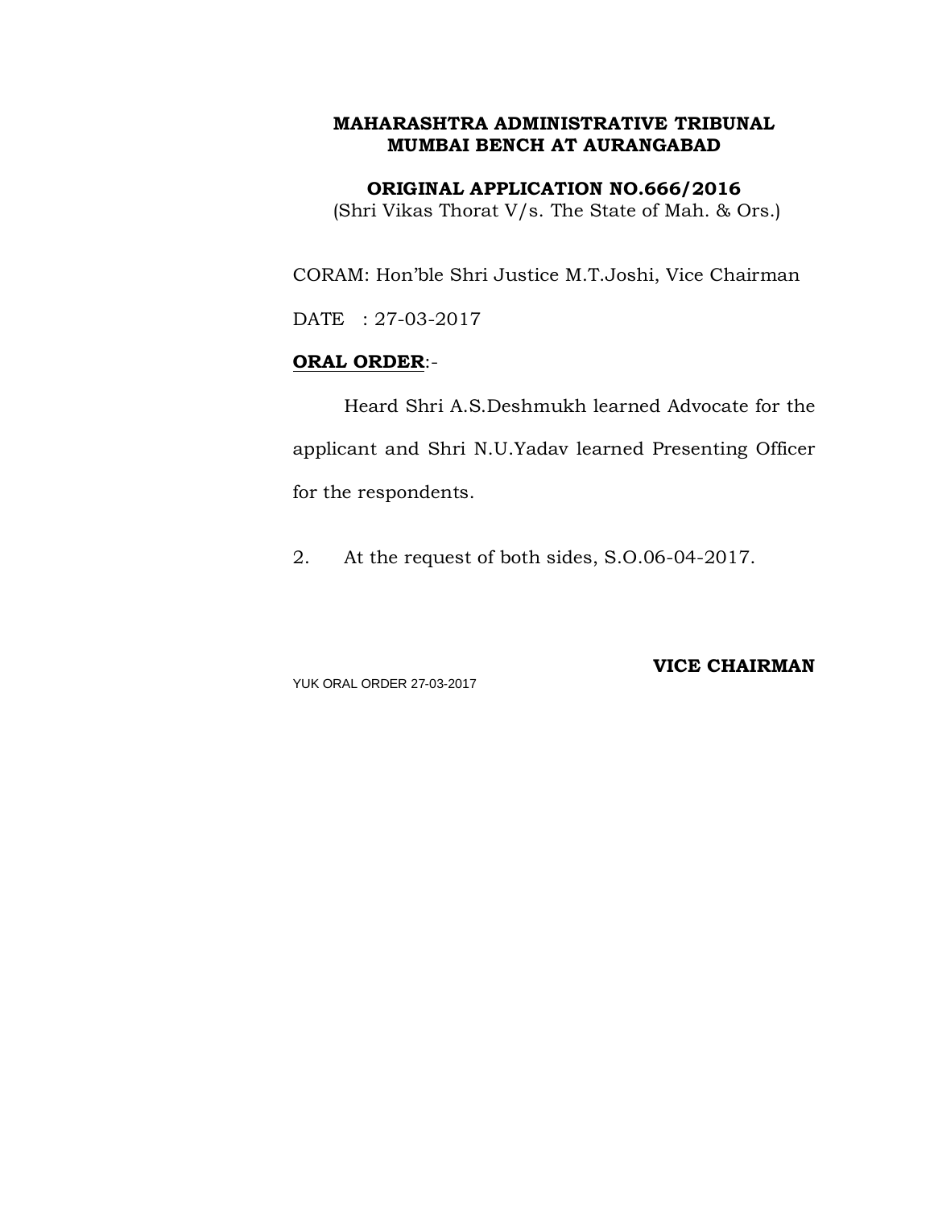**MAHARASHTRA ADMINISTRATIVE TRIBUNAL**
**MUMBAI BENCH AT AURANGABAD**

**ORIGINAL APPLICATION NO.666/2016**
(Shri Vikas Thorat V/s. The State of Mah. & Ors.)

CORAM: Hon'ble Shri Justice M.T.Joshi, Vice Chairman

DATE : 27-03-2017

**ORAL ORDER**:-

Heard Shri A.S.Deshmukh learned Advocate for the applicant and Shri N.U.Yadav learned Presenting Officer for the respondents.

2. At the request of both sides, S.O.06-04-2017.

**VICE CHAIRMAN**

YUK ORAL ORDER 27-03-2017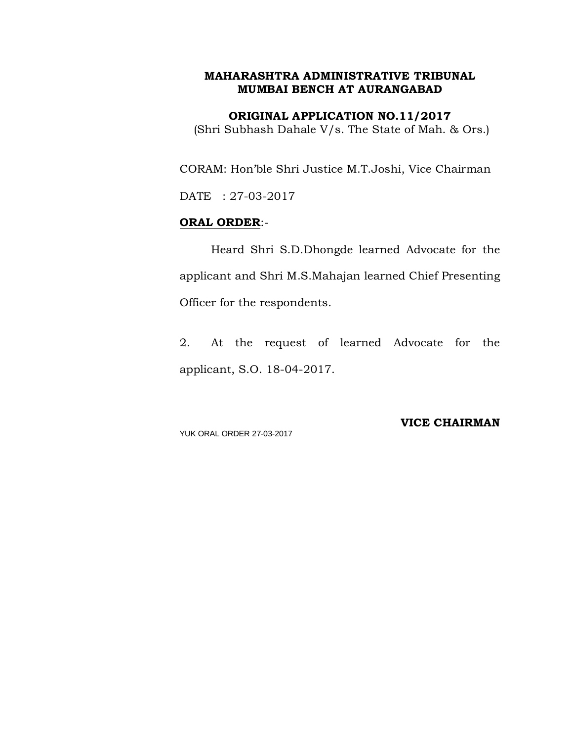**MAHARASHTRA ADMINISTRATIVE TRIBUNAL**
**MUMBAI BENCH AT AURANGABAD**

**ORIGINAL APPLICATION NO.11/2017**
(Shri Subhash Dahale V/s. The State of Mah. & Ors.)

CORAM: Hon'ble Shri Justice M.T.Joshi, Vice Chairman

DATE : 27-03-2017

**ORAL ORDER**:-

Heard Shri S.D.Dhongde learned Advocate for the applicant and Shri M.S.Mahajan learned Chief Presenting Officer for the respondents.

2. At the request of learned Advocate for the applicant, S.O. 18-04-2017.

**VICE CHAIRMAN**

YUK ORAL ORDER 27-03-2017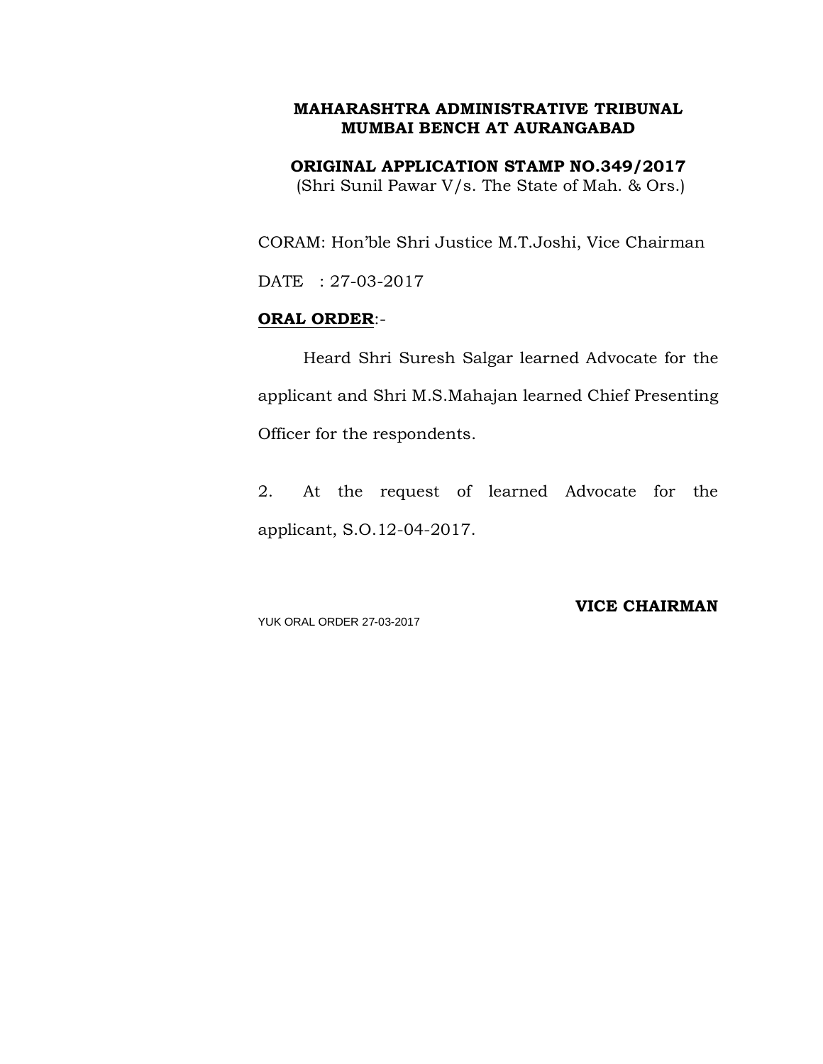**MAHARASHTRA ADMINISTRATIVE TRIBUNAL**
**MUMBAI BENCH AT AURANGABAD**

**ORIGINAL APPLICATION STAMP NO.349/2017**
(Shri Sunil Pawar V/s. The State of Mah. & Ors.)

CORAM: Hon'ble Shri Justice M.T.Joshi, Vice Chairman

DATE : 27-03-2017

**ORAL ORDER**:-

Heard Shri Suresh Salgar learned Advocate for the applicant and Shri M.S.Mahajan learned Chief Presenting Officer for the respondents.

2. At the request of learned Advocate for the applicant, S.O.12-04-2017.

**VICE CHAIRMAN**

YUK ORAL ORDER 27-03-2017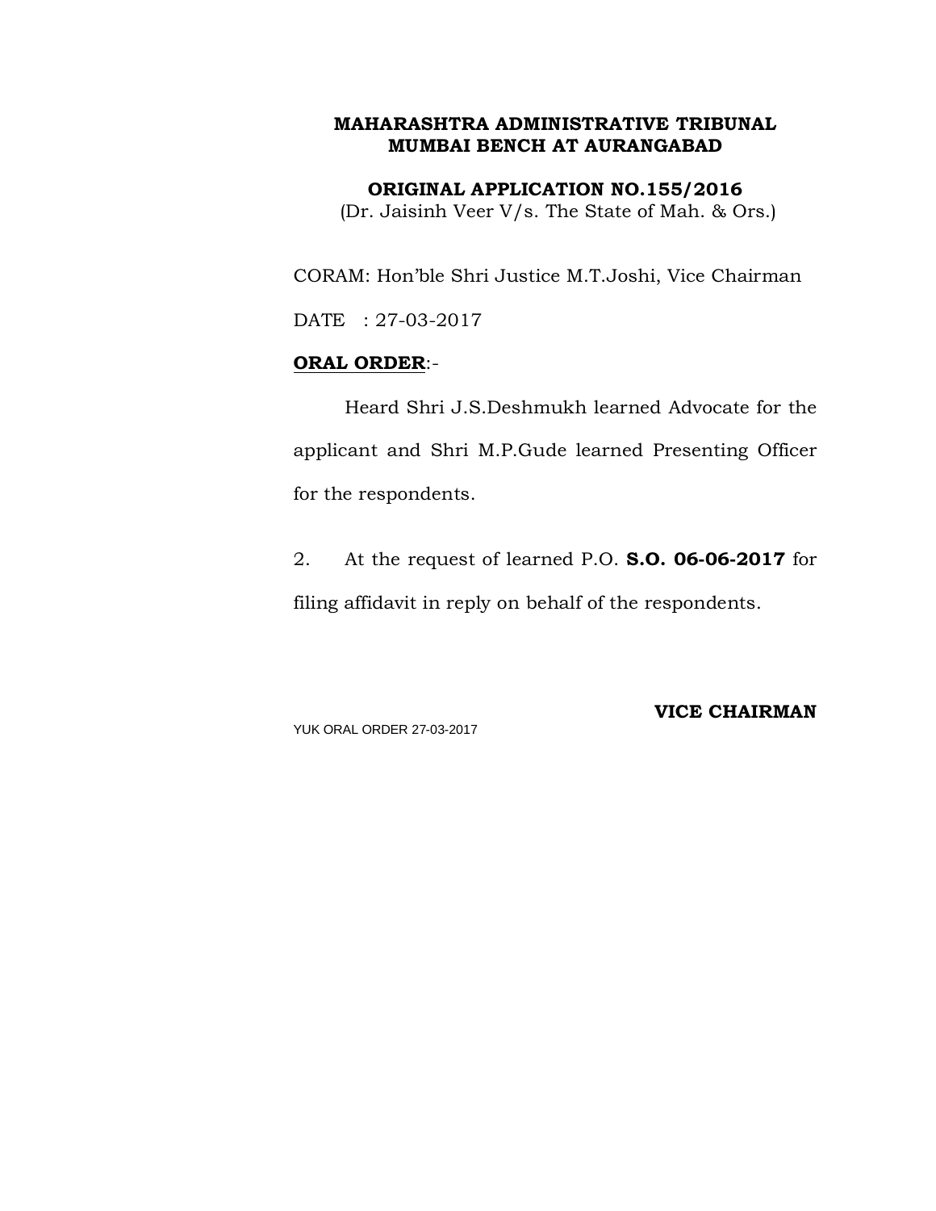**MAHARASHTRA ADMINISTRATIVE TRIBUNAL**
**MUMBAI BENCH AT AURANGABAD**

**ORIGINAL APPLICATION NO.155/2016**
(Dr. Jaisinh Veer V/s. The State of Mah. & Ors.)

CORAM: Hon'ble Shri Justice M.T.Joshi, Vice Chairman

DATE : 27-03-2017

**ORAL ORDER**:-

Heard Shri J.S.Deshmukh learned Advocate for the applicant and Shri M.P.Gude learned Presenting Officer for the respondents.

2. At the request of learned P.O. **S.O. 06-06-2017** for filing affidavit in reply on behalf of the respondents.

**VICE CHAIRMAN**

YUK ORAL ORDER 27-03-2017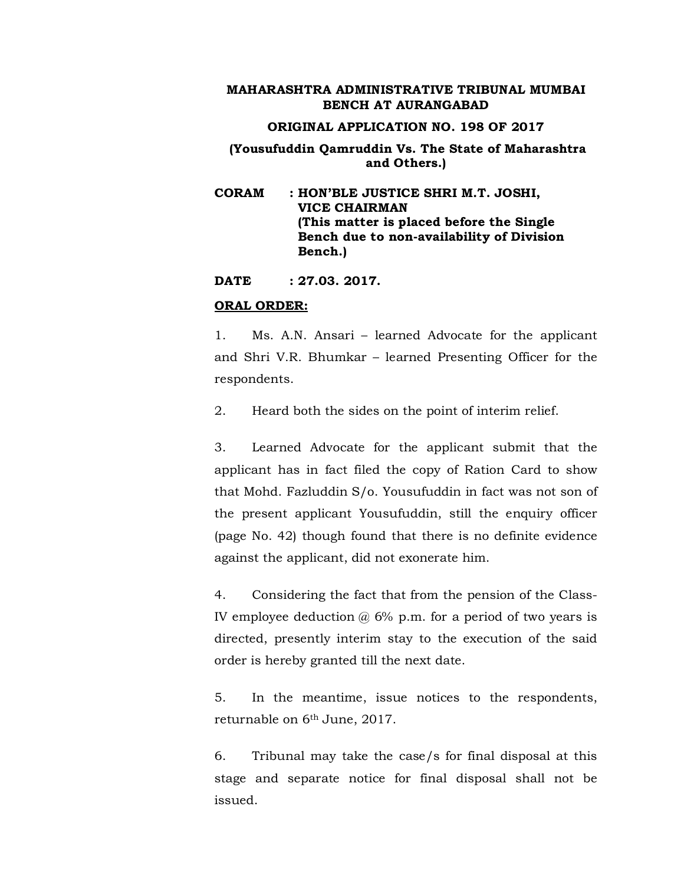**MAHARASHTRA ADMINISTRATIVE TRIBUNAL MUMBAI BENCH AT AURANGABAD**

**ORIGINAL APPLICATION NO. 198 OF 2017**

**(Yousufuddin Qamruddin Vs. The State of Maharashtra and Others.)**

**CORAM : HON'BLE JUSTICE SHRI M.T. JOSHI, VICE CHAIRMAN (This matter is placed before the Single Bench due to non-availability of Division Bench.)**

**DATE : 27.03. 2017.**

**ORAL ORDER:**

1. Ms. A.N. Ansari – learned Advocate for the applicant and Shri V.R. Bhumkar – learned Presenting Officer for the respondents.

2. Heard both the sides on the point of interim relief.

3. Learned Advocate for the applicant submit that the applicant has in fact filed the copy of Ration Card to show that Mohd. Fazluddin S/o. Yousufuddin in fact was not son of the present applicant Yousufuddin, still the enquiry officer (page No. 42) though found that there is no definite evidence against the applicant, did not exonerate him.

4. Considering the fact that from the pension of the Class-IV employee deduction @ 6% p.m. for a period of two years is directed, presently interim stay to the execution of the said order is hereby granted till the next date.

5. In the meantime, issue notices to the respondents, returnable on 6th June, 2017.

6. Tribunal may take the case/s for final disposal at this stage and separate notice for final disposal shall not be issued.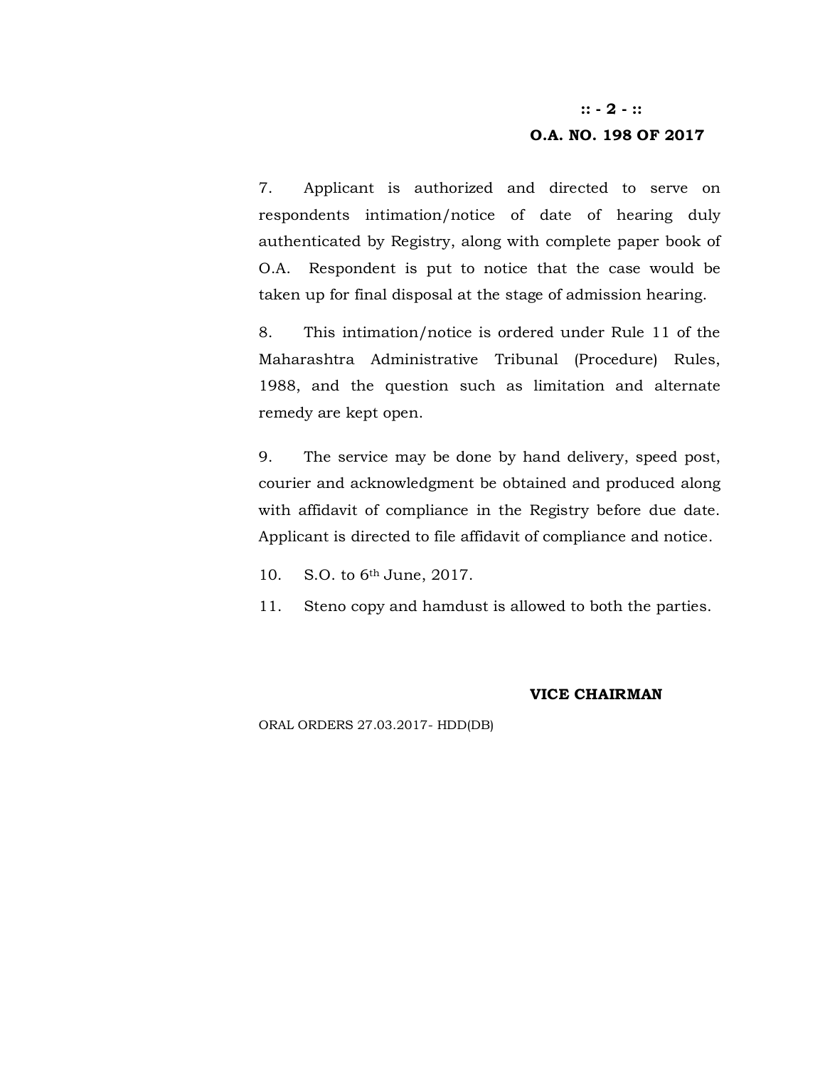**O.A. NO. 198 OF 2017**

7. Applicant is authorized and directed to serve on respondents intimation/notice of date of hearing duly authenticated by Registry, along with complete paper book of O.A. Respondent is put to notice that the case would be taken up for final disposal at the stage of admission hearing.

8. This intimation/notice is ordered under Rule 11 of the Maharashtra Administrative Tribunal (Procedure) Rules, 1988, and the question such as limitation and alternate remedy are kept open.

9. The service may be done by hand delivery, speed post, courier and acknowledgment be obtained and produced along with affidavit of compliance in the Registry before due date. Applicant is directed to file affidavit of compliance and notice.

10. S.O. to 6th June, 2017.

11. Steno copy and hamdust is allowed to both the parties.

**VICE CHAIRMAN**

ORAL ORDERS 27.03.2017- HDD(DB)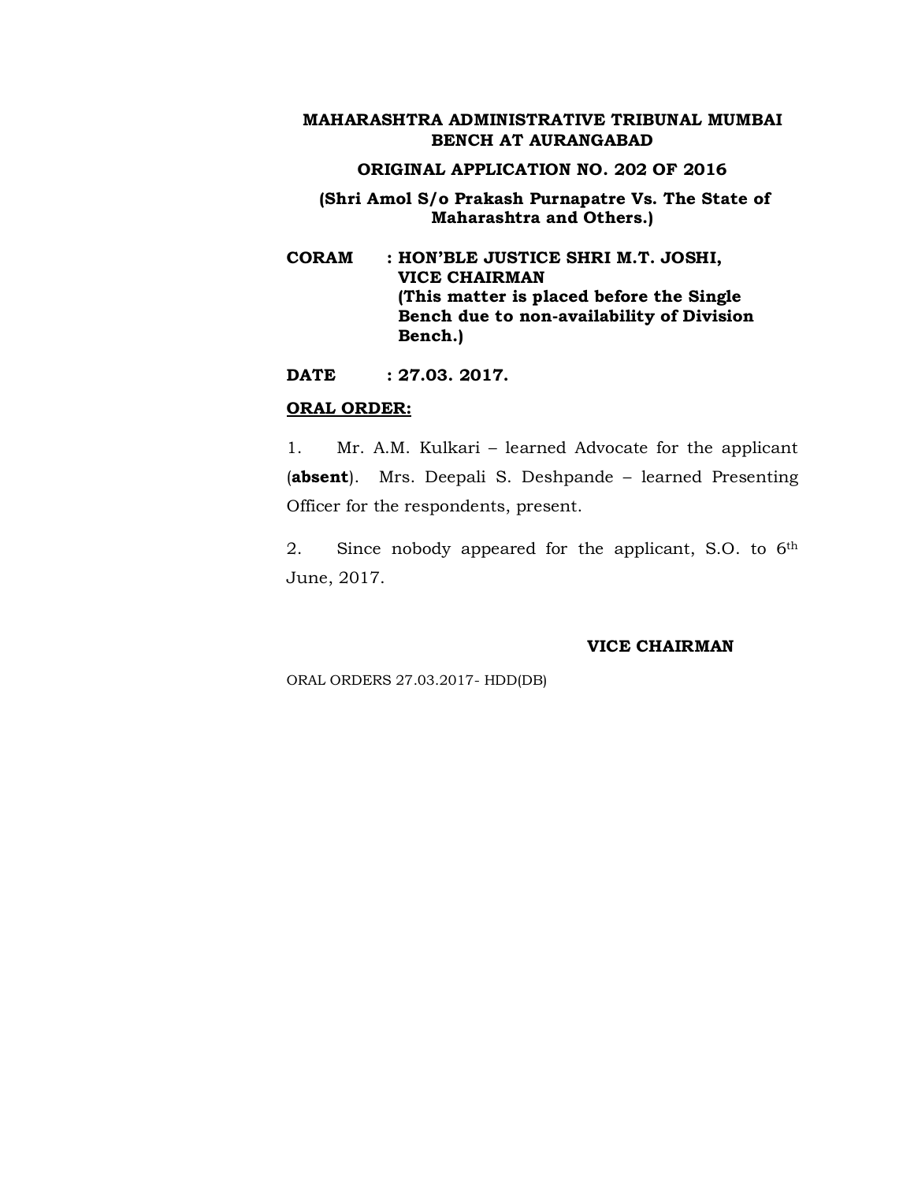**MAHARASHTRA ADMINISTRATIVE TRIBUNAL MUMBAI BENCH AT AURANGABAD**

**ORIGINAL APPLICATION NO. 202 OF 2016**

**(Shri Amol S/o Prakash Purnapatre Vs. The State of Maharashtra and Others.)**

**CORAM : HON'BLE JUSTICE SHRI M.T. JOSHI, VICE CHAIRMAN (This matter is placed before the Single Bench due to non-availability of Division Bench.)**

**DATE : 27.03. 2017.**

**<u>ORAL ORDER:</u>**

1. Mr. A.M. Kulkari – learned Advocate for the applicant (**absent**). Mrs. Deepali S. Deshpande – learned Presenting Officer for the respondents, present.

2. Since nobody appeared for the applicant, S.O. to 6th June, 2017.

**VICE CHAIRMAN**

ORAL ORDERS 27.03.2017- HDD(DB)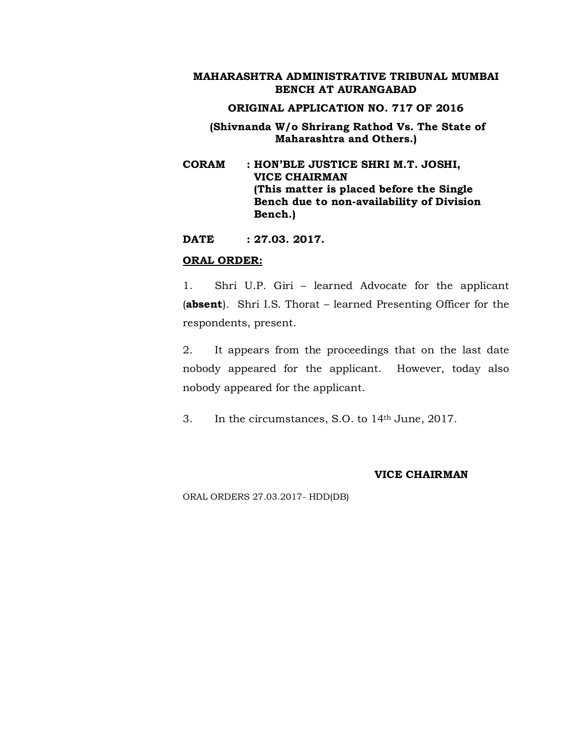**MAHARASHTRA ADMINISTRATIVE TRIBUNAL MUMBAI BENCH AT AURANGABAD**

**ORIGINAL APPLICATION NO. 717 OF 2016**

**(Shivnanda W/o Shrirang Rathod Vs. The State of Maharashtra and Others.)**

**CORAM : HON'BLE JUSTICE SHRI M.T. JOSHI, VICE CHAIRMAN (This matter is placed before the Single Bench due to non-availability of Division Bench.)**

**DATE : 27.03. 2017.**

**ORAL ORDER:**

1. Shri U.P. Giri – learned Advocate for the applicant (**absent**). Shri I.S. Thorat – learned Presenting Officer for the respondents, present.

2. It appears from the proceedings that on the last date nobody appeared for the applicant. However, today also nobody appeared for the applicant.

3. In the circumstances, S.O. to 14th June, 2017.

**VICE CHAIRMAN**

ORAL ORDERS 27.03.2017- HDD(DB)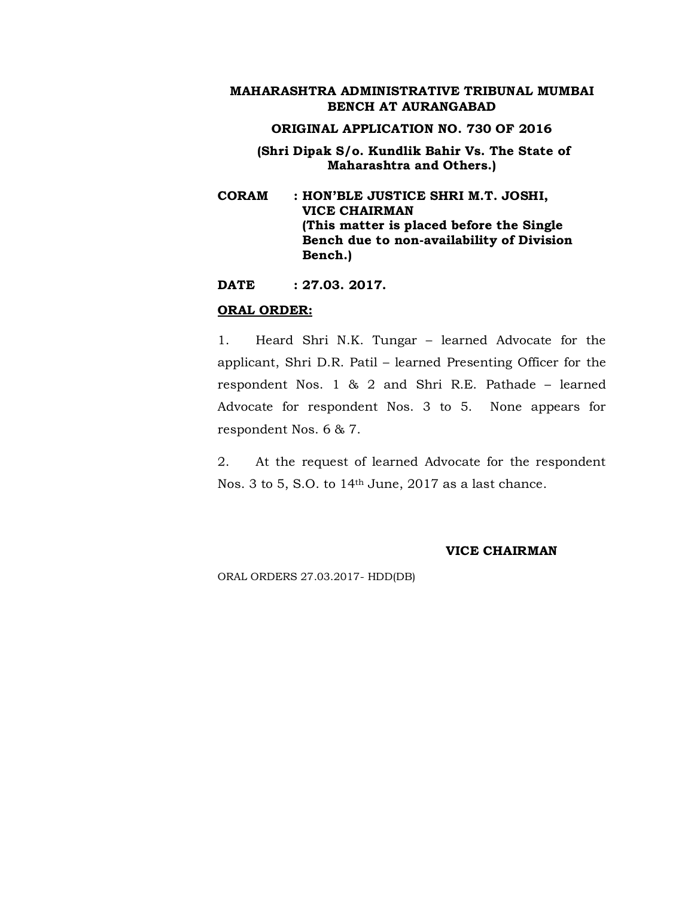**MAHARASHTRA ADMINISTRATIVE TRIBUNAL MUMBAI BENCH AT AURANGABAD**

**ORIGINAL APPLICATION NO. 730 OF 2016**

**(Shri Dipak S/o. Kundlik Bahir Vs. The State of Maharashtra and Others.)**

**CORAM : HON'BLE JUSTICE SHRI M.T. JOSHI, VICE CHAIRMAN (This matter is placed before the Single Bench due to non-availability of Division Bench.)**

**DATE : 27.03. 2017.**

**ORAL ORDER:**

1. Heard Shri N.K. Tungar – learned Advocate for the applicant, Shri D.R. Patil – learned Presenting Officer for the respondent Nos. 1 & 2 and Shri R.E. Pathade – learned Advocate for respondent Nos. 3 to 5. None appears for respondent Nos. 6 & 7.

2. At the request of learned Advocate for the respondent Nos. 3 to 5, S.O. to 14th June, 2017 as a last chance.

**VICE CHAIRMAN**

ORAL ORDERS 27.03.2017- HDD(DB)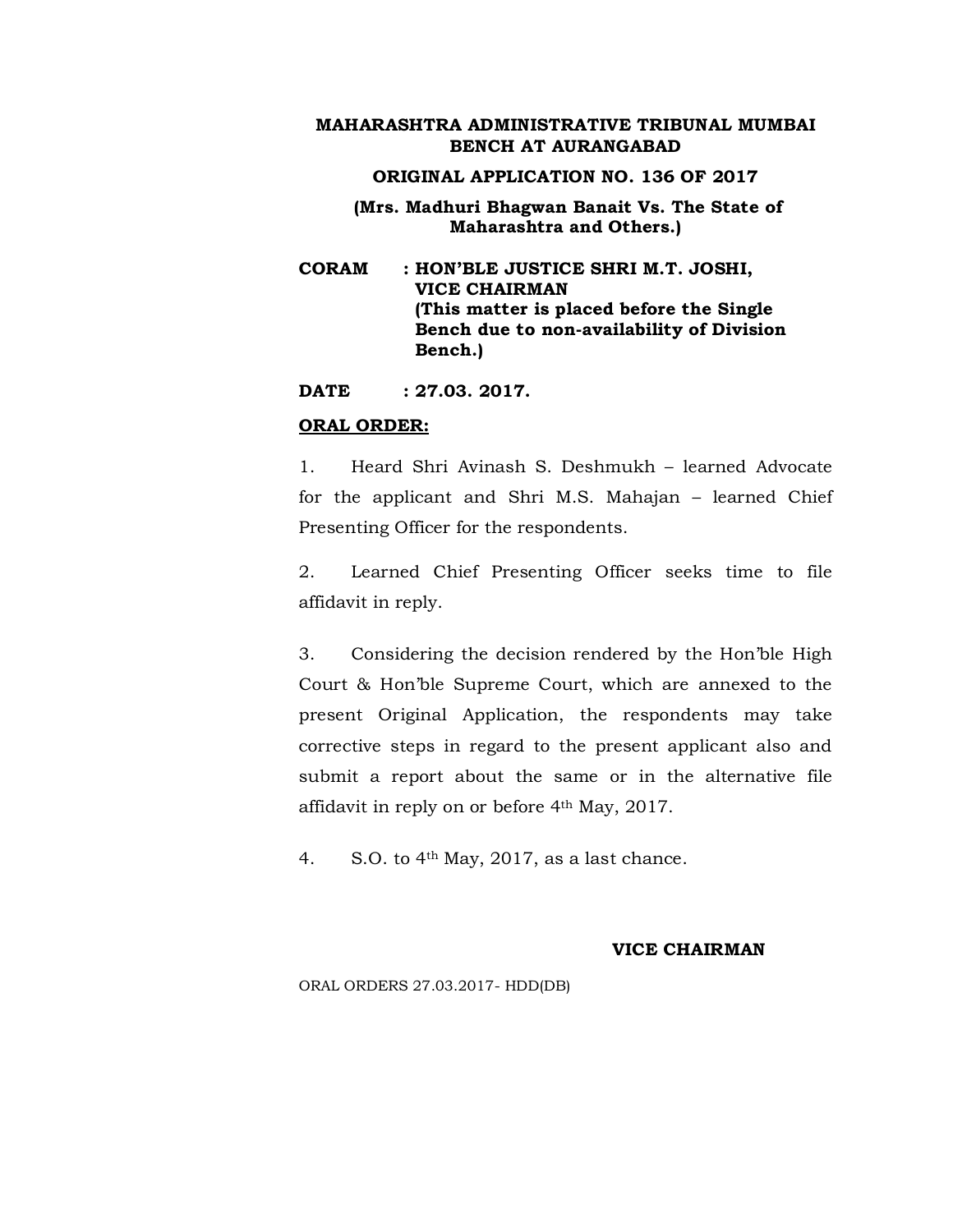**MAHARASHTRA ADMINISTRATIVE TRIBUNAL MUMBAI BENCH AT AURANGABAD**

**ORIGINAL APPLICATION NO. 136 OF 2017**

**(Mrs. Madhuri Bhagwan Banait Vs. The State of Maharashtra and Others.)**

**CORAM : HON'BLE JUSTICE SHRI M.T. JOSHI, VICE CHAIRMAN (This matter is placed before the Single Bench due to non-availability of Division Bench.)**

**DATE : 27.03. 2017.**

**ORAL ORDER:**

1. Heard Shri Avinash S. Deshmukh – learned Advocate for the applicant and Shri M.S. Mahajan – learned Chief Presenting Officer for the respondents.

2. Learned Chief Presenting Officer seeks time to file affidavit in reply.

3. Considering the decision rendered by the Hon'ble High Court & Hon'ble Supreme Court, which are annexed to the present Original Application, the respondents may take corrective steps in regard to the present applicant also and submit a report about the same or in the alternative file affidavit in reply on or before 4th May, 2017.

4. S.O. to 4th May, 2017, as a last chance.

**VICE CHAIRMAN**

ORAL ORDERS 27.03.2017- HDD(DB)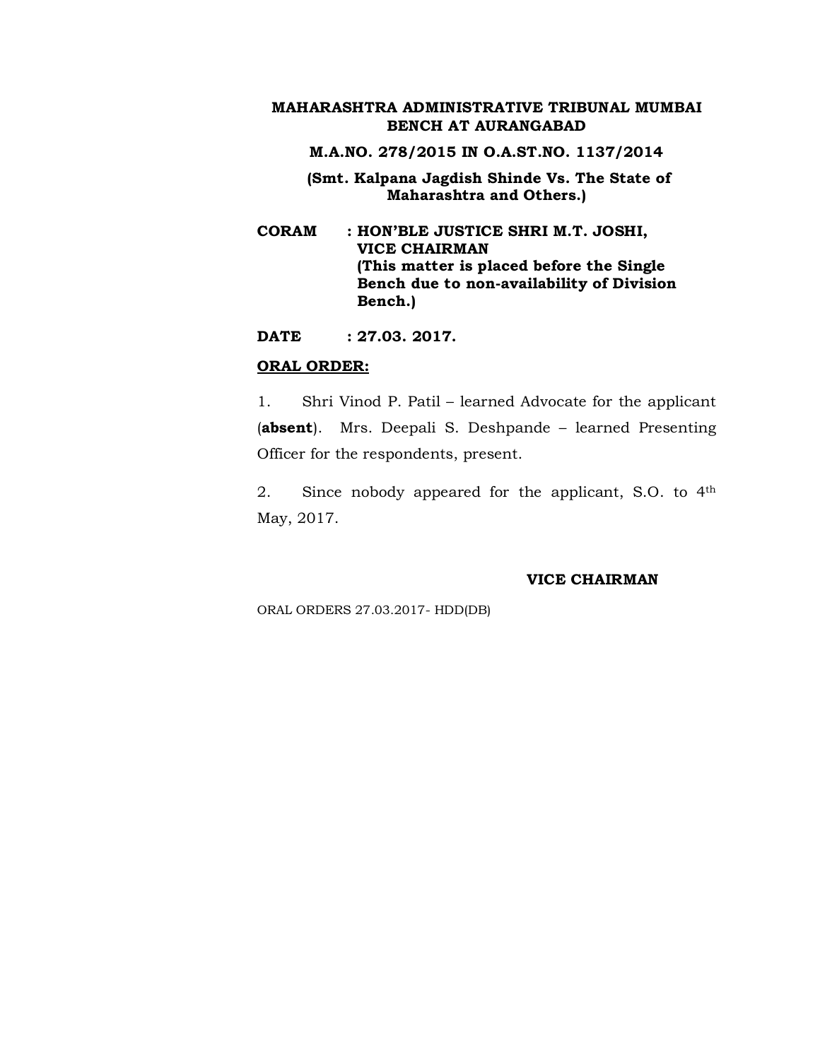**MAHARASHTRA ADMINISTRATIVE TRIBUNAL MUMBAI BENCH AT AURANGABAD**

**M.A.NO. 278/2015 IN O.A.ST.NO. 1137/2014**

**(Smt. Kalpana Jagdish Shinde Vs. The State of Maharashtra and Others.)**

**CORAM : HON'BLE JUSTICE SHRI M.T. JOSHI, VICE CHAIRMAN (This matter is placed before the Single Bench due to non-availability of Division Bench.)**

**DATE : 27.03. 2017.**

**ORAL ORDER:**

1. Shri Vinod P. Patil – learned Advocate for the applicant (**absent**). Mrs. Deepali S. Deshpande – learned Presenting Officer for the respondents, present.

2. Since nobody appeared for the applicant, S.O. to 4th May, 2017.

**VICE CHAIRMAN**

ORAL ORDERS 27.03.2017- HDD(DB)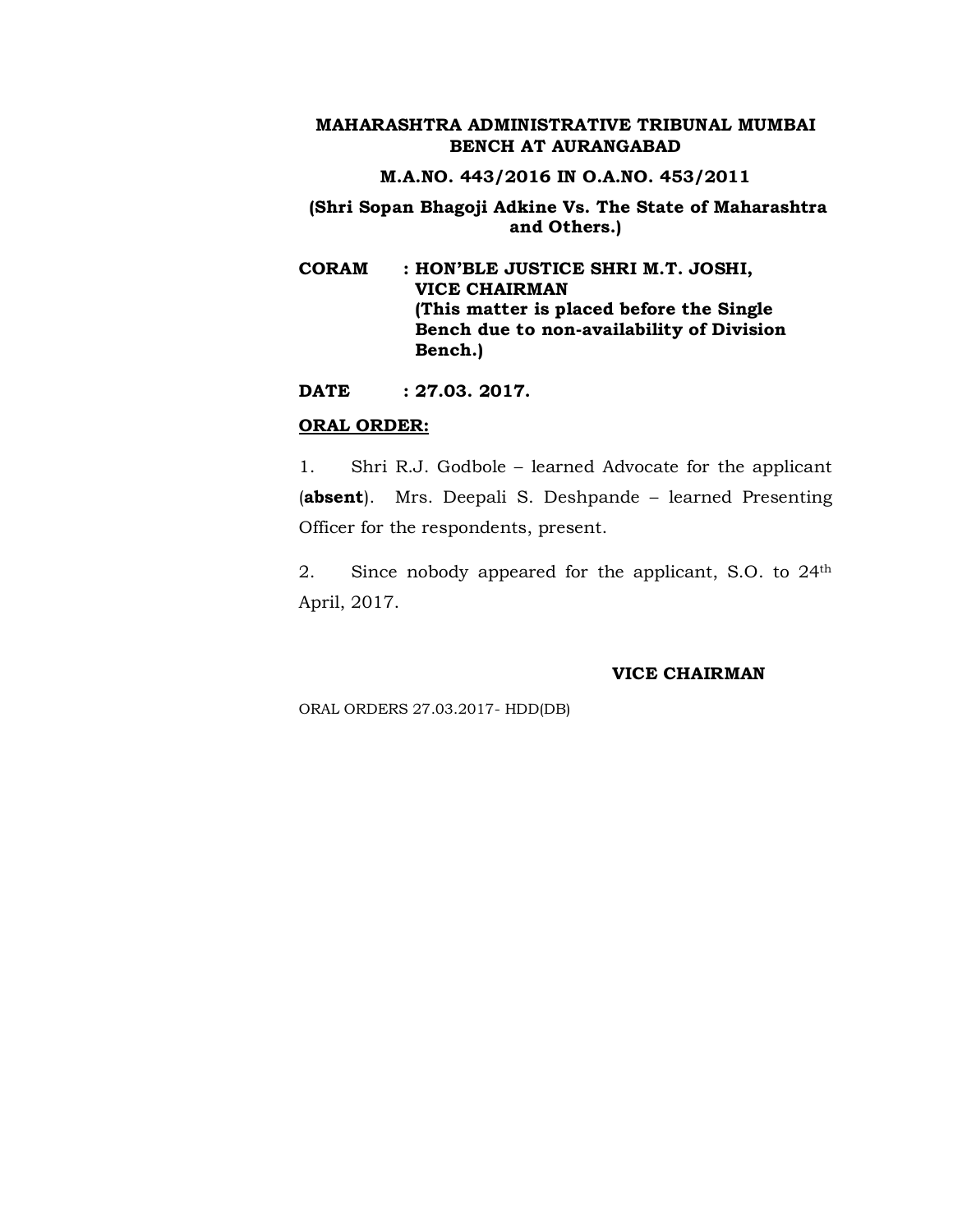**MAHARASHTRA ADMINISTRATIVE TRIBUNAL MUMBAI BENCH AT AURANGABAD**

**M.A.NO. 443/2016 IN O.A.NO. 453/2011**

**(Shri Sopan Bhagoji Adkine Vs. The State of Maharashtra and Others.)**

**CORAM : HON'BLE JUSTICE SHRI M.T. JOSHI, VICE CHAIRMAN (This matter is placed before the Single Bench due to non-availability of Division Bench.)**

**DATE : 27.03. 2017.**

**ORAL ORDER:**

1. Shri R.J. Godbole – learned Advocate for the applicant (**absent**). Mrs. Deepali S. Deshpande – learned Presenting Officer for the respondents, present.

2. Since nobody appeared for the applicant, S.O. to 24th April, 2017.

**VICE CHAIRMAN**

ORAL ORDERS 27.03.2017- HDD(DB)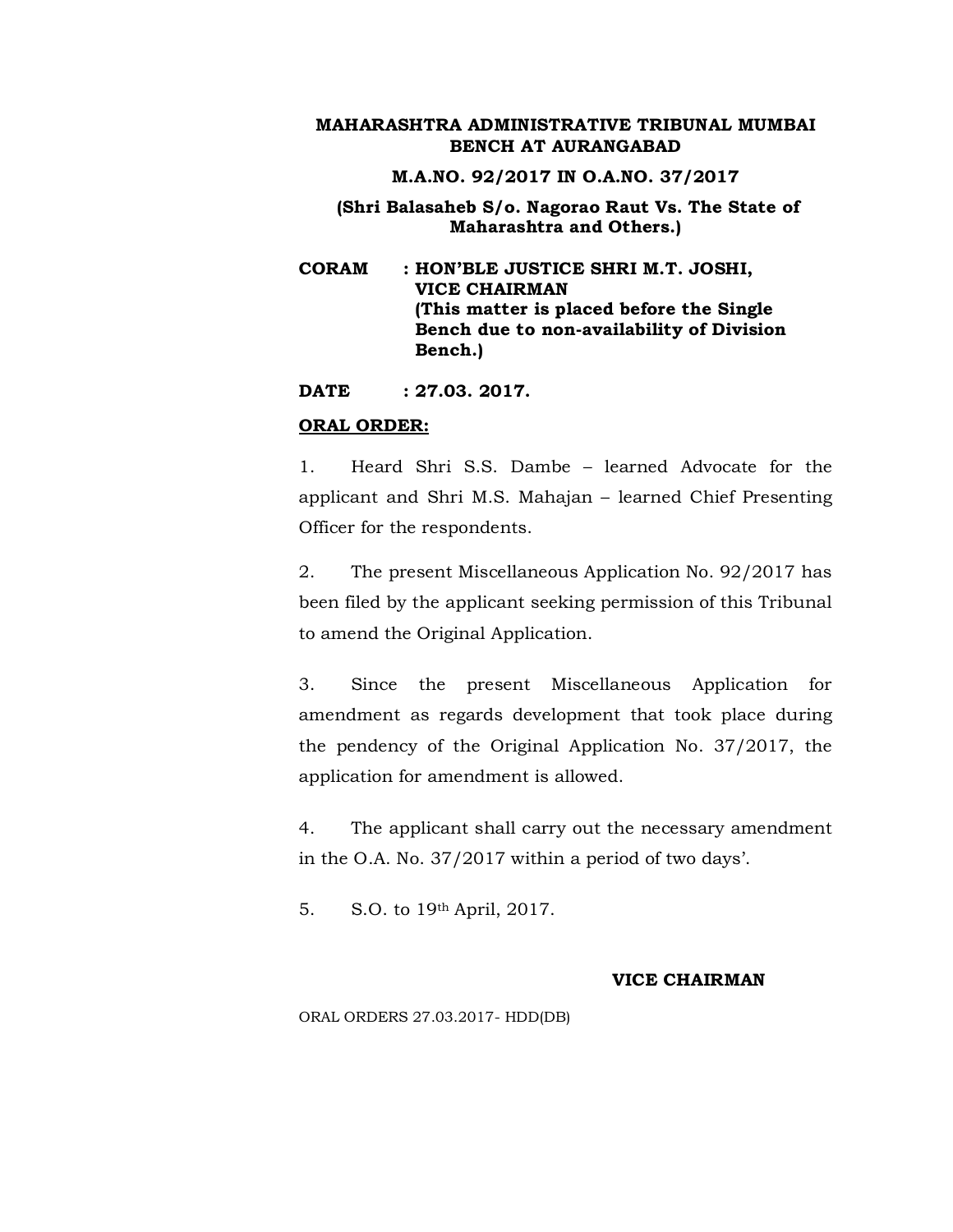**MAHARASHTRA ADMINISTRATIVE TRIBUNAL MUMBAI BENCH AT AURANGABAD**

**M.A.NO. 92/2017 IN O.A.NO. 37/2017**

**(Shri Balasaheb S/o. Nagorao Raut Vs. The State of Maharashtra and Others.)**

**CORAM : HON'BLE JUSTICE SHRI M.T. JOSHI, VICE CHAIRMAN**
**(This matter is placed before the Single Bench due to non-availability of Division Bench.)**

**DATE : 27.03. 2017.**

**ORAL ORDER:**

1. Heard Shri S.S. Dambe – learned Advocate for the applicant and Shri M.S. Mahajan – learned Chief Presenting Officer for the respondents.

2. The present Miscellaneous Application No. 92/2017 has been filed by the applicant seeking permission of this Tribunal to amend the Original Application.

3. Since the present Miscellaneous Application for amendment as regards development that took place during the pendency of the Original Application No. 37/2017, the application for amendment is allowed.

4. The applicant shall carry out the necessary amendment in the O.A. No. 37/2017 within a period of two days'.

5. S.O. to 19th April, 2017.

**VICE CHAIRMAN**

ORAL ORDERS 27.03.2017- HDD(DB)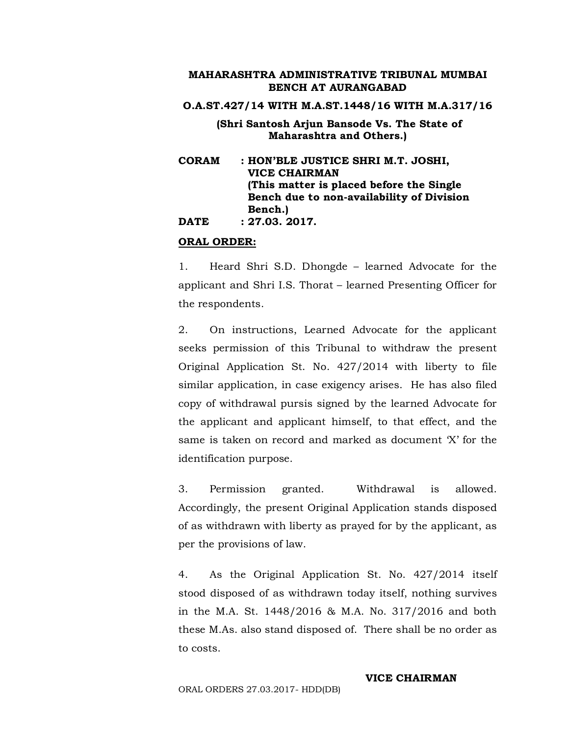**MAHARASHTRA ADMINISTRATIVE TRIBUNAL MUMBAI BENCH AT AURANGABAD**

**O.A.ST.427/14 WITH M.A.ST.1448/16 WITH M.A.317/16**

**(Shri Santosh Arjun Bansode Vs. The State of Maharashtra and Others.)**

**CORAM : HON'BLE JUSTICE SHRI M.T. JOSHI, VICE CHAIRMAN**
**(This matter is placed before the Single Bench due to non-availability of Division Bench.)**

**DATE : 27.03. 2017.**

**ORAL ORDER:**

1. Heard Shri S.D. Dhongde – learned Advocate for the applicant and Shri I.S. Thorat – learned Presenting Officer for the respondents.

2. On instructions, Learned Advocate for the applicant seeks permission of this Tribunal to withdraw the present Original Application St. No. 427/2014 with liberty to file similar application, in case exigency arises. He has also filed copy of withdrawal pursis signed by the learned Advocate for the applicant and applicant himself, to that effect, and the same is taken on record and marked as document 'X' for the identification purpose.

3. Permission granted. Withdrawal is allowed. Accordingly, the present Original Application stands disposed of as withdrawn with liberty as prayed for by the applicant, as per the provisions of law.

4. As the Original Application St. No. 427/2014 itself stood disposed of as withdrawn today itself, nothing survives in the M.A. St. 1448/2016 & M.A. No. 317/2016 and both these M.As. also stand disposed of. There shall be no order as to costs.

**VICE CHAIRMAN**

ORAL ORDERS 27.03.2017- HDD(DB)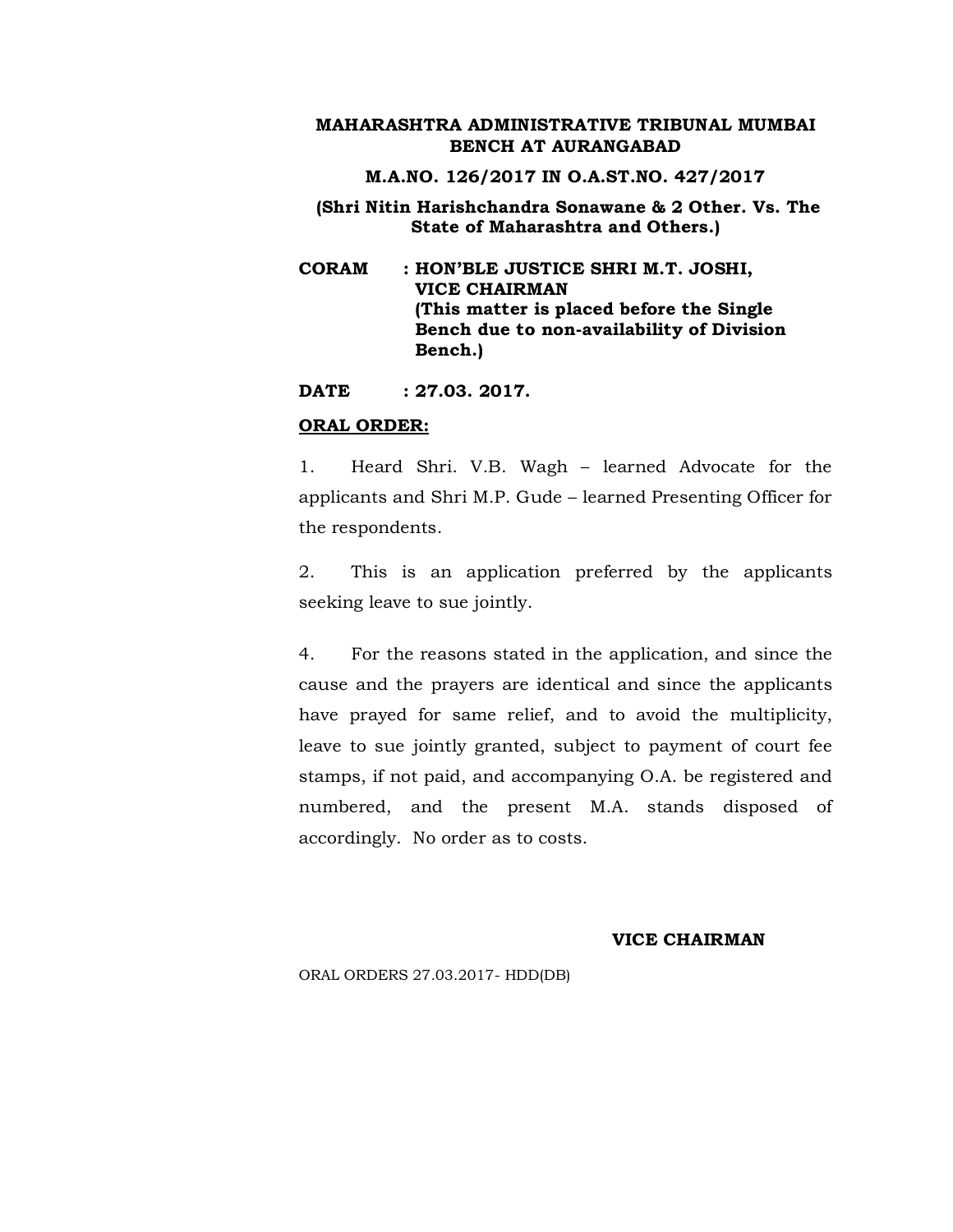**MAHARASHTRA ADMINISTRATIVE TRIBUNAL MUMBAI BENCH AT AURANGABAD**

**M.A.NO. 126/2017 IN O.A.ST.NO. 427/2017**

**(Shri Nitin Harishchandra Sonawane & 2 Other. Vs. The State of Maharashtra and Others.)**

**CORAM : HON'BLE JUSTICE SHRI M.T. JOSHI, VICE CHAIRMAN (This matter is placed before the Single Bench due to non-availability of Division Bench.)**

**DATE : 27.03. 2017.**

**ORAL ORDER:**

1. Heard Shri. V.B. Wagh – learned Advocate for the applicants and Shri M.P. Gude – learned Presenting Officer for the respondents.

2. This is an application preferred by the applicants seeking leave to sue jointly.

4. For the reasons stated in the application, and since the cause and the prayers are identical and since the applicants have prayed for same relief, and to avoid the multiplicity, leave to sue jointly granted, subject to payment of court fee stamps, if not paid, and accompanying O.A. be registered and numbered, and the present M.A. stands disposed of accordingly. No order as to costs.

**VICE CHAIRMAN**

ORAL ORDERS 27.03.2017- HDD(DB)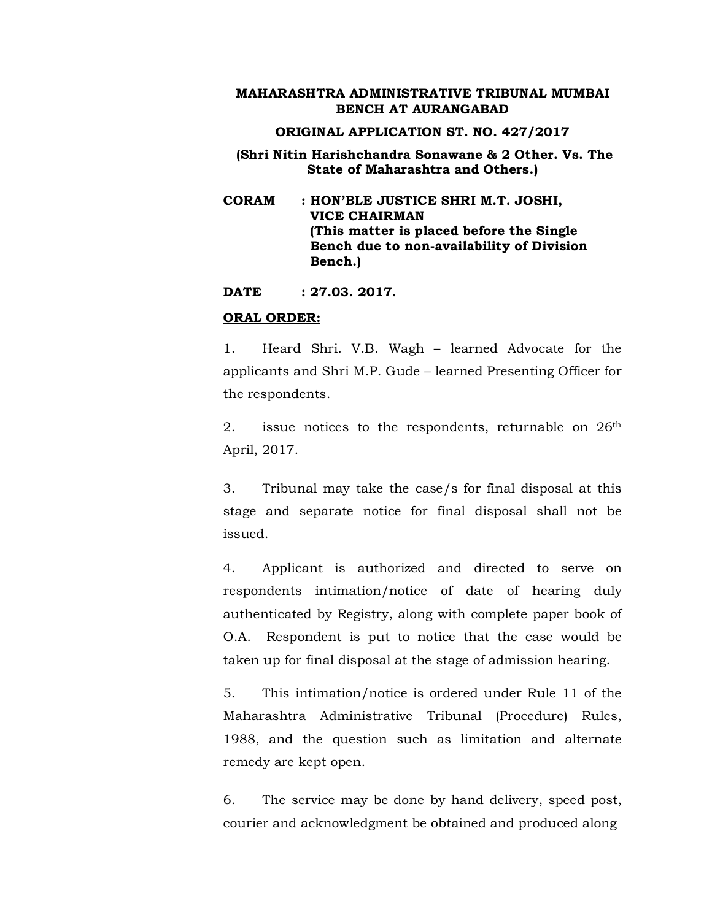**MAHARASHTRA ADMINISTRATIVE TRIBUNAL MUMBAI BENCH AT AURANGABAD**

**ORIGINAL APPLICATION ST. NO. 427/2017**

**(Shri Nitin Harishchandra Sonawane & 2 Other. Vs. The State of Maharashtra and Others.)**

**CORAM : HON'BLE JUSTICE SHRI M.T. JOSHI, VICE CHAIRMAN (This matter is placed before the Single Bench due to non-availability of Division Bench.)**

**DATE : 27.03. 2017.**

**ORAL ORDER:**

1. Heard Shri. V.B. Wagh – learned Advocate for the applicants and Shri M.P. Gude – learned Presenting Officer for the respondents.

2. issue notices to the respondents, returnable on 26th April, 2017.

3. Tribunal may take the case/s for final disposal at this stage and separate notice for final disposal shall not be issued.

4. Applicant is authorized and directed to serve on respondents intimation/notice of date of hearing duly authenticated by Registry, along with complete paper book of O.A. Respondent is put to notice that the case would be taken up for final disposal at the stage of admission hearing.

5. This intimation/notice is ordered under Rule 11 of the Maharashtra Administrative Tribunal (Procedure) Rules, 1988, and the question such as limitation and alternate remedy are kept open.

6. The service may be done by hand delivery, speed post, courier and acknowledgment be obtained and produced along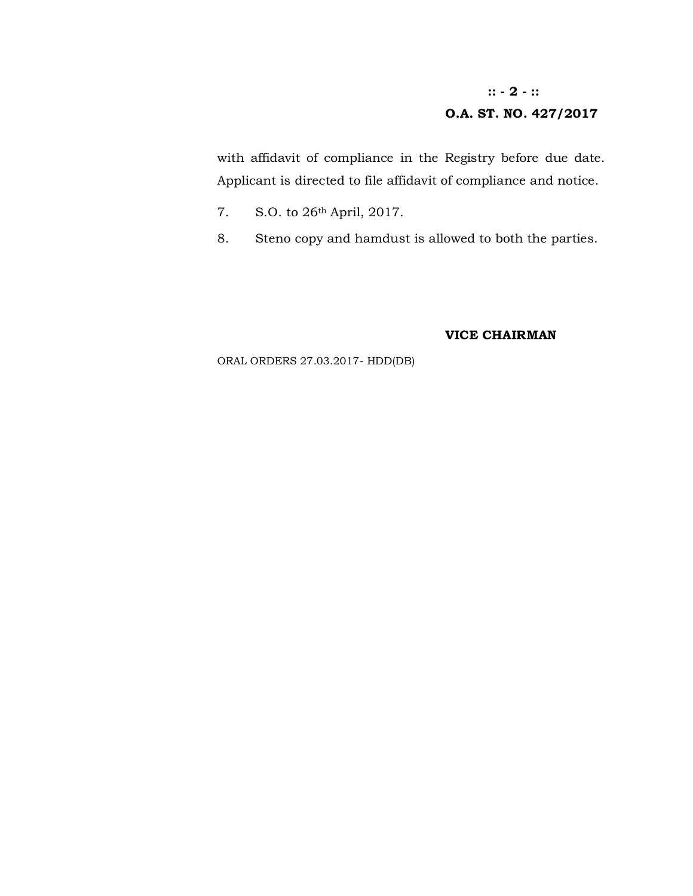with affidavit of compliance in the Registry before due date. Applicant is directed to file affidavit of compliance and notice.

7. S.O. to 26th April, 2017.

8. Steno copy and hamdust is allowed to both the parties.

**VICE CHAIRMAN**

ORAL ORDERS 27.03.2017- HDD(DB)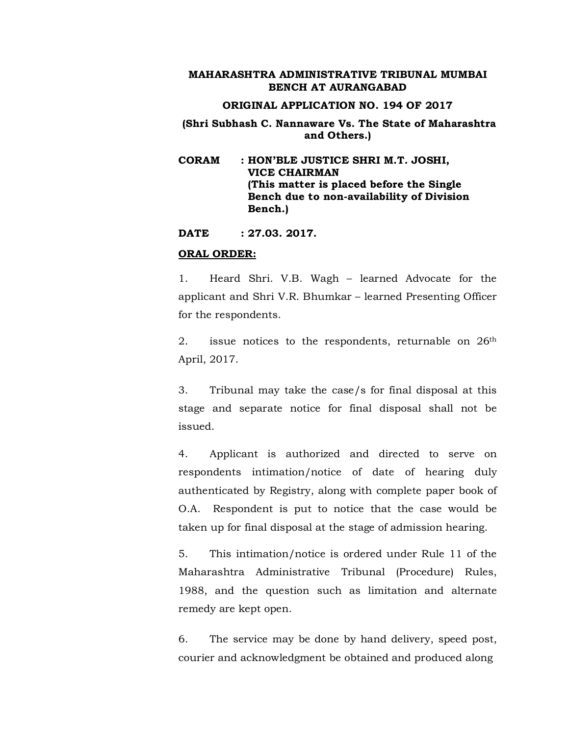**MAHARASHTRA ADMINISTRATIVE TRIBUNAL MUMBAI BENCH AT AURANGABAD**

**ORIGINAL APPLICATION NO. 194 OF 2017**

**(Shri Subhash C. Nannaware Vs. The State of Maharashtra and Others.)**

**CORAM : HON'BLE JUSTICE SHRI M.T. JOSHI, VICE CHAIRMAN (This matter is placed before the Single Bench due to non-availability of Division Bench.)**

**DATE : 27.03. 2017.**

**ORAL ORDER:**

1. Heard Shri. V.B. Wagh – learned Advocate for the applicant and Shri V.R. Bhumkar – learned Presenting Officer for the respondents.

2. issue notices to the respondents, returnable on 26th April, 2017.

3. Tribunal may take the case/s for final disposal at this stage and separate notice for final disposal shall not be issued.

4. Applicant is authorized and directed to serve on respondents intimation/notice of date of hearing duly authenticated by Registry, along with complete paper book of O.A. Respondent is put to notice that the case would be taken up for final disposal at the stage of admission hearing.

5. This intimation/notice is ordered under Rule 11 of the Maharashtra Administrative Tribunal (Procedure) Rules, 1988, and the question such as limitation and alternate remedy are kept open.

6. The service may be done by hand delivery, speed post, courier and acknowledgment be obtained and produced along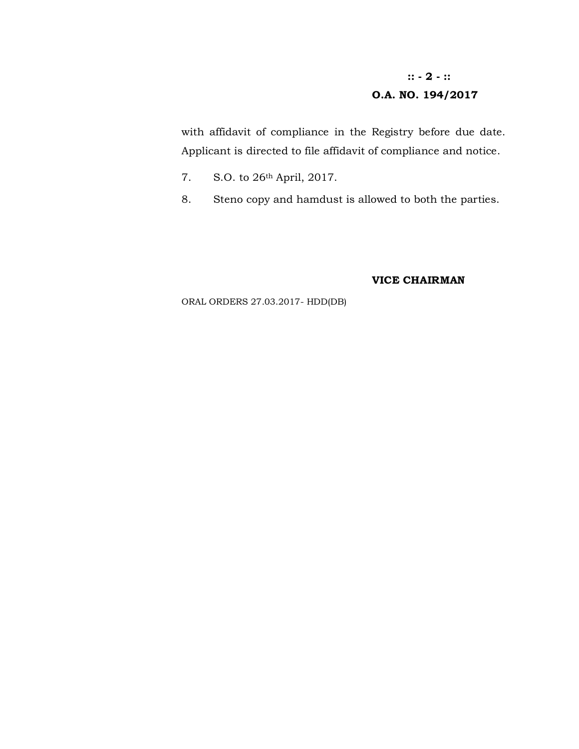with affidavit of compliance in the Registry before due date. Applicant is directed to file affidavit of compliance and notice.

7. S.O. to 26th April, 2017.

8. Steno copy and hamdust is allowed to both the parties.

**VICE CHAIRMAN**

ORAL ORDERS 27.03.2017- HDD(DB)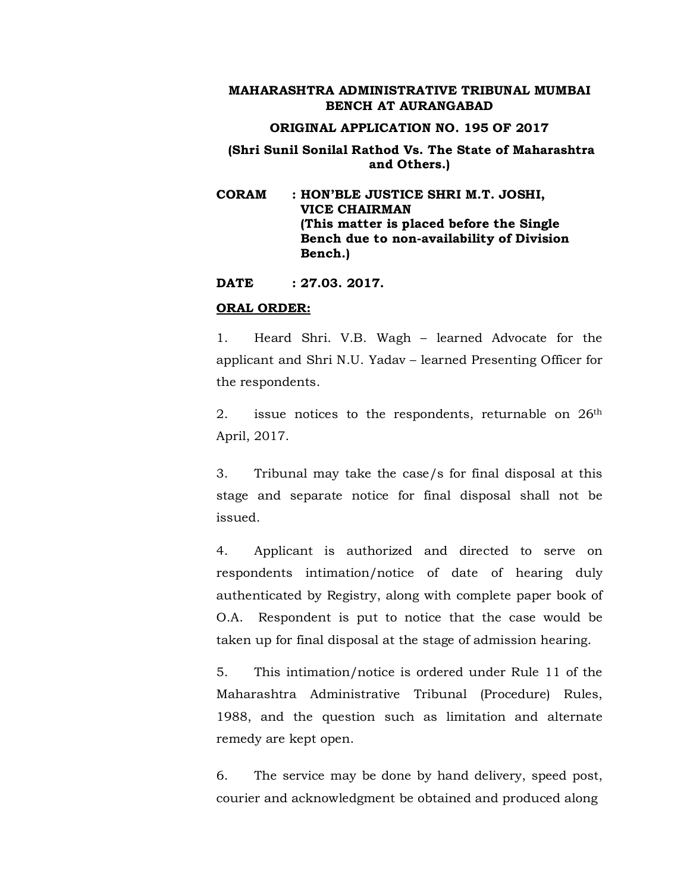**MAHARASHTRA ADMINISTRATIVE TRIBUNAL MUMBAI BENCH AT AURANGABAD**

**ORIGINAL APPLICATION NO. 195 OF 2017**

**(Shri Sunil Sonilal Rathod Vs. The State of Maharashtra and Others.)**

**CORAM : HON'BLE JUSTICE SHRI M.T. JOSHI, VICE CHAIRMAN (This matter is placed before the Single Bench due to non-availability of Division Bench.)**

**DATE : 27.03. 2017.**

**ORAL ORDER:**

1. Heard Shri. V.B. Wagh – learned Advocate for the applicant and Shri N.U. Yadav – learned Presenting Officer for the respondents.

2. issue notices to the respondents, returnable on 26th April, 2017.

3. Tribunal may take the case/s for final disposal at this stage and separate notice for final disposal shall not be issued.

4. Applicant is authorized and directed to serve on respondents intimation/notice of date of hearing duly authenticated by Registry, along with complete paper book of O.A. Respondent is put to notice that the case would be taken up for final disposal at the stage of admission hearing.

5. This intimation/notice is ordered under Rule 11 of the Maharashtra Administrative Tribunal (Procedure) Rules, 1988, and the question such as limitation and alternate remedy are kept open.

6. The service may be done by hand delivery, speed post, courier and acknowledgment be obtained and produced along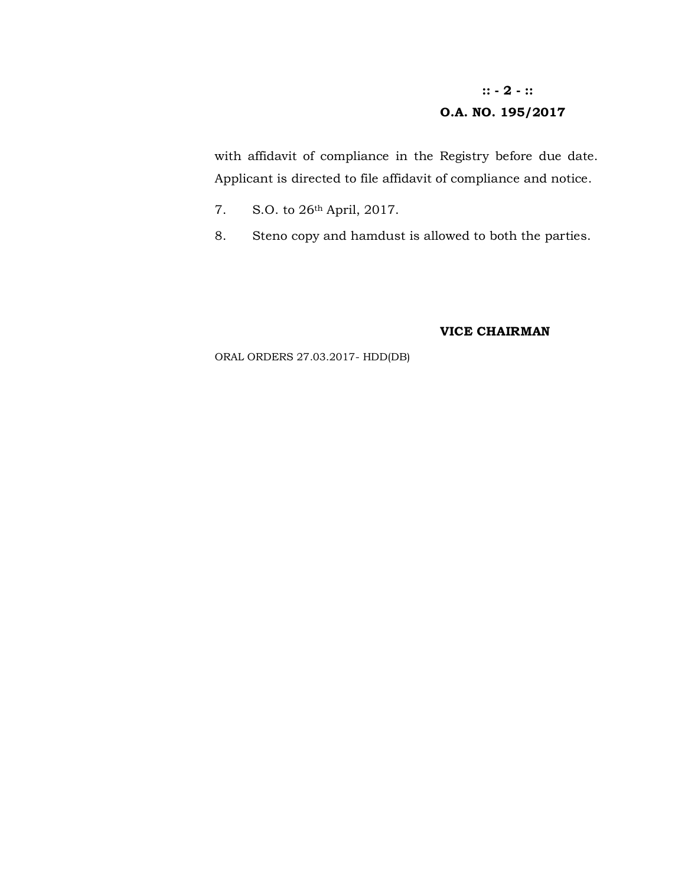with affidavit of compliance in the Registry before due date. Applicant is directed to file affidavit of compliance and notice.

7. S.O. to 26th April, 2017.

8. Steno copy and hamdust is allowed to both the parties.

**VICE CHAIRMAN**

ORAL ORDERS 27.03.2017- HDD(DB)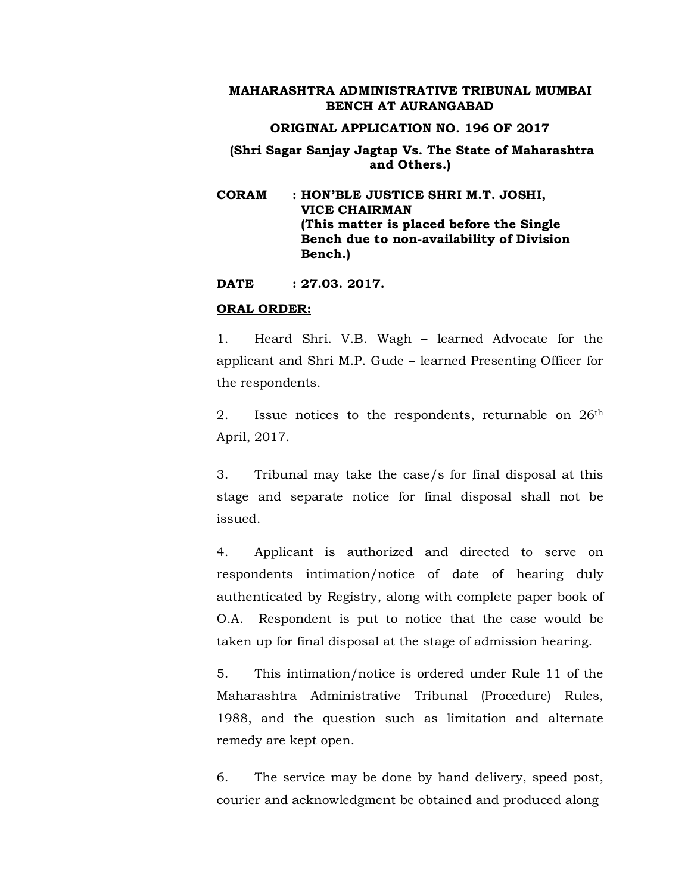**MAHARASHTRA ADMINISTRATIVE TRIBUNAL MUMBAI BENCH AT AURANGABAD**

**ORIGINAL APPLICATION NO. 196 OF 2017**

**(Shri Sagar Sanjay Jagtap Vs. The State of Maharashtra and Others.)**

**CORAM : HON'BLE JUSTICE SHRI M.T. JOSHI, VICE CHAIRMAN**
**(This matter is placed before the Single Bench due to non-availability of Division Bench.)**

**DATE : 27.03. 2017.**

**ORAL ORDER:**

1. Heard Shri. V.B. Wagh – learned Advocate for the applicant and Shri M.P. Gude – learned Presenting Officer for the respondents.

2. Issue notices to the respondents, returnable on 26th April, 2017.

3. Tribunal may take the case/s for final disposal at this stage and separate notice for final disposal shall not be issued.

4. Applicant is authorized and directed to serve on respondents intimation/notice of date of hearing duly authenticated by Registry, along with complete paper book of O.A. Respondent is put to notice that the case would be taken up for final disposal at the stage of admission hearing.

5. This intimation/notice is ordered under Rule 11 of the Maharashtra Administrative Tribunal (Procedure) Rules, 1988, and the question such as limitation and alternate remedy are kept open.

6. The service may be done by hand delivery, speed post, courier and acknowledgment be obtained and produced along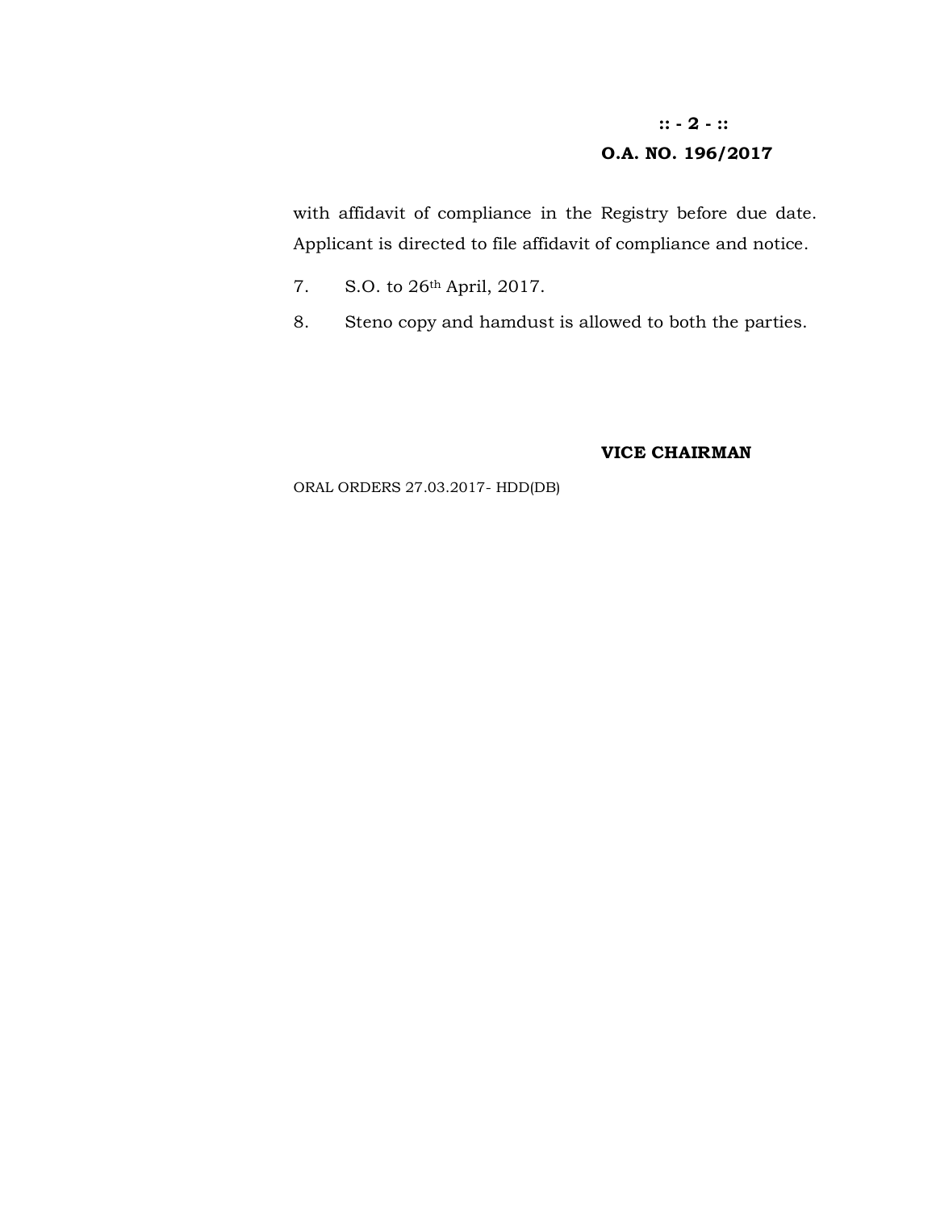**O.A. NO. 196/2017**

with affidavit of compliance in the Registry before due date. Applicant is directed to file affidavit of compliance and notice.

7. S.O. to 26th April, 2017.

8. Steno copy and hamdust is allowed to both the parties.

**VICE CHAIRMAN**

ORAL ORDERS 27.03.2017- HDD(DB)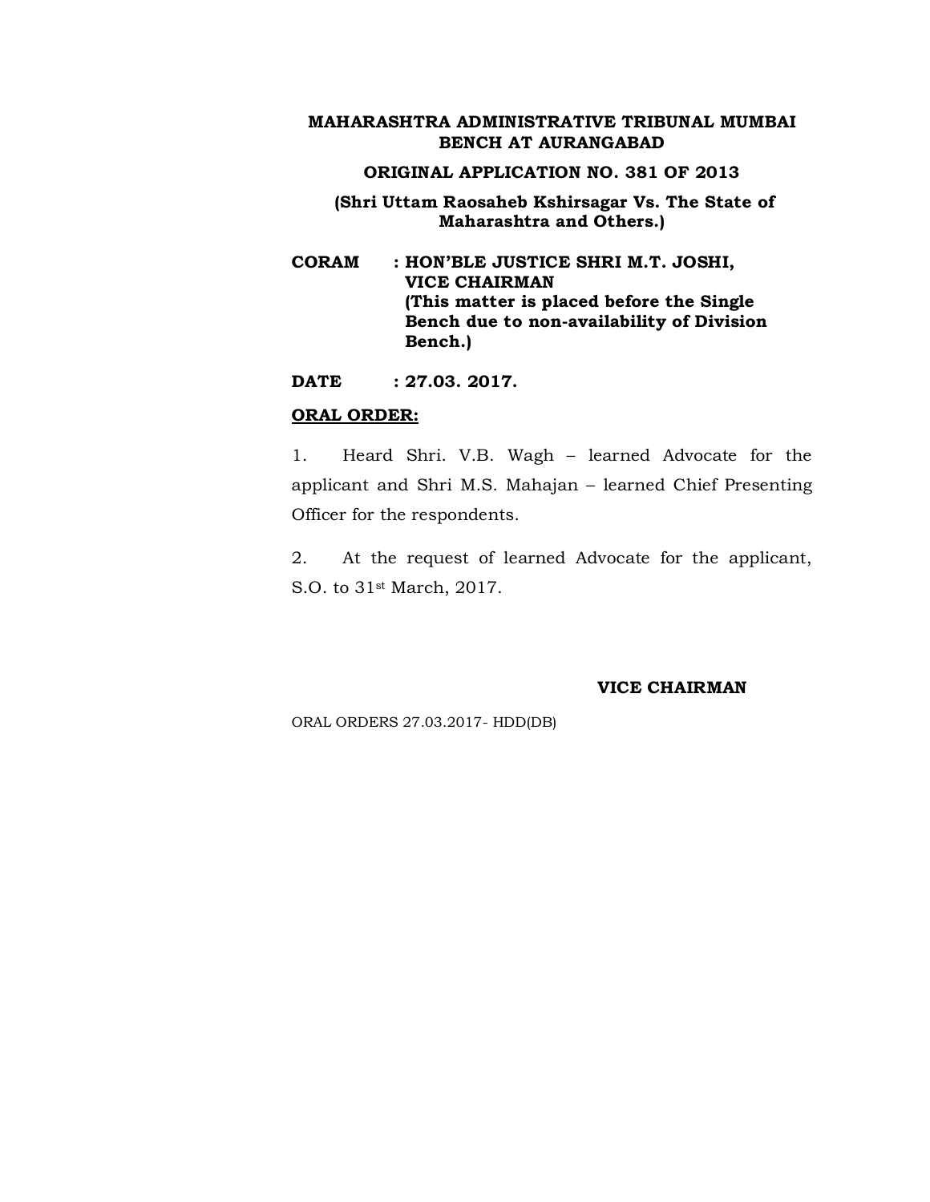**MAHARASHTRA ADMINISTRATIVE TRIBUNAL MUMBAI BENCH AT AURANGABAD**

**ORIGINAL APPLICATION NO. 381 OF 2013**

**(Shri Uttam Raosaheb Kshirsagar Vs. The State of Maharashtra and Others.)**

**CORAM : HON'BLE JUSTICE SHRI M.T. JOSHI, VICE CHAIRMAN**
**(This matter is placed before the Single Bench due to non-availability of Division Bench.)**

**DATE : 27.03. 2017.**

**<u>ORAL ORDER:</u>**

1. Heard Shri. V.B. Wagh – learned Advocate for the applicant and Shri M.S. Mahajan – learned Chief Presenting Officer for the respondents.

2. At the request of learned Advocate for the applicant, S.O. to 31st March, 2017.

**VICE CHAIRMAN**

ORAL ORDERS 27.03.2017- HDD(DB)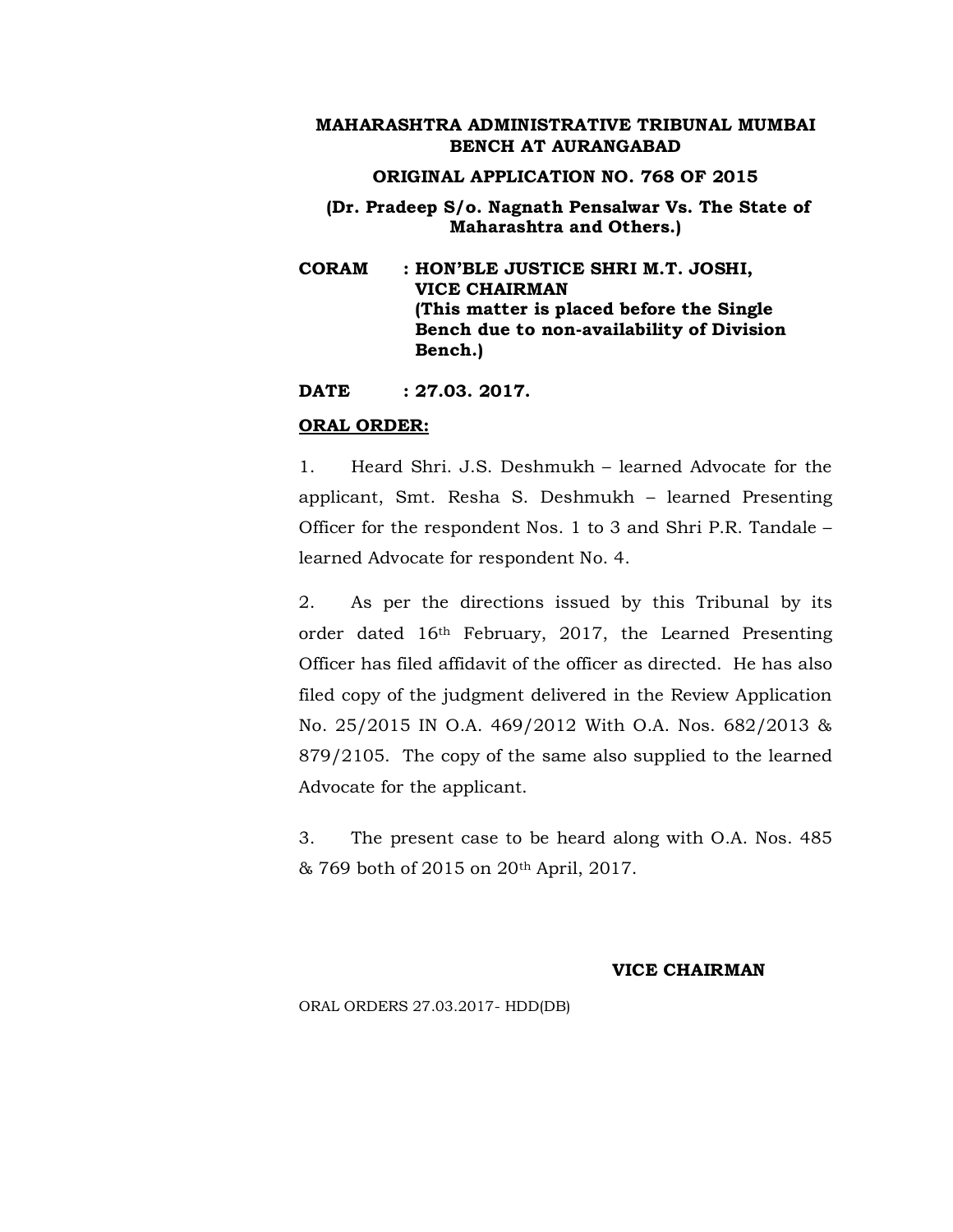**MAHARASHTRA ADMINISTRATIVE TRIBUNAL MUMBAI BENCH AT AURANGABAD**

**ORIGINAL APPLICATION NO. 768 OF 2015**

**(Dr. Pradeep S/o. Nagnath Pensalwar Vs. The State of Maharashtra and Others.)**

**CORAM : HON'BLE JUSTICE SHRI M.T. JOSHI, VICE CHAIRMAN (This matter is placed before the Single Bench due to non-availability of Division Bench.)**

**DATE : 27.03. 2017.**

**<u>ORAL ORDER:</u>**

1. Heard Shri. J.S. Deshmukh – learned Advocate for the applicant, Smt. Resha S. Deshmukh – learned Presenting Officer for the respondent Nos. 1 to 3 and Shri P.R. Tandale – learned Advocate for respondent No. 4.

2. As per the directions issued by this Tribunal by its order dated 16th February, 2017, the Learned Presenting Officer has filed affidavit of the officer as directed. He has also filed copy of the judgment delivered in the Review Application No. 25/2015 IN O.A. 469/2012 With O.A. Nos. 682/2013 & 879/2105. The copy of the same also supplied to the learned Advocate for the applicant.

3. The present case to be heard along with O.A. Nos. 485 & 769 both of 2015 on 20th April, 2017.

**VICE CHAIRMAN**

ORAL ORDERS 27.03.2017- HDD(DB)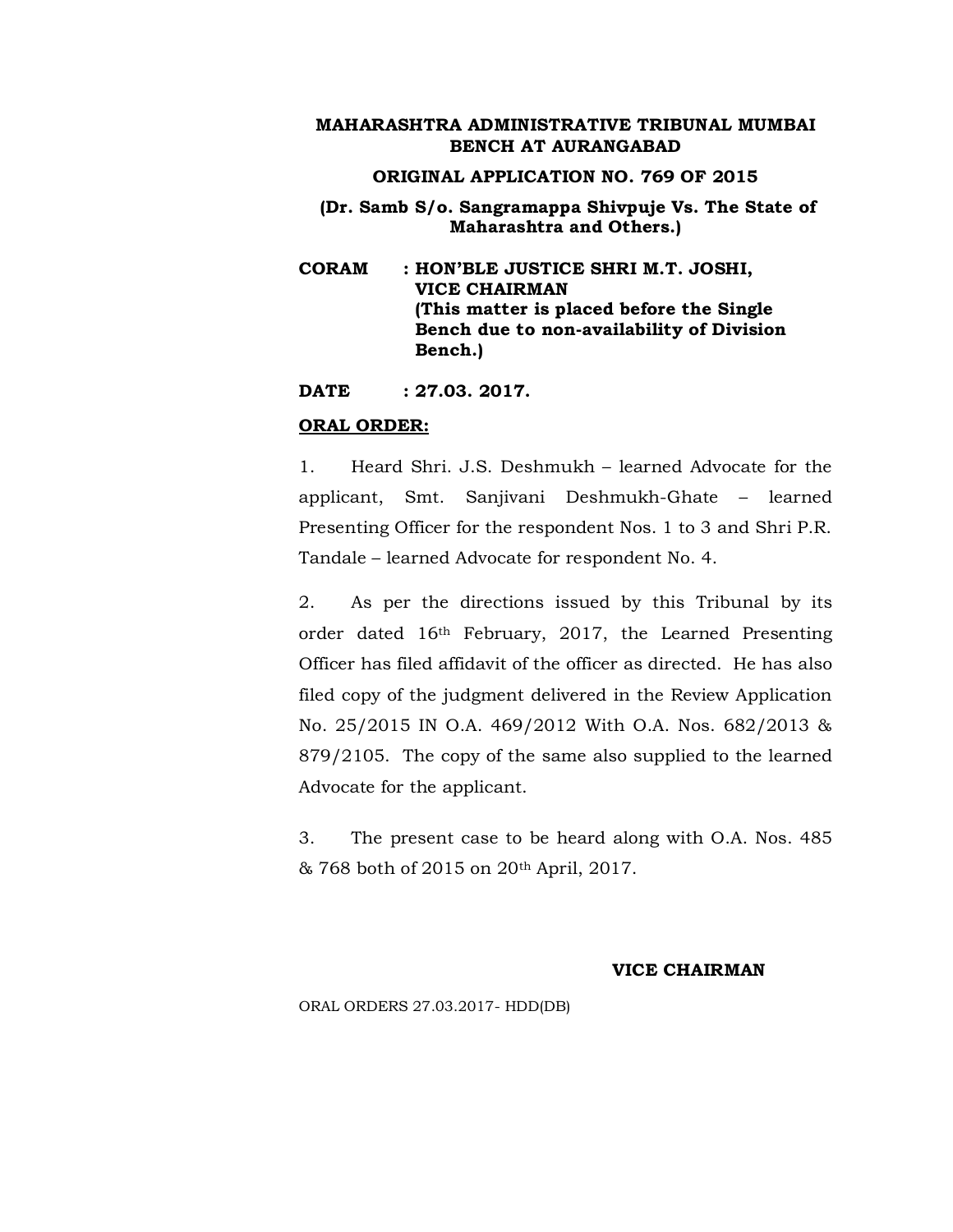**MAHARASHTRA ADMINISTRATIVE TRIBUNAL MUMBAI BENCH AT AURANGABAD**

**ORIGINAL APPLICATION NO. 769 OF 2015**

**(Dr. Samb S/o. Sangramappa Shivpuje Vs. The State of Maharashtra and Others.)**

**CORAM : HON'BLE JUSTICE SHRI M.T. JOSHI, VICE CHAIRMAN (This matter is placed before the Single Bench due to non-availability of Division Bench.)**

**DATE : 27.03. 2017.**

**ORAL ORDER:**

1. Heard Shri. J.S. Deshmukh – learned Advocate for the applicant, Smt. Sanjivani Deshmukh-Ghate – learned Presenting Officer for the respondent Nos. 1 to 3 and Shri P.R. Tandale – learned Advocate for respondent No. 4.

2. As per the directions issued by this Tribunal by its order dated 16th February, 2017, the Learned Presenting Officer has filed affidavit of the officer as directed. He has also filed copy of the judgment delivered in the Review Application No. 25/2015 IN O.A. 469/2012 With O.A. Nos. 682/2013 & 879/2105. The copy of the same also supplied to the learned Advocate for the applicant.

3. The present case to be heard along with O.A. Nos. 485 & 768 both of 2015 on 20th April, 2017.

**VICE CHAIRMAN**

ORAL ORDERS 27.03.2017- HDD(DB)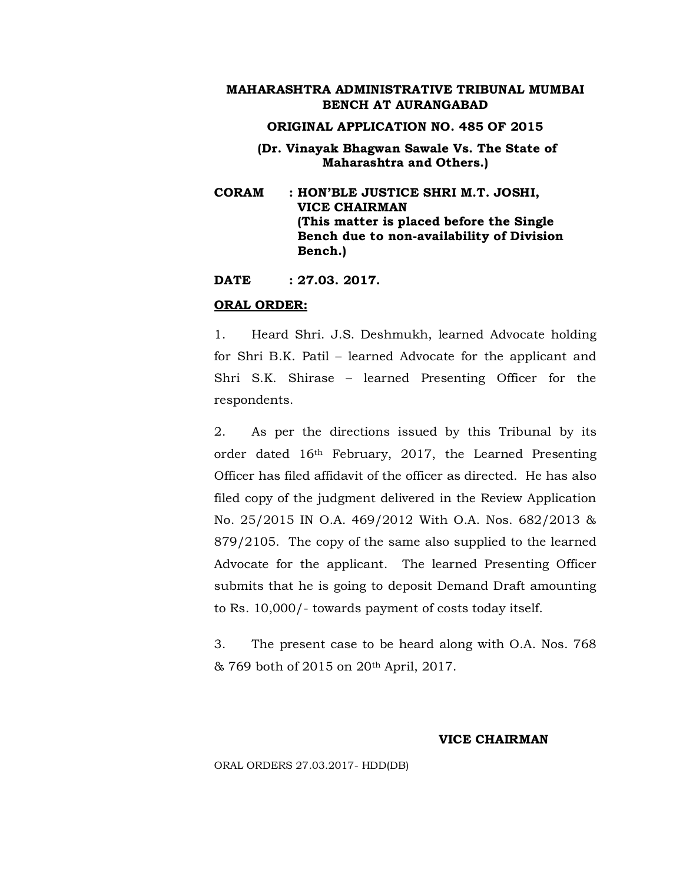**MAHARASHTRA ADMINISTRATIVE TRIBUNAL MUMBAI BENCH AT AURANGABAD**

**ORIGINAL APPLICATION NO. 485 OF 2015**

**(Dr. Vinayak Bhagwan Sawale Vs. The State of Maharashtra and Others.)**

**CORAM : HON'BLE JUSTICE SHRI M.T. JOSHI, VICE CHAIRMAN (This matter is placed before the Single Bench due to non-availability of Division Bench.)**

**DATE : 27.03. 2017.**

**ORAL ORDER:**

1. Heard Shri. J.S. Deshmukh, learned Advocate holding for Shri B.K. Patil – learned Advocate for the applicant and Shri S.K. Shirase – learned Presenting Officer for the respondents.

2. As per the directions issued by this Tribunal by its order dated 16th February, 2017, the Learned Presenting Officer has filed affidavit of the officer as directed. He has also filed copy of the judgment delivered in the Review Application No. 25/2015 IN O.A. 469/2012 With O.A. Nos. 682/2013 & 879/2105. The copy of the same also supplied to the learned Advocate for the applicant. The learned Presenting Officer submits that he is going to deposit Demand Draft amounting to Rs. 10,000/- towards payment of costs today itself.

3. The present case to be heard along with O.A. Nos. 768 & 769 both of 2015 on 20th April, 2017.

**VICE CHAIRMAN**

ORAL ORDERS 27.03.2017- HDD(DB)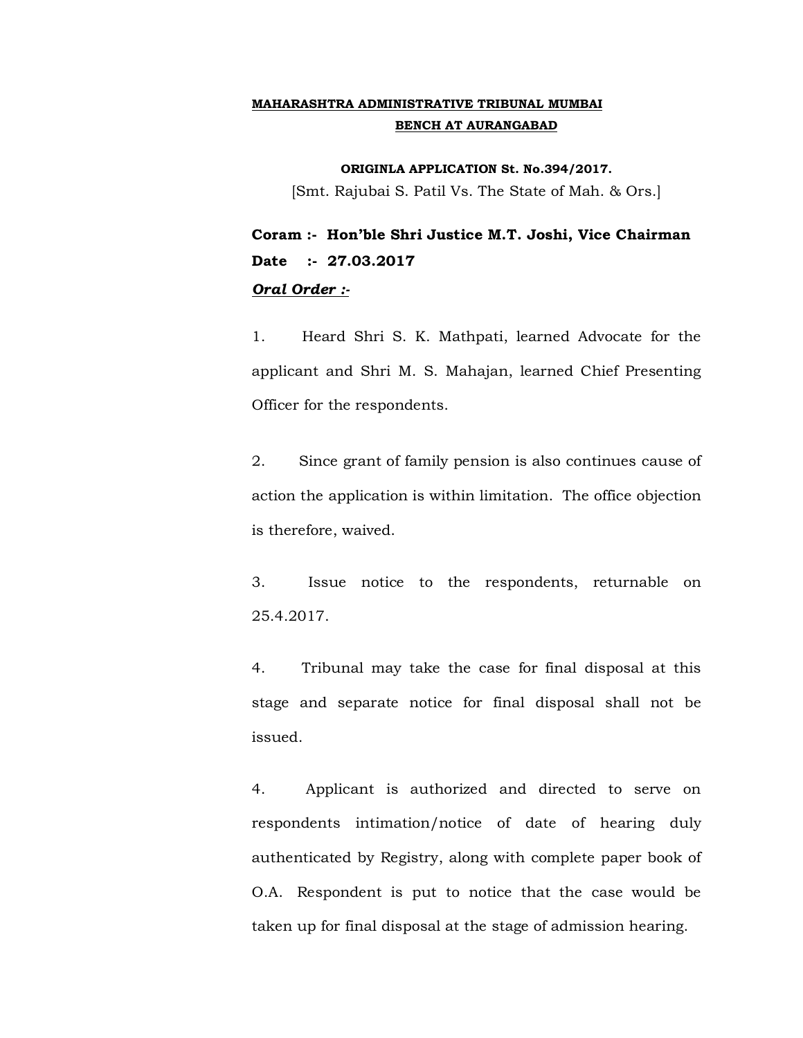**MAHARASHTRA ADMINISTRATIVE TRIBUNAL MUMBAI**
**BENCH AT AURANGABAD**

**ORIGINLA APPLICATION St. No.394/2017.**
[Smt. Rajubai S. Patil Vs. The State of Mah. & Ors.]

**Coram :- Hon'ble Shri Justice M.T. Joshi, Vice Chairman**
**Date :- 27.03.2017**
***Oral Order :-***

1. Heard Shri S. K. Mathpati, learned Advocate for the applicant and Shri M. S. Mahajan, learned Chief Presenting Officer for the respondents.

2. Since grant of family pension is also continues cause of action the application is within limitation. The office objection is therefore, waived.

3. Issue notice to the respondents, returnable on 25.4.2017.

4. Tribunal may take the case for final disposal at this stage and separate notice for final disposal shall not be issued.

4. Applicant is authorized and directed to serve on respondents intimation/notice of date of hearing duly authenticated by Registry, along with complete paper book of O.A. Respondent is put to notice that the case would be taken up for final disposal at the stage of admission hearing.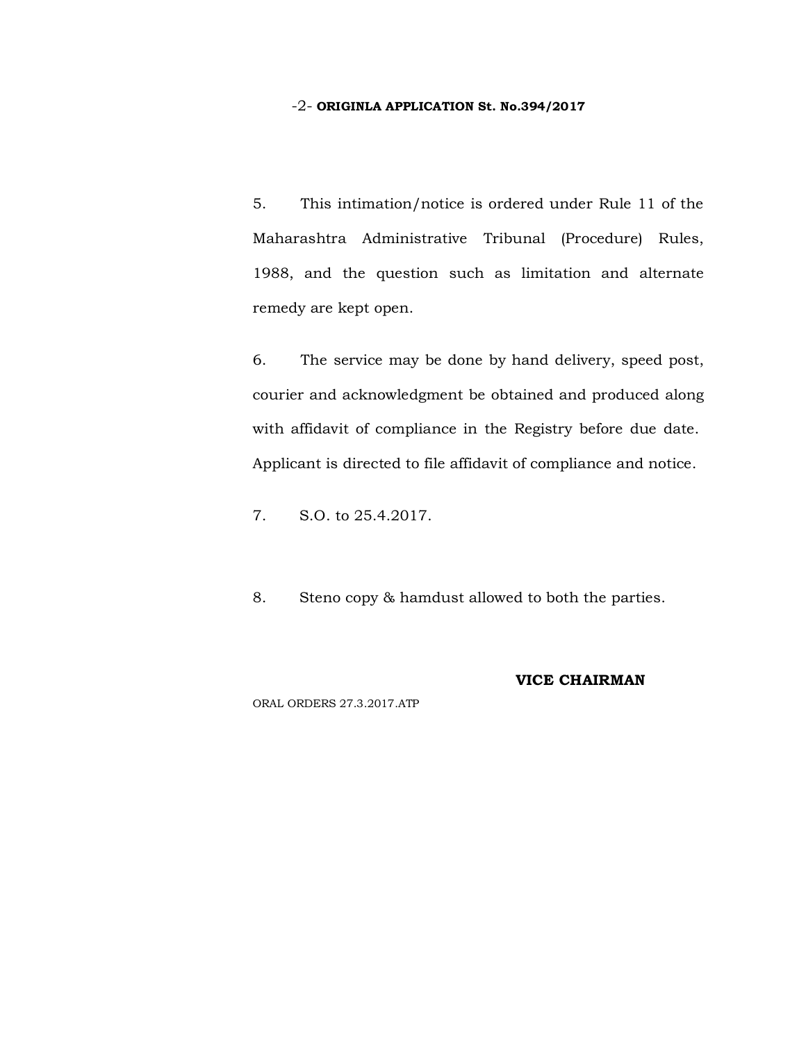5. This intimation/notice is ordered under Rule 11 of the Maharashtra Administrative Tribunal (Procedure) Rules, 1988, and the question such as limitation and alternate remedy are kept open.

6. The service may be done by hand delivery, speed post, courier and acknowledgment be obtained and produced along with affidavit of compliance in the Registry before due date. Applicant is directed to file affidavit of compliance and notice.

7. S.O. to 25.4.2017.

8. Steno copy & hamdust allowed to both the parties.

**VICE CHAIRMAN**

ORAL ORDERS 27.3.2017.ATP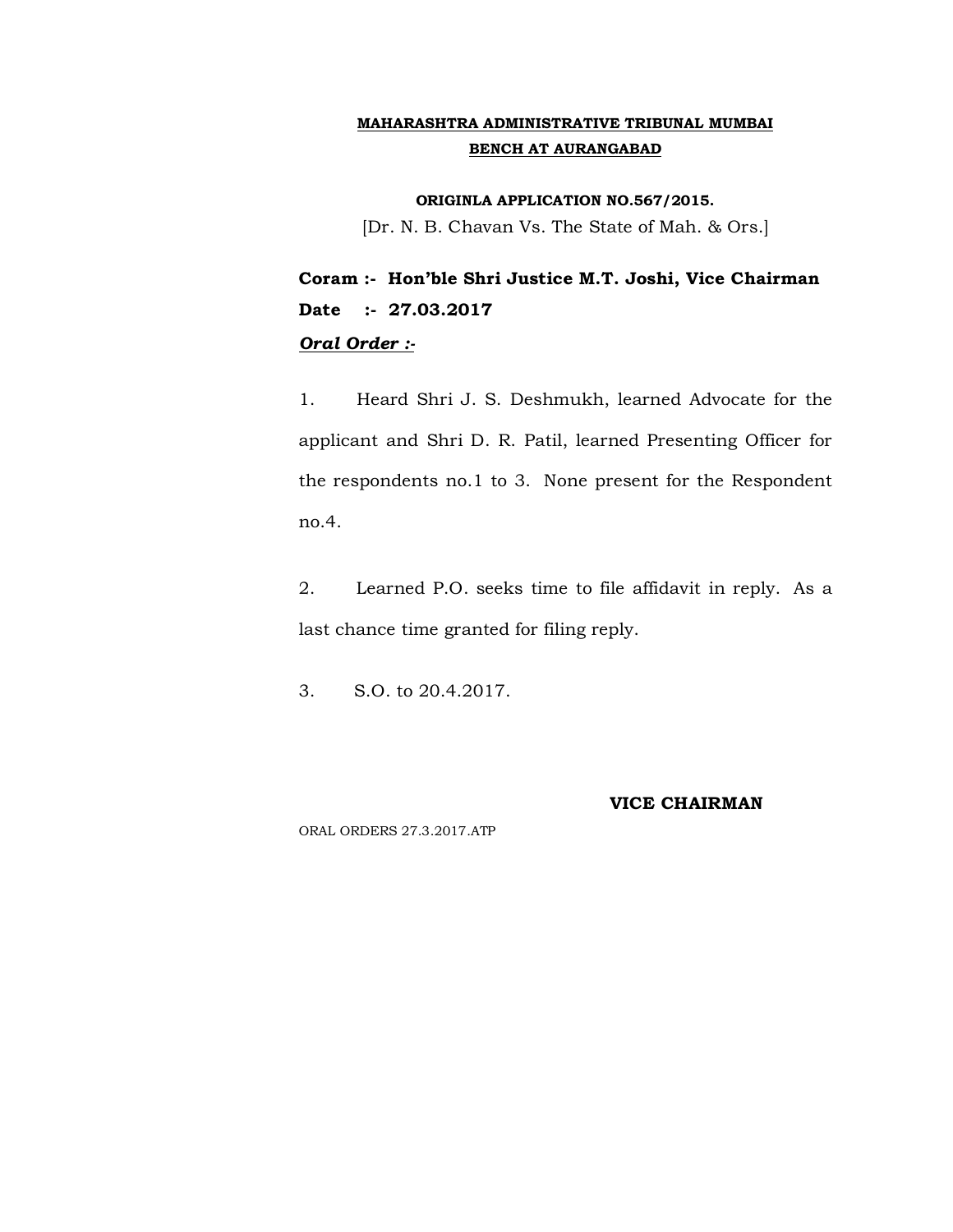**MAHARASHTRA ADMINISTRATIVE TRIBUNAL MUMBAI**
**BENCH AT AURANGABAD**

**ORIGINLA APPLICATION NO.567/2015.**
[Dr. N. B. Chavan Vs. The State of Mah. & Ors.]

**Coram :- Hon'ble Shri Justice M.T. Joshi, Vice Chairman**
**Date :- 27.03.2017**
***Oral Order :-***

1. Heard Shri J. S. Deshmukh, learned Advocate for the applicant and Shri D. R. Patil, learned Presenting Officer for the respondents no.1 to 3. None present for the Respondent no.4.

2. Learned P.O. seeks time to file affidavit in reply. As a last chance time granted for filing reply.

3. S.O. to 20.4.2017.

**VICE CHAIRMAN**

ORAL ORDERS 27.3.2017.ATP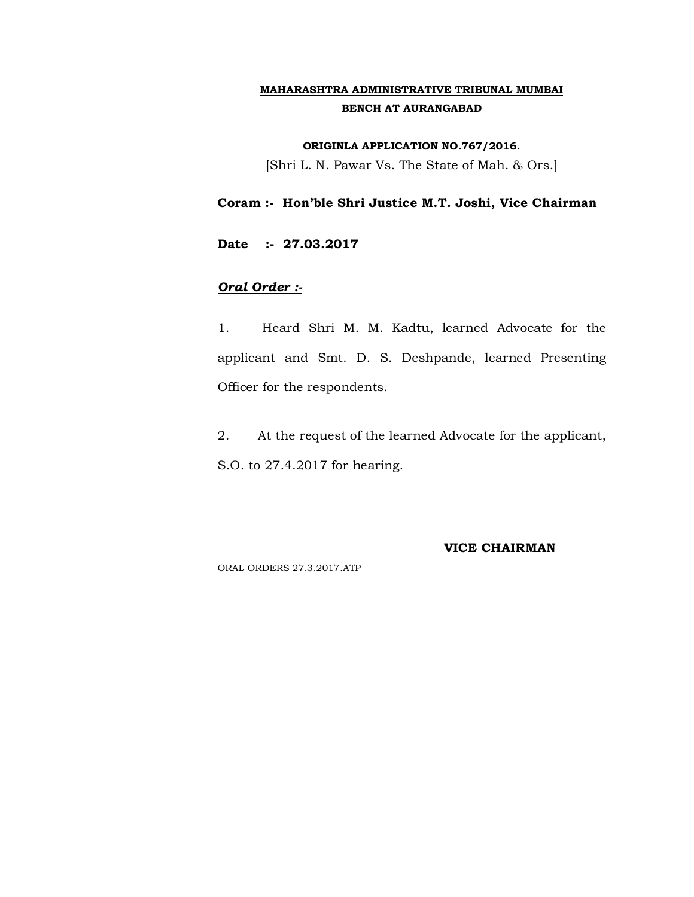**MAHARASHTRA ADMINISTRATIVE TRIBUNAL MUMBAI**
**BENCH AT AURANGABAD**

**ORIGINLA APPLICATION NO.767/2016.**
[Shri L. N. Pawar Vs. The State of Mah. & Ors.]

**Coram :- Hon'ble Shri Justice M.T. Joshi, Vice Chairman**

**Date :- 27.03.2017**

***Oral Order :-***

1. Heard Shri M. M. Kadtu, learned Advocate for the applicant and Smt. D. S. Deshpande, learned Presenting Officer for the respondents.

2. At the request of the learned Advocate for the applicant, S.O. to 27.4.2017 for hearing.

**VICE CHAIRMAN**

ORAL ORDERS 27.3.2017.ATP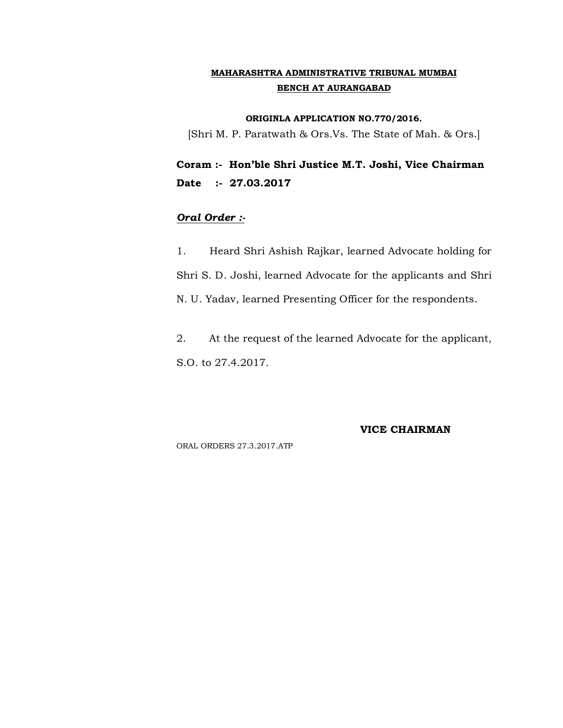**MAHARASHTRA ADMINISTRATIVE TRIBUNAL MUMBAI**
**BENCH AT AURANGABAD**

**ORIGINLA APPLICATION NO.770/2016.**

[Shri M. P. Paratwath & Ors.Vs. The State of Mah. & Ors.]

**Coram :- Hon'ble Shri Justice M.T. Joshi, Vice Chairman**
**Date :- 27.03.2017**

***Oral Order :-***

1. Heard Shri Ashish Rajkar, learned Advocate holding for Shri S. D. Joshi, learned Advocate for the applicants and Shri N. U. Yadav, learned Presenting Officer for the respondents.

2. At the request of the learned Advocate for the applicant, S.O. to 27.4.2017.

**VICE CHAIRMAN**

ORAL ORDERS 27.3.2017.ATP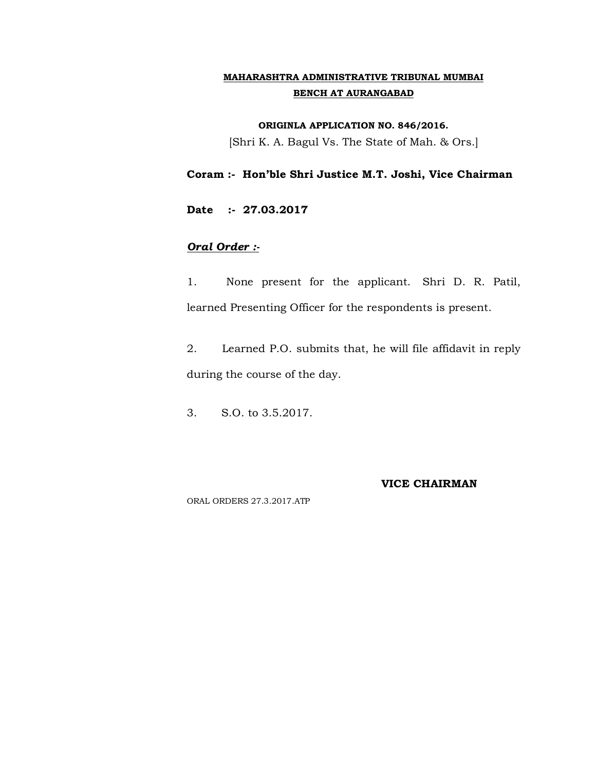**MAHARASHTRA ADMINISTRATIVE TRIBUNAL MUMBAI**
**BENCH AT AURANGABAD**

**ORIGINLA APPLICATION NO. 846/2016.**
[Shri K. A. Bagul Vs. The State of Mah. & Ors.]

**Coram :- Hon'ble Shri Justice M.T. Joshi, Vice Chairman**

**Date :- 27.03.2017**

***Oral Order :-***

1. None present for the applicant. Shri D. R. Patil, learned Presenting Officer for the respondents is present.

2. Learned P.O. submits that, he will file affidavit in reply during the course of the day.

3. S.O. to 3.5.2017.

**VICE CHAIRMAN**

ORAL ORDERS 27.3.2017.ATP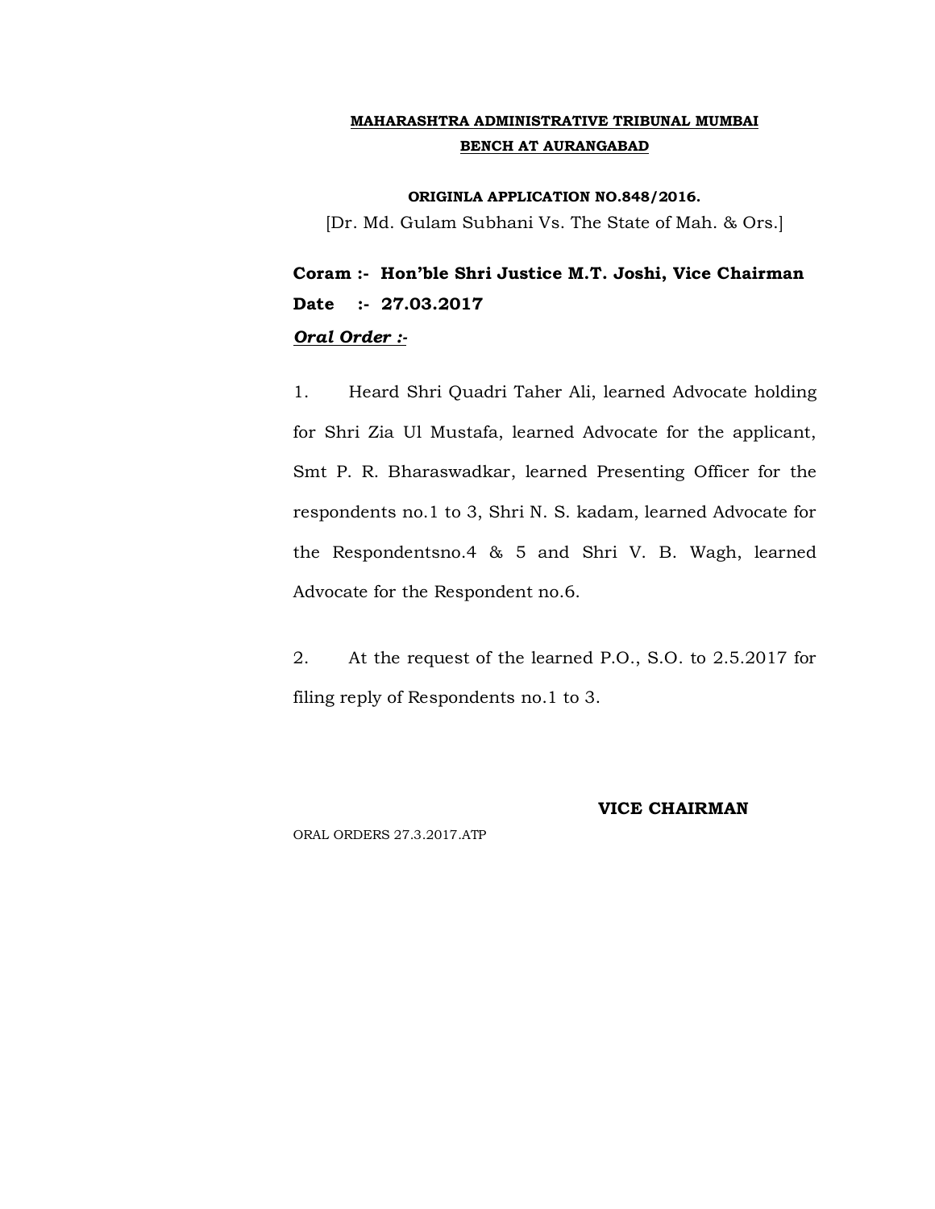**MAHARASHTRA ADMINISTRATIVE TRIBUNAL MUMBAI**
**BENCH AT AURANGABAD**

**ORIGINLA APPLICATION NO.848/2016.**
[Dr. Md. Gulam Subhani Vs. The State of Mah. & Ors.]

**Coram :- Hon'ble Shri Justice M.T. Joshi, Vice Chairman**
**Date :- 27.03.2017**
***Oral Order :-***

1. Heard Shri Quadri Taher Ali, learned Advocate holding for Shri Zia Ul Mustafa, learned Advocate for the applicant, Smt P. R. Bharaswadkar, learned Presenting Officer for the respondents no.1 to 3, Shri N. S. kadam, learned Advocate for the Respondentsno.4 & 5 and Shri V. B. Wagh, learned Advocate for the Respondent no.6.

2. At the request of the learned P.O., S.O. to 2.5.2017 for filing reply of Respondents no.1 to 3.

**VICE CHAIRMAN**

ORAL ORDERS 27.3.2017.ATP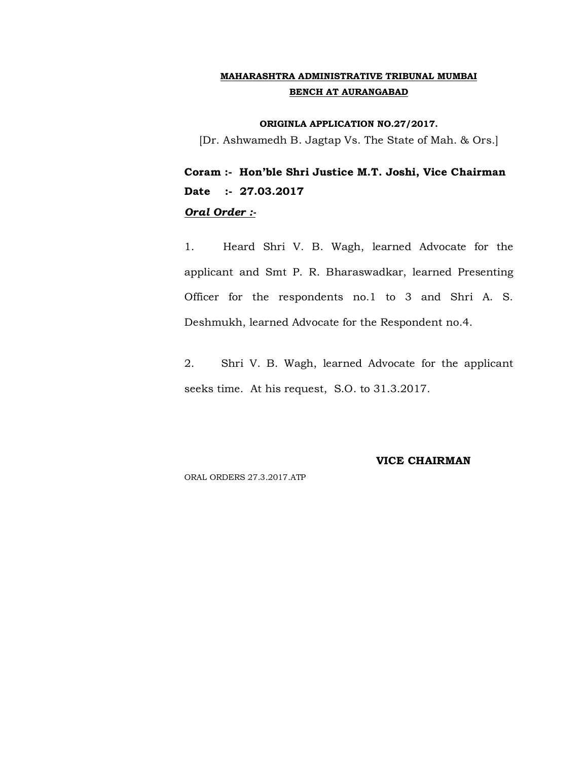**MAHARASHTRA ADMINISTRATIVE TRIBUNAL MUMBAI**
**BENCH AT AURANGABAD**

**ORIGINLA APPLICATION NO.27/2017.**

[Dr. Ashwamedh B. Jagtap Vs. The State of Mah. & Ors.]

**Coram :- Hon'ble Shri Justice M.T. Joshi, Vice Chairman**

**Date :- 27.03.2017**

***Oral Order :-***

1. Heard Shri V. B. Wagh, learned Advocate for the applicant and Smt P. R. Bharaswadkar, learned Presenting Officer for the respondents no.1 to 3 and Shri A. S. Deshmukh, learned Advocate for the Respondent no.4.

2. Shri V. B. Wagh, learned Advocate for the applicant seeks time. At his request, S.O. to 31.3.2017.

**VICE CHAIRMAN**

ORAL ORDERS 27.3.2017.ATP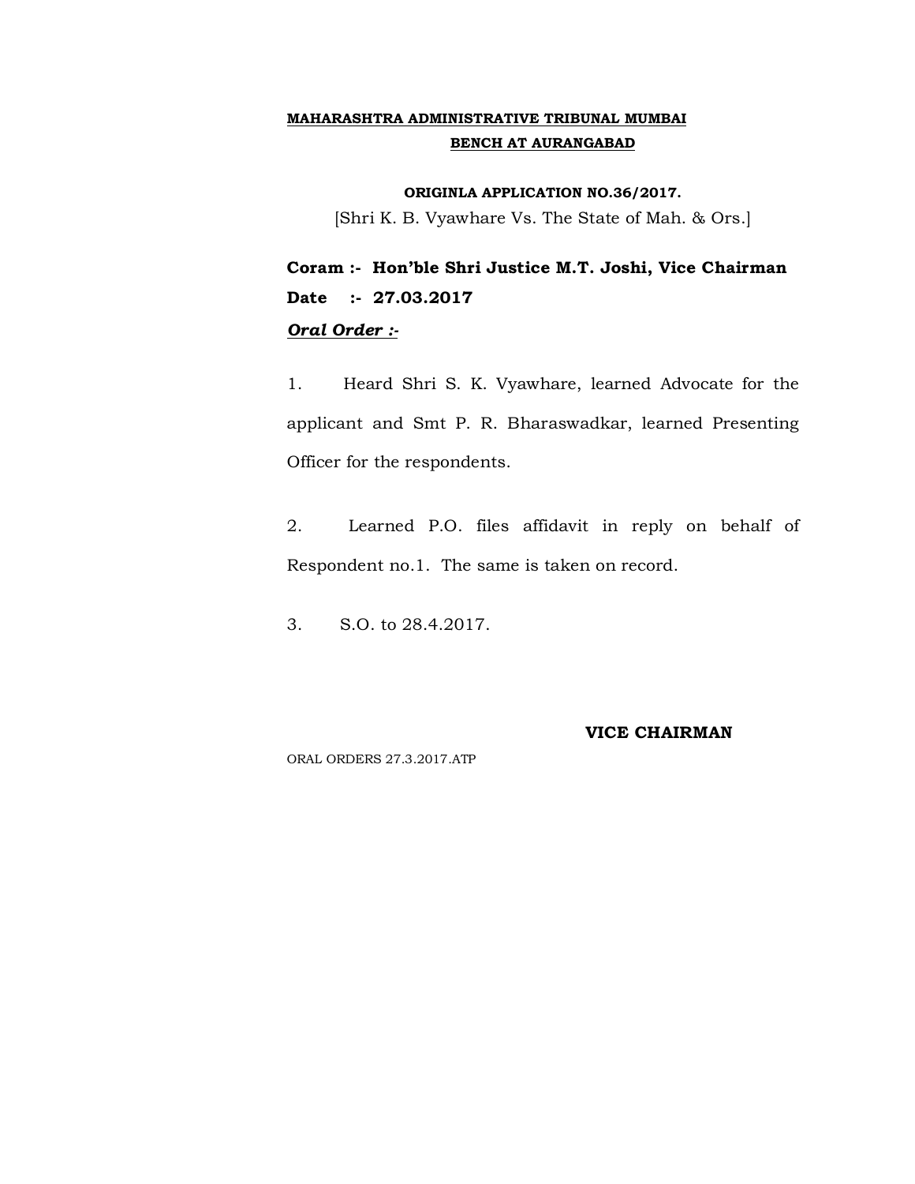**MAHARASHTRA ADMINISTRATIVE TRIBUNAL MUMBAI**
**BENCH AT AURANGABAD**

**ORIGINLA APPLICATION NO.36/2017.**
[Shri K. B. Vyawhare Vs. The State of Mah. & Ors.]

**Coram :- Hon'ble Shri Justice M.T. Joshi, Vice Chairman**
**Date :- 27.03.2017**
***Oral Order :-***

1. Heard Shri S. K. Vyawhare, learned Advocate for the applicant and Smt P. R. Bharaswadkar, learned Presenting Officer for the respondents.

2. Learned P.O. files affidavit in reply on behalf of Respondent no.1. The same is taken on record.

3. S.O. to 28.4.2017.

**VICE CHAIRMAN**

ORAL ORDERS 27.3.2017.ATP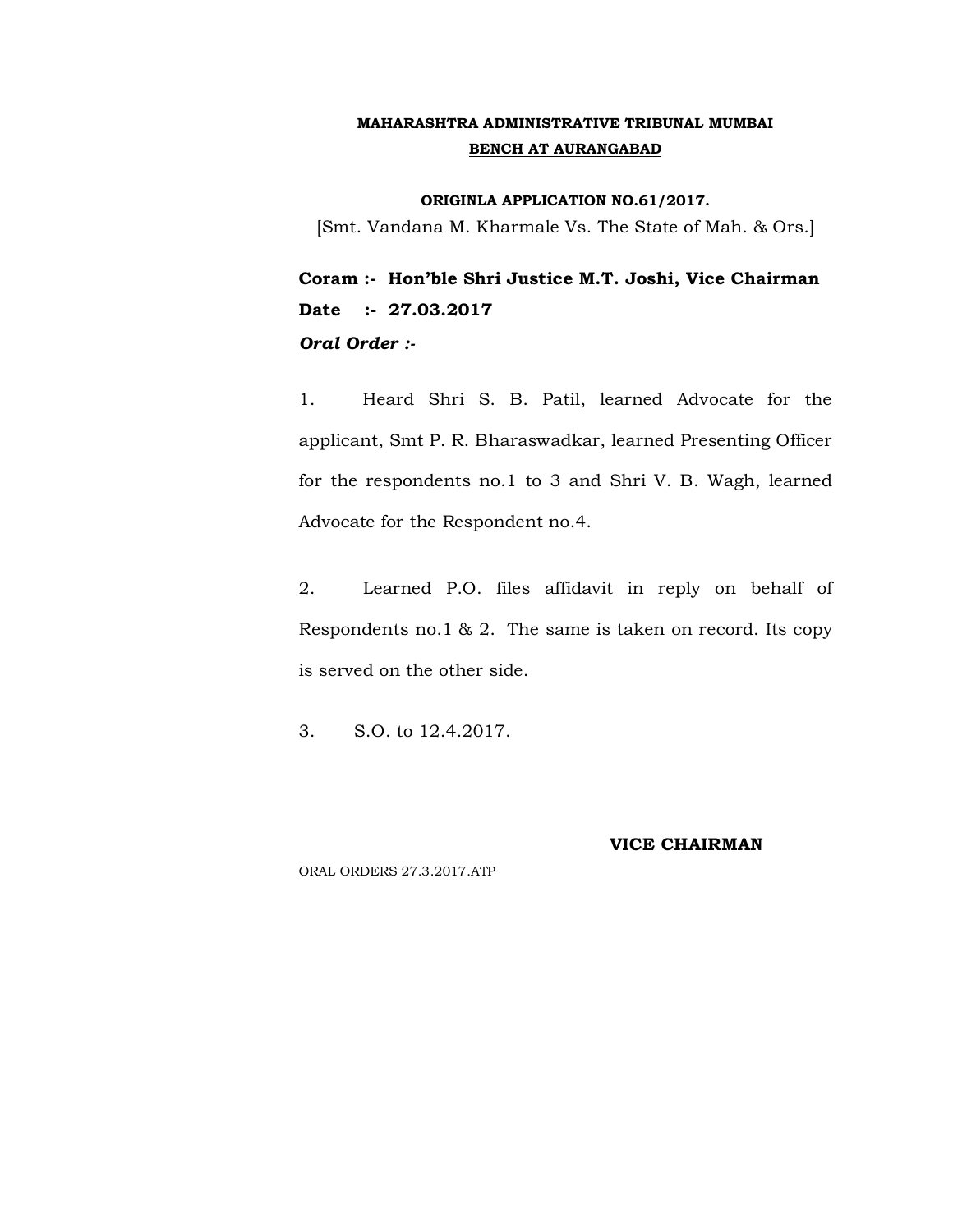**MAHARASHTRA ADMINISTRATIVE TRIBUNAL MUMBAI**
**BENCH AT AURANGABAD**

**ORIGINLA APPLICATION NO.61/2017.**

[Smt. Vandana M. Kharmale Vs. The State of Mah. & Ors.]

**Coram :- Hon'ble Shri Justice M.T. Joshi, Vice Chairman**

**Date :- 27.03.2017**

***Oral Order :-***

1. Heard Shri S. B. Patil, learned Advocate for the applicant, Smt P. R. Bharaswadkar, learned Presenting Officer for the respondents no.1 to 3 and Shri V. B. Wagh, learned Advocate for the Respondent no.4.

2. Learned P.O. files affidavit in reply on behalf of Respondents no.1 & 2. The same is taken on record. Its copy is served on the other side.

3. S.O. to 12.4.2017.

**VICE CHAIRMAN**

ORAL ORDERS 27.3.2017.ATP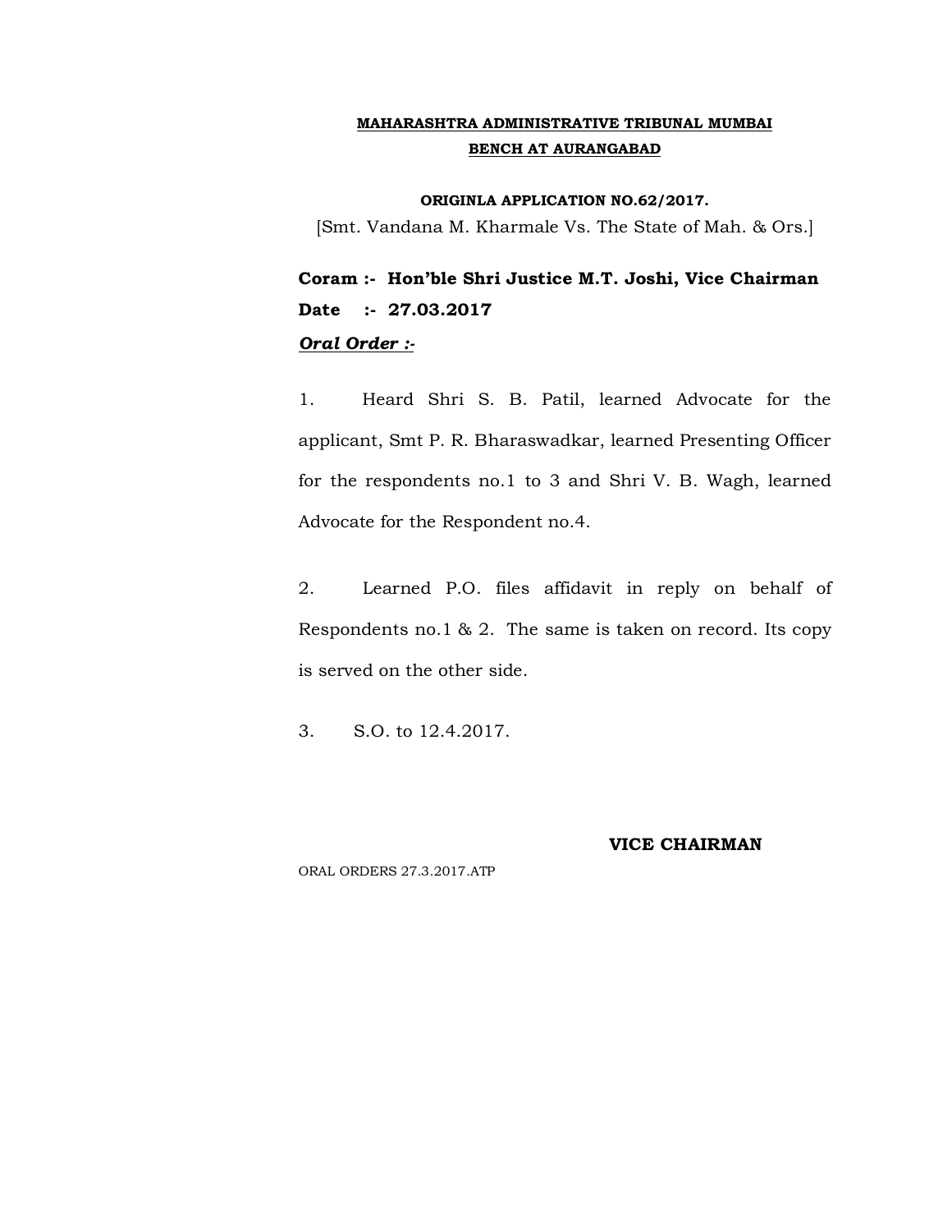**MAHARASHTRA ADMINISTRATIVE TRIBUNAL MUMBAI**
**BENCH AT AURANGABAD**

**ORIGINLA APPLICATION NO.62/2017.**

[Smt. Vandana M. Kharmale Vs. The State of Mah. & Ors.]

**Coram :- Hon'ble Shri Justice M.T. Joshi, Vice Chairman**

**Date :- 27.03.2017**

***Oral Order :-***

1. Heard Shri S. B. Patil, learned Advocate for the applicant, Smt P. R. Bharaswadkar, learned Presenting Officer for the respondents no.1 to 3 and Shri V. B. Wagh, learned Advocate for the Respondent no.4.

2. Learned P.O. files affidavit in reply on behalf of Respondents no.1 & 2. The same is taken on record. Its copy is served on the other side.

3. S.O. to 12.4.2017.

**VICE CHAIRMAN**

ORAL ORDERS 27.3.2017.ATP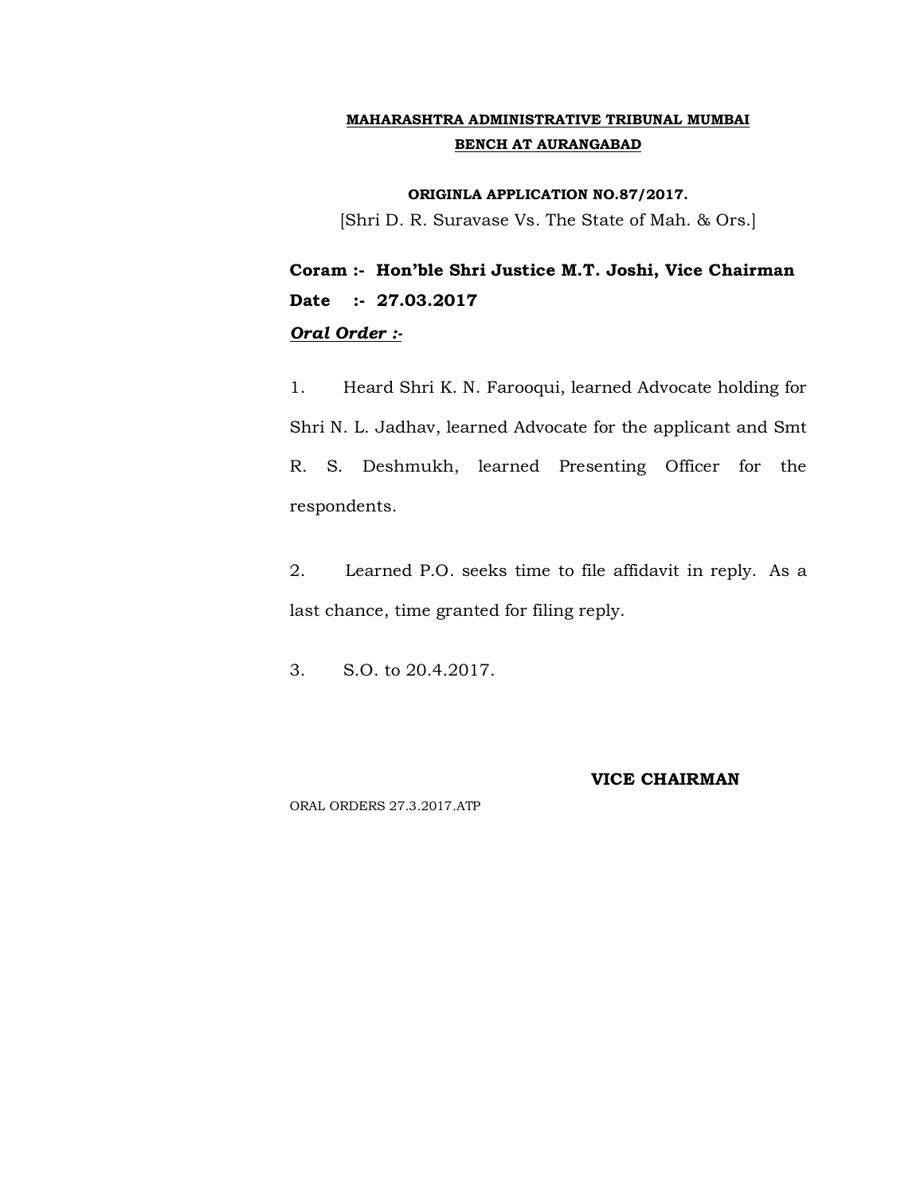**MAHARASHTRA ADMINISTRATIVE TRIBUNAL MUMBAI**
**BENCH AT AURANGABAD**

**ORIGINLA APPLICATION NO.87/2017.**

[Shri D. R. Suravase Vs. The State of Mah. & Ors.]

**Coram :- Hon'ble Shri Justice M.T. Joshi, Vice Chairman**

**Date :- 27.03.2017**

***Oral Order :-***

1. Heard Shri K. N. Farooqui, learned Advocate holding for Shri N. L. Jadhav, learned Advocate for the applicant and Smt R. S. Deshmukh, learned Presenting Officer for the respondents.

2. Learned P.O. seeks time to file affidavit in reply. As a last chance, time granted for filing reply.

3. S.O. to 20.4.2017.

**VICE CHAIRMAN**

ORAL ORDERS 27.3.2017.ATP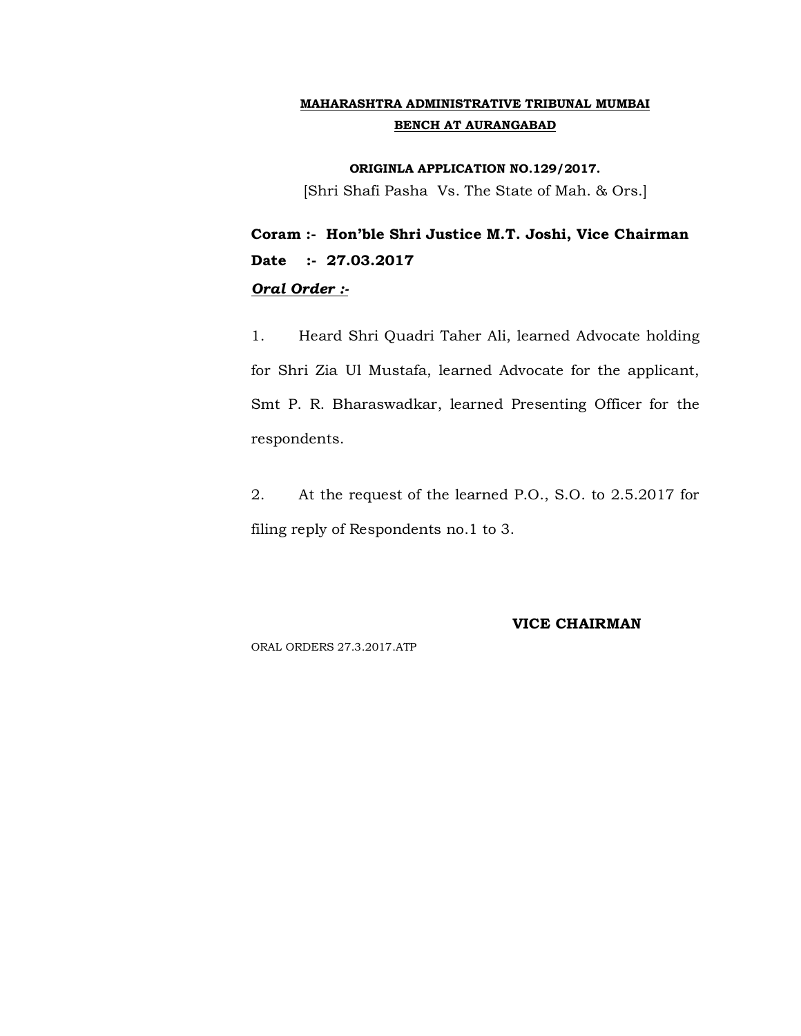**MAHARASHTRA ADMINISTRATIVE TRIBUNAL MUMBAI**
**BENCH AT AURANGABAD**

**ORIGINLA APPLICATION NO.129/2017.**
[Shri Shafi Pasha Vs. The State of Mah. & Ors.]

**Coram :- Hon'ble Shri Justice M.T. Joshi, Vice Chairman**
**Date :- 27.03.2017**
***Oral Order :-***

1. Heard Shri Quadri Taher Ali, learned Advocate holding for Shri Zia Ul Mustafa, learned Advocate for the applicant, Smt P. R. Bharaswadkar, learned Presenting Officer for the respondents.

2. At the request of the learned P.O., S.O. to 2.5.2017 for filing reply of Respondents no.1 to 3.

**VICE CHAIRMAN**

ORAL ORDERS 27.3.2017.ATP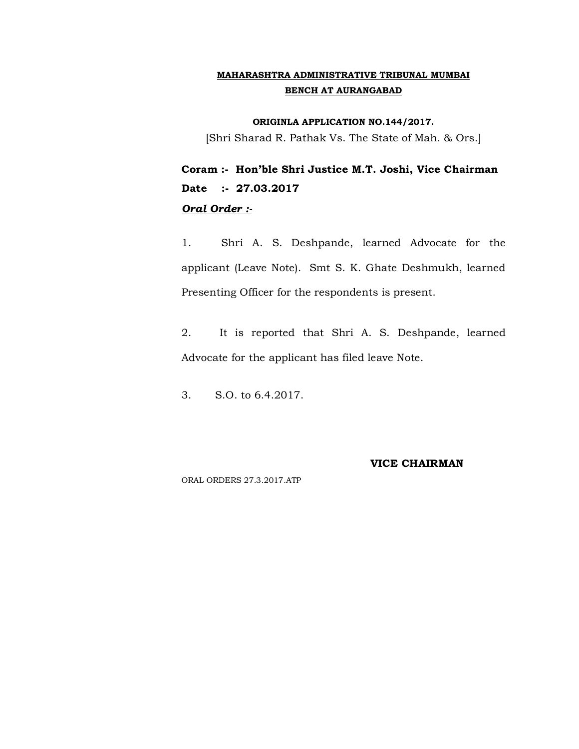**MAHARASHTRA ADMINISTRATIVE TRIBUNAL MUMBAI**
**BENCH AT AURANGABAD**

**ORIGINLA APPLICATION NO.144/2017.**
[Shri Sharad R. Pathak Vs. The State of Mah. & Ors.]

**Coram :- Hon'ble Shri Justice M.T. Joshi, Vice Chairman**
**Date :- 27.03.2017**

***Oral Order :-***

1. Shri A. S. Deshpande, learned Advocate for the applicant (Leave Note). Smt S. K. Ghate Deshmukh, learned Presenting Officer for the respondents is present.

2. It is reported that Shri A. S. Deshpande, learned Advocate for the applicant has filed leave Note.

3. S.O. to 6.4.2017.

**VICE CHAIRMAN**

ORAL ORDERS 27.3.2017.ATP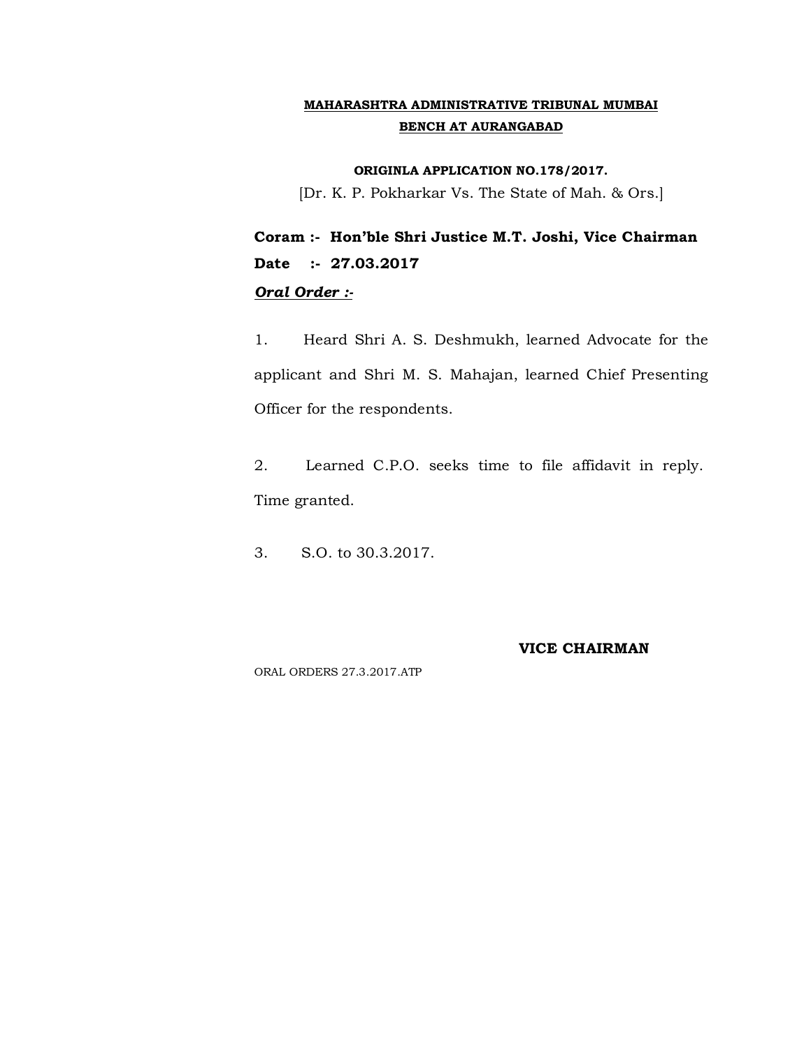**MAHARASHTRA ADMINISTRATIVE TRIBUNAL MUMBAI**
**BENCH AT AURANGABAD**

**ORIGINLA APPLICATION NO.178/2017.**
[Dr. K. P. Pokharkar Vs. The State of Mah. & Ors.]

**Coram :- Hon'ble Shri Justice M.T. Joshi, Vice Chairman**
**Date :- 27.03.2017**
***Oral Order :-***

1. Heard Shri A. S. Deshmukh, learned Advocate for the applicant and Shri M. S. Mahajan, learned Chief Presenting Officer for the respondents.

2. Learned C.P.O. seeks time to file affidavit in reply. Time granted.

3. S.O. to 30.3.2017.

**VICE CHAIRMAN**

ORAL ORDERS 27.3.2017.ATP